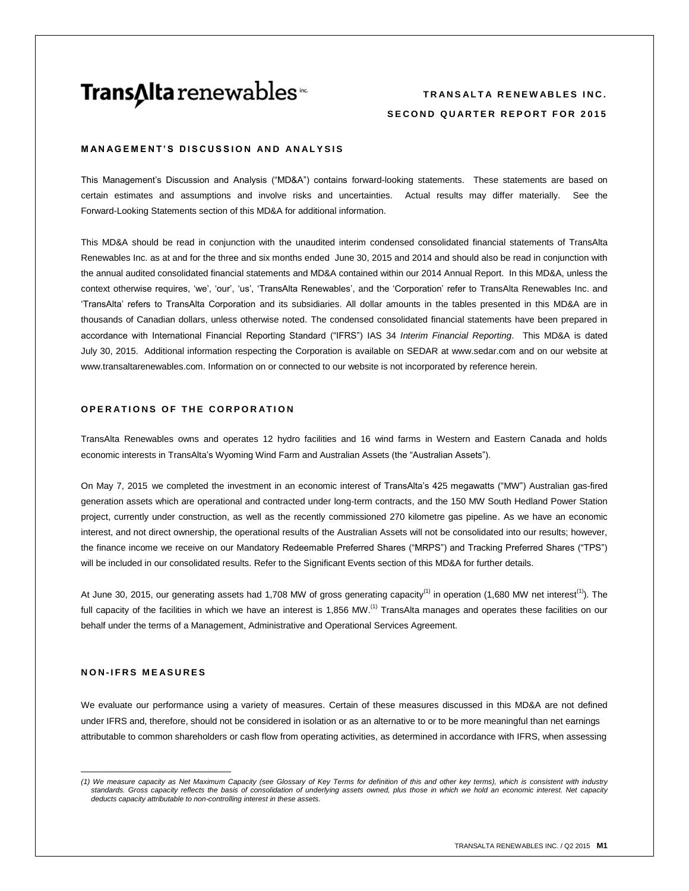# TransAlta renewables inc.

**TRANSALTA RENEWABLES INC.**

**SECOND QUARTER REPORT FOR 2015**

## MANAGEMENT'S DISCUSSION AND ANALYSIS

This Management's Discussion and Analysis ("MD&A") contains forward-looking statements. These statements are based on certain estimates and assumptions and involve risks and uncertainties. Actual results may differ materially. See the Forward-Looking Statements section of this MD&A for additional information.

This MD&A should be read in conjunction with the unaudited interim condensed consolidated financial statements of TransAlta Renewables Inc. as at and for the three and six months ended June 30, 2015 and 2014 and should also be read in conjunction with the annual audited consolidated financial statements and MD&A contained within our 2014 Annual Report. In this MD&A, unless the context otherwise requires, 'we', 'our', 'us', 'TransAlta Renewables', and the 'Corporation' refer to TransAlta Renewables Inc. and 'TransAlta' refers to TransAlta Corporation and its subsidiaries. All dollar amounts in the tables presented in this MD&A are in thousands of Canadian dollars, unless otherwise noted. The condensed consolidated financial statements have been prepared in accordance with International Financial Reporting Standard ("IFRS") IAS 34 *Interim Financial Reporting*. This MD&A is dated July 30, 2015. Additional information respecting the Corporation is available on SEDAR at www.sedar.com and on our website at www.transaltarenewables.com. Information on or connected to our website is not incorporated by reference herein.

## OPERATIONS OF THE CORPORATION

TransAlta Renewables owns and operates 12 hydro facilities and 16 wind farms in Western and Eastern Canada and holds economic interests in TransAlta's Wyoming Wind Farm and Australian Assets (the "Australian Assets").

On May 7, 2015 we completed the investment in an economic interest of TransAlta's 425 megawatts ("MW") Australian gas-fired generation assets which are operational and contracted under long-term contracts, and the 150 MW South Hedland Power Station project, currently under construction, as well as the recently commissioned 270 kilometre gas pipeline. As we have an economic interest, and not direct ownership, the operational results of the Australian Assets will not be consolidated into our results; however, the finance income we receive on our Mandatory Redeemable Preferred Shares ("MRPS") and Tracking Preferred Shares ("TPS") will be included in our consolidated results. Refer to the Significant Events section of this MD&A for further details.

At June 30, 2015, our generating assets had 1,708 MW of gross generating capacity[(1)] in operation (1,680 MW net interest[(1)]). The full capacity of the facilities in which we have an interest is 1,856 MW.[(1)] TransAlta manages and operates these facilities on our behalf under the terms of a Management, Administrative and Operational Services Agreement.

## NON-IFRS MEASURES

We evaluate our performance using a variety of measures. Certain of these measures discussed in this MD&A are not defined under IFRS and, therefore, should not be considered in isolation or as an alternative to or to be more meaningful than net earnings attributable to common shareholders or cash flow from operating activities, as determined in accordance with IFRS, when assessing

*(1) We measure capacity as Net Maximum Capacity (see Glossary of Key Terms for definition of this and other key terms), which is consistent with industry standards. Gross capacity reflects the basis of consolidation of underlying assets owned, plus those in which we hold an economic interest. Net capacity deducts capacity attributable to non-controlling interest in these assets.*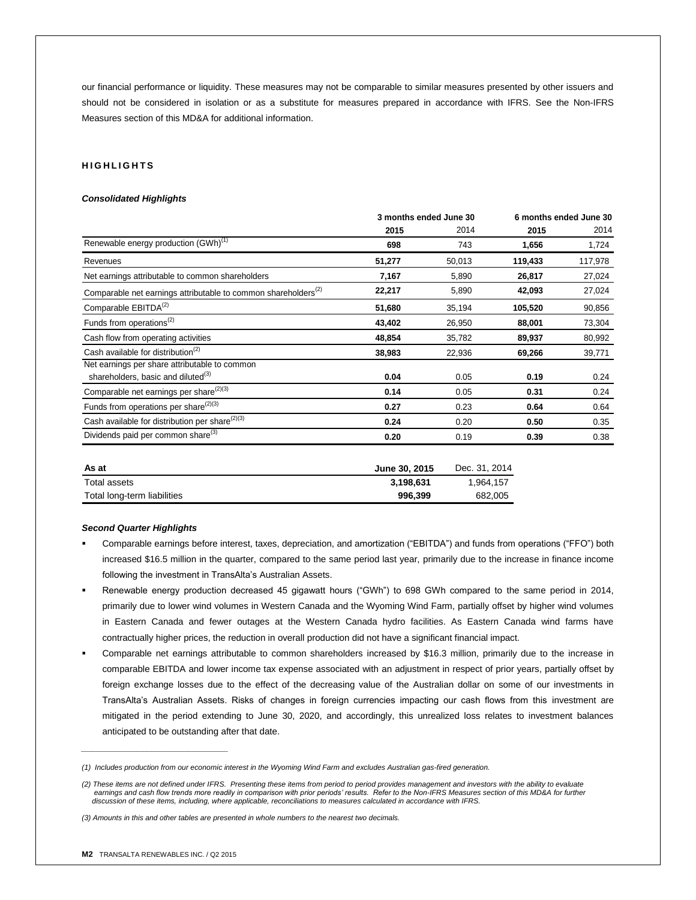our financial performance or liquidity. These measures may not be comparable to similar measures presented by other issuers and should not be considered in isolation or as a substitute for measures prepared in accordance with IFRS. See the Non-IFRS Measures section of this MD&A for additional information.

## HIGHLIGHTS

### *Consolidated Highlights*

| | 3 months ended June 30 | | 6 months ended June 30 | |
|---|---|---|---|---|
| | **2015** | 2014 | **2015** | 2014 |
| Renewable energy production (GWh)[1] | **698** | 743 | **1,656** | 1,724 |
| Revenues | **51,277** | 50,013 | **119,433** | 117,978 |
| Net earnings attributable to common shareholders | **7,167** | 5,890 | **26,817** | 27,024 |
| Comparable net earnings attributable to common shareholders[2] | **22,217** | 5,890 | **42,093** | 27,024 |
| Comparable EBITDA[2] | **51,680** | 35,194 | **105,520** | 90,856 |
| Funds from operations[2] | **43,402** | 26,950 | **88,001** | 73,304 |
| Cash flow from operating activities | **48,854** | 35,782 | **89,937** | 80,992 |
| Cash available for distribution[2] | **38,983** | 22,936 | **69,266** | 39,771 |
| Net earnings per share attributable to common shareholders, basic and diluted[3] | **0.04** | 0.05 | **0.19** | 0.24 |
| Comparable net earnings per share[2][3] | **0.14** | 0.05 | **0.31** | 0.24 |
| Funds from operations per share[2][3] | **0.27** | 0.23 | **0.64** | 0.64 |
| Cash available for distribution per share[2][3] | **0.24** | 0.20 | **0.50** | 0.35 |
| Dividends paid per common share[3] | **0.20** | 0.19 | **0.39** | 0.38 |

| As at | June 30, 2015 | Dec. 31, 2014 |
|---|---|---|
| Total assets | **3,198,631** | 1,964,157 |
| Total long-term liabilities | **996,399** | 682,005 |

### *Second Quarter Highlights*

- Comparable earnings before interest, taxes, depreciation, and amortization ("EBITDA") and funds from operations ("FFO") both increased $16.5 million in the quarter, compared to the same period last year, primarily due to the increase in finance income following the investment in TransAlta's Australian Assets.
- Renewable energy production decreased 45 gigawatt hours ("GWh") to 698 GWh compared to the same period in 2014, primarily due to lower wind volumes in Western Canada and the Wyoming Wind Farm, partially offset by higher wind volumes in Eastern Canada and fewer outages at the Western Canada hydro facilities. As Eastern Canada wind farms have contractually higher prices, the reduction in overall production did not have a significant financial impact.
- Comparable net earnings attributable to common shareholders increased by $16.3 million, primarily due to the increase in comparable EBITDA and lower income tax expense associated with an adjustment in respect of prior years, partially offset by foreign exchange losses due to the effect of the decreasing value of the Australian dollar on some of our investments in TransAlta's Australian Assets. Risks of changes in foreign currencies impacting our cash flows from this investment are mitigated in the period extending to June 30, 2020, and accordingly, this unrealized loss relates to investment balances anticipated to be outstanding after that date.

---

*(1) Includes production from our economic interest in the Wyoming Wind Farm and excludes Australian gas-fired generation.*

*(2) These items are not defined under IFRS. Presenting these items from period to period provides management and investors with the ability to evaluate earnings and cash flow trends more readily in comparison with prior periods' results. Refer to the Non-IFRS Measures section of this MD&A for further discussion of these items, including, where applicable, reconciliations to measures calculated in accordance with IFRS.*

*(3) Amounts in this and other tables are presented in whole numbers to the nearest two decimals.*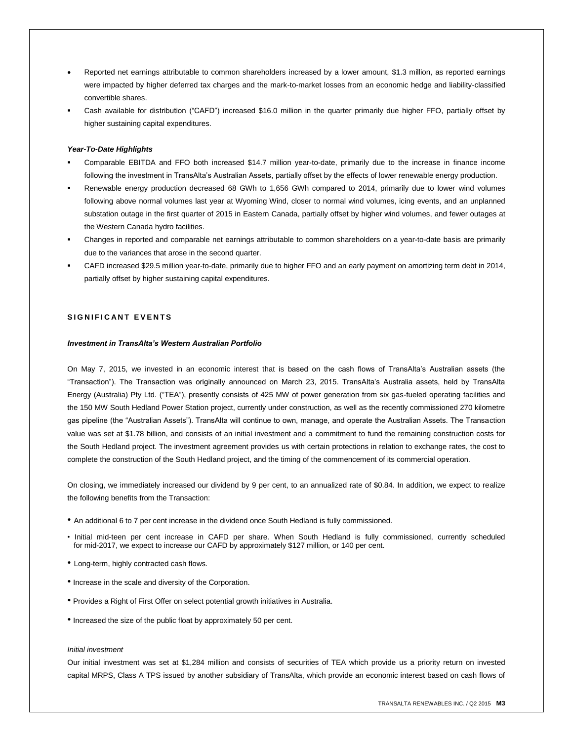- Reported net earnings attributable to common shareholders increased by a lower amount, $1.3 million, as reported earnings were impacted by higher deferred tax charges and the mark-to-market losses from an economic hedge and liability-classified convertible shares.
- Cash available for distribution ("CAFD") increased $16.0 million in the quarter primarily due higher FFO, partially offset by higher sustaining capital expenditures.

***Year-To-Date Highlights***

- Comparable EBITDA and FFO both increased $14.7 million year-to-date, primarily due to the increase in finance income following the investment in TransAlta's Australian Assets, partially offset by the effects of lower renewable energy production.
- Renewable energy production decreased 68 GWh to 1,656 GWh compared to 2014, primarily due to lower wind volumes following above normal volumes last year at Wyoming Wind, closer to normal wind volumes, icing events, and an unplanned substation outage in the first quarter of 2015 in Eastern Canada, partially offset by higher wind volumes, and fewer outages at the Western Canada hydro facilities.
- Changes in reported and comparable net earnings attributable to common shareholders on a year-to-date basis are primarily due to the variances that arose in the second quarter.
- CAFD increased $29.5 million year-to-date, primarily due to higher FFO and an early payment on amortizing term debt in 2014, partially offset by higher sustaining capital expenditures.

## SIGNIFICANT EVENTS

***Investment in TransAlta's Western Australian Portfolio***

On May 7, 2015, we invested in an economic interest that is based on the cash flows of TransAlta's Australian assets (the "Transaction"). The Transaction was originally announced on March 23, 2015. TransAlta's Australia assets, held by TransAlta Energy (Australia) Pty Ltd. ("TEA"), presently consists of 425 MW of power generation from six gas-fueled operating facilities and the 150 MW South Hedland Power Station project, currently under construction, as well as the recently commissioned 270 kilometre gas pipeline (the "Australian Assets"). TransAlta will continue to own, manage, and operate the Australian Assets. The Transaction value was set at $1.78 billion, and consists of an initial investment and a commitment to fund the remaining construction costs for the South Hedland project. The investment agreement provides us with certain protections in relation to exchange rates, the cost to complete the construction of the South Hedland project, and the timing of the commencement of its commercial operation.

On closing, we immediately increased our dividend by 9 per cent, to an annualized rate of $0.84. In addition, we expect to realize the following benefits from the Transaction:

- An additional 6 to 7 per cent increase in the dividend once South Hedland is fully commissioned.
- Initial mid-teen per cent increase in CAFD per share. When South Hedland is fully commissioned, currently scheduled for mid-2017, we expect to increase our CAFD by approximately $127 million, or 140 per cent.
- Long-term, highly contracted cash flows.
- Increase in the scale and diversity of the Corporation.
- Provides a Right of First Offer on select potential growth initiatives in Australia.
- Increased the size of the public float by approximately 50 per cent.

*Initial investment*

Our initial investment was set at $1,284 million and consists of securities of TEA which provide us a priority return on invested capital MRPS, Class A TPS issued by another subsidiary of TransAlta, which provide an economic interest based on cash flows of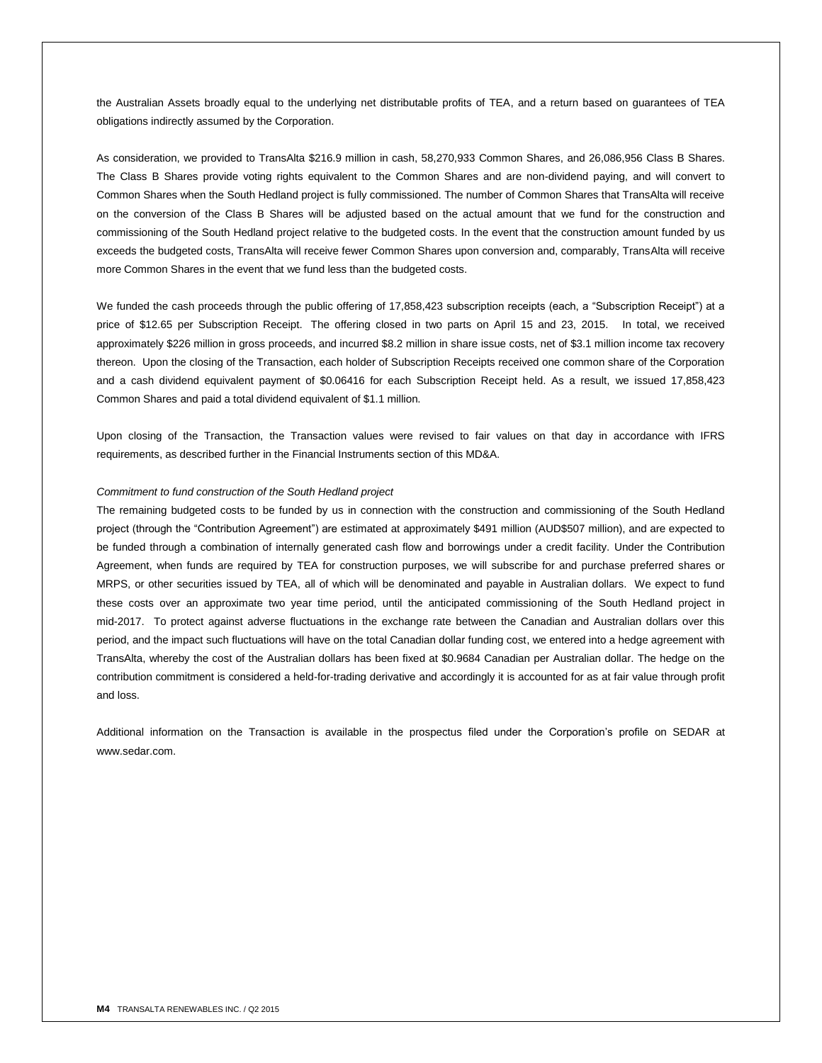the Australian Assets broadly equal to the underlying net distributable profits of TEA, and a return based on guarantees of TEA obligations indirectly assumed by the Corporation.

As consideration, we provided to TransAlta $216.9 million in cash, 58,270,933 Common Shares, and 26,086,956 Class B Shares. The Class B Shares provide voting rights equivalent to the Common Shares and are non-dividend paying, and will convert to Common Shares when the South Hedland project is fully commissioned. The number of Common Shares that TransAlta will receive on the conversion of the Class B Shares will be adjusted based on the actual amount that we fund for the construction and commissioning of the South Hedland project relative to the budgeted costs. In the event that the construction amount funded by us exceeds the budgeted costs, TransAlta will receive fewer Common Shares upon conversion and, comparably, TransAlta will receive more Common Shares in the event that we fund less than the budgeted costs.

We funded the cash proceeds through the public offering of 17,858,423 subscription receipts (each, a "Subscription Receipt") at a price of $12.65 per Subscription Receipt. The offering closed in two parts on April 15 and 23, 2015. In total, we received approximately $226 million in gross proceeds, and incurred $8.2 million in share issue costs, net of $3.1 million income tax recovery thereon. Upon the closing of the Transaction, each holder of Subscription Receipts received one common share of the Corporation and a cash dividend equivalent payment of $0.06416 for each Subscription Receipt held. As a result, we issued 17,858,423 Common Shares and paid a total dividend equivalent of $1.1 million.

Upon closing of the Transaction, the Transaction values were revised to fair values on that day in accordance with IFRS requirements, as described further in the Financial Instruments section of this MD&A.

*Commitment to fund construction of the South Hedland project*

The remaining budgeted costs to be funded by us in connection with the construction and commissioning of the South Hedland project (through the "Contribution Agreement") are estimated at approximately $491 million (AUD$507 million), and are expected to be funded through a combination of internally generated cash flow and borrowings under a credit facility. Under the Contribution Agreement, when funds are required by TEA for construction purposes, we will subscribe for and purchase preferred shares or MRPS, or other securities issued by TEA, all of which will be denominated and payable in Australian dollars. We expect to fund these costs over an approximate two year time period, until the anticipated commissioning of the South Hedland project in mid-2017. To protect against adverse fluctuations in the exchange rate between the Canadian and Australian dollars over this period, and the impact such fluctuations will have on the total Canadian dollar funding cost, we entered into a hedge agreement with TransAlta, whereby the cost of the Australian dollars has been fixed at $0.9684 Canadian per Australian dollar. The hedge on the contribution commitment is considered a held-for-trading derivative and accordingly it is accounted for as at fair value through profit and loss.

Additional information on the Transaction is available in the prospectus filed under the Corporation's profile on SEDAR at www.sedar.com.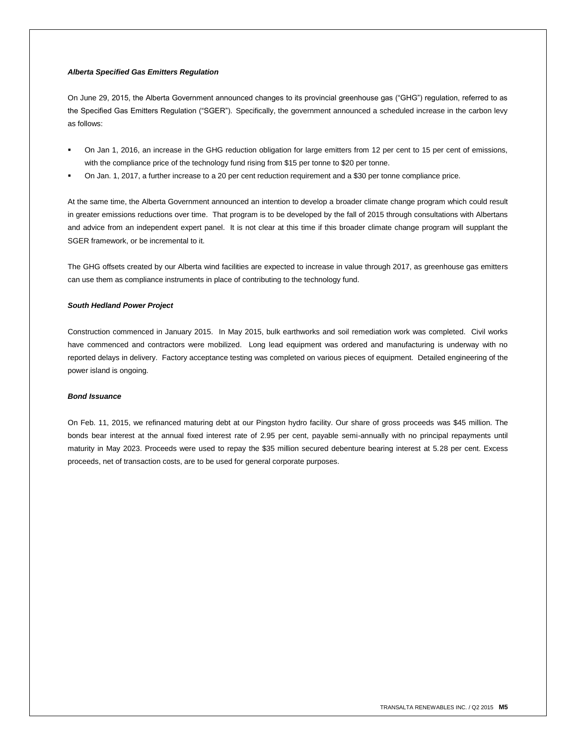***Alberta Specified Gas Emitters Regulation***

On June 29, 2015, the Alberta Government announced changes to its provincial greenhouse gas ("GHG") regulation, referred to as the Specified Gas Emitters Regulation ("SGER"). Specifically, the government announced a scheduled increase in the carbon levy as follows:

- On Jan 1, 2016, an increase in the GHG reduction obligation for large emitters from 12 per cent to 15 per cent of emissions, with the compliance price of the technology fund rising from $15 per tonne to $20 per tonne.
- On Jan. 1, 2017, a further increase to a 20 per cent reduction requirement and a $30 per tonne compliance price.

At the same time, the Alberta Government announced an intention to develop a broader climate change program which could result in greater emissions reductions over time. That program is to be developed by the fall of 2015 through consultations with Albertans and advice from an independent expert panel. It is not clear at this time if this broader climate change program will supplant the SGER framework, or be incremental to it.

The GHG offsets created by our Alberta wind facilities are expected to increase in value through 2017, as greenhouse gas emitters can use them as compliance instruments in place of contributing to the technology fund.

***South Hedland Power Project***

Construction commenced in January 2015. In May 2015, bulk earthworks and soil remediation work was completed. Civil works have commenced and contractors were mobilized. Long lead equipment was ordered and manufacturing is underway with no reported delays in delivery. Factory acceptance testing was completed on various pieces of equipment. Detailed engineering of the power island is ongoing.

***Bond Issuance***

On Feb. 11, 2015, we refinanced maturing debt at our Pingston hydro facility. Our share of gross proceeds was $45 million. The bonds bear interest at the annual fixed interest rate of 2.95 per cent, payable semi-annually with no principal repayments until maturity in May 2023. Proceeds were used to repay the $35 million secured debenture bearing interest at 5.28 per cent. Excess proceeds, net of transaction costs, are to be used for general corporate purposes.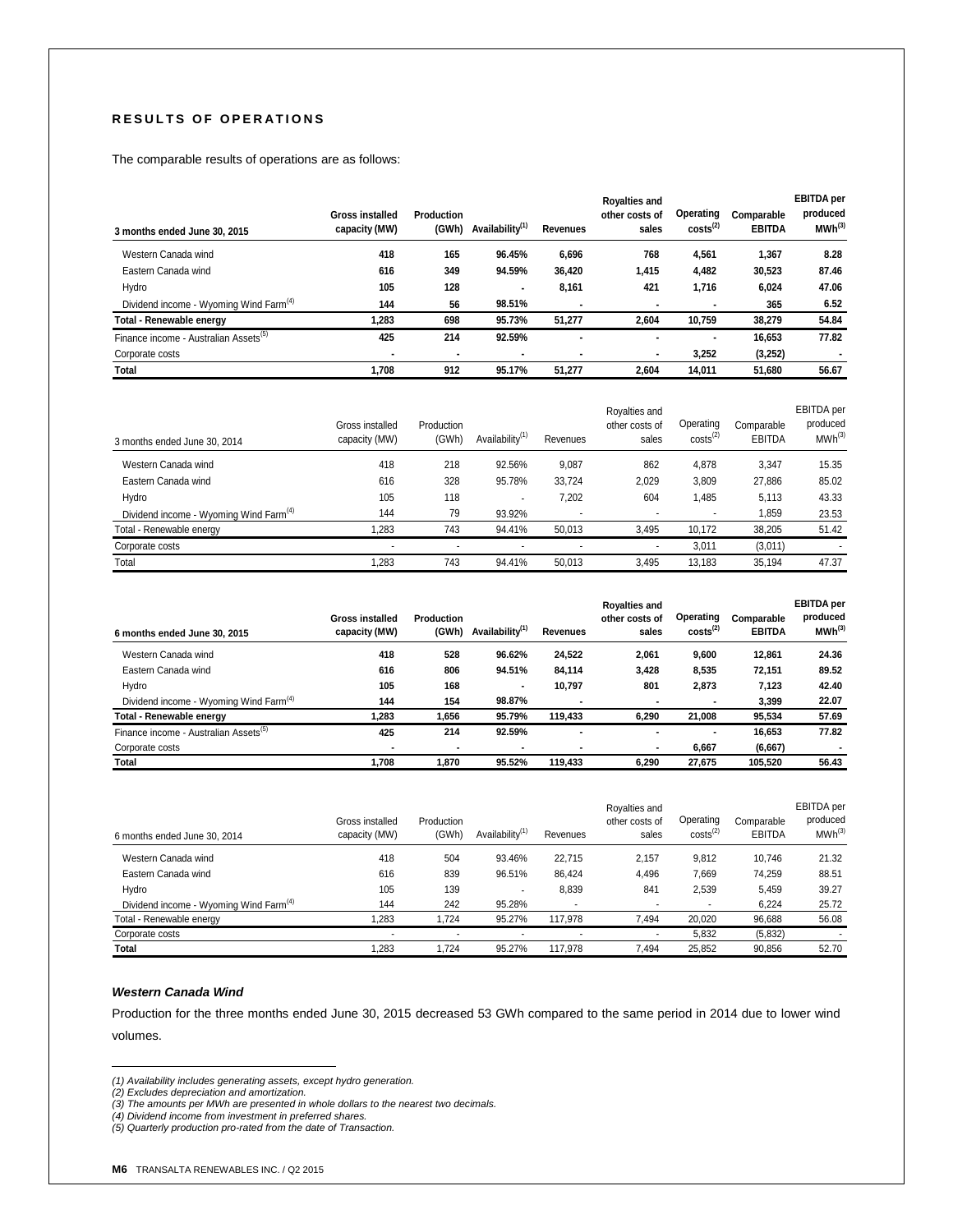## RESULTS OF OPERATIONS

The comparable results of operations are as follows:

| 3 months ended June 30, 2015 | Gross installed capacity (MW) | Production (GWh) | Availability[(1)] | Revenues | Royalties and other costs of sales | Operating costs[(2)] | Comparable EBITDA | EBITDA per produced MWh[(3)] |
|---|---|---|---|---|---|---|---|---|
| Western Canada wind | **418** | **165** | **96.45%** | **6,696** | **768** | **4,561** | **1,367** | **8.28** |
| Eastern Canada wind | **616** | **349** | **94.59%** | **36,420** | **1,415** | **4,482** | **30,523** | **87.46** |
| Hydro | **105** | **128** | **-** | **8,161** | **421** | **1,716** | **6,024** | **47.06** |
| Dividend income - Wyoming Wind Farm[(4)] | **144** | **56** | **98.51%** | **-** | **-** | **-** | **365** | **6.52** |
| **Total - Renewable energy** | **1,283** | **698** | **95.73%** | **51,277** | **2,604** | **10,759** | **38,279** | **54.84** |
| Finance income - Australian Assets[(5)] | **425** | **214** | **92.59%** | **-** | **-** | **-** | **16,653** | **77.82** |
| Corporate costs | **-** | **-** | **-** | **-** | **-** | **3,252** | **(3,252)** | **-** |
| **Total** | **1,708** | **912** | **95.17%** | **51,277** | **2,604** | **14,011** | **51,680** | **56.67** |

| 3 months ended June 30, 2014 | Gross installed capacity (MW) | Production (GWh) | Availability[(1)] | Revenues | Royalties and other costs of sales | Operating costs[(2)] | Comparable EBITDA | EBITDA per produced MWh[(3)] |
|---|---|---|---|---|---|---|---|---|
| Western Canada wind | 418 | 218 | 92.56% | 9,087 | 862 | 4,878 | 3,347 | 15.35 |
| Eastern Canada wind | 616 | 328 | 95.78% | 33,724 | 2,029 | 3,809 | 27,886 | 85.02 |
| Hydro | 105 | 118 | - | 7,202 | 604 | 1,485 | 5,113 | 43.33 |
| Dividend income - Wyoming Wind Farm[(4)] | 144 | 79 | 93.92% | - | - | - | 1,859 | 23.53 |
| Total - Renewable energy | 1,283 | 743 | 94.41% | 50,013 | 3,495 | 10,172 | 38,205 | 51.42 |
| Corporate costs | - | - | - | - | - | 3,011 | (3,011) | - |
| Total | 1,283 | 743 | 94.41% | 50,013 | 3,495 | 13,183 | 35,194 | 47.37 |

| 6 months ended June 30, 2015 | Gross installed capacity (MW) | Production (GWh) | Availability[(1)] | Revenues | Royalties and other costs of sales | Operating costs[(2)] | Comparable EBITDA | EBITDA per produced MWh[(3)] |
|---|---|---|---|---|---|---|---|---|
| Western Canada wind | **418** | **528** | **96.62%** | **24,522** | **2,061** | **9,600** | **12,861** | **24.36** |
| Eastern Canada wind | **616** | **806** | **94.51%** | **84,114** | **3,428** | **8,535** | **72,151** | **89.52** |
| Hydro | **105** | **168** | **-** | **10,797** | **801** | **2,873** | **7,123** | **42.40** |
| Dividend income - Wyoming Wind Farm[(4)] | **144** | **154** | **98.87%** | **-** | **-** | **-** | **3,399** | **22.07** |
| **Total - Renewable energy** | **1,283** | **1,656** | **95.79%** | **119,433** | **6,290** | **21,008** | **95,534** | **57.69** |
| Finance income - Australian Assets[(5)] | **425** | **214** | **92.59%** | **-** | **-** | **-** | **16,653** | **77.82** |
| Corporate costs | **-** | **-** | **-** | **-** | **-** | **6,667** | **(6,667)** | **-** |
| **Total** | **1,708** | **1,870** | **95.52%** | **119,433** | **6,290** | **27,675** | **105,520** | **56.43** |

| 6 months ended June 30, 2014 | Gross installed capacity (MW) | Production (GWh) | Availability[(1)] | Revenues | Royalties and other costs of sales | Operating costs[(2)] | Comparable EBITDA | EBITDA per produced MWh[(3)] |
|---|---|---|---|---|---|---|---|---|
| Western Canada wind | 418 | 504 | 93.46% | 22,715 | 2,157 | 9,812 | 10,746 | 21.32 |
| Eastern Canada wind | 616 | 839 | 96.51% | 86,424 | 4,496 | 7,669 | 74,259 | 88.51 |
| Hydro | 105 | 139 | - | 8,839 | 841 | 2,539 | 5,459 | 39.27 |
| Dividend income - Wyoming Wind Farm[(4)] | 144 | 242 | 95.28% | - | - | - | 6,224 | 25.72 |
| Total - Renewable energy | 1,283 | 1,724 | 95.27% | 117,978 | 7,494 | 20,020 | 96,688 | 56.08 |
| Corporate costs | - | - | - | - | - | 5,832 | (5,832) | - |
| Total | 1,283 | 1,724 | 95.27% | 117,978 | 7,494 | 25,852 | 90,856 | 52.70 |

### *Western Canada Wind*

Production for the three months ended June 30, 2015 decreased 53 GWh compared to the same period in 2014 due to lower wind volumes.

*(1) Availability includes generating assets, except hydro generation.*
*(2) Excludes depreciation and amortization.*
*(3) The amounts per MWh are presented in whole dollars to the nearest two decimals.*
*(4) Dividend income from investment in preferred shares.*
*(5) Quarterly production pro-rated from the date of Transaction.*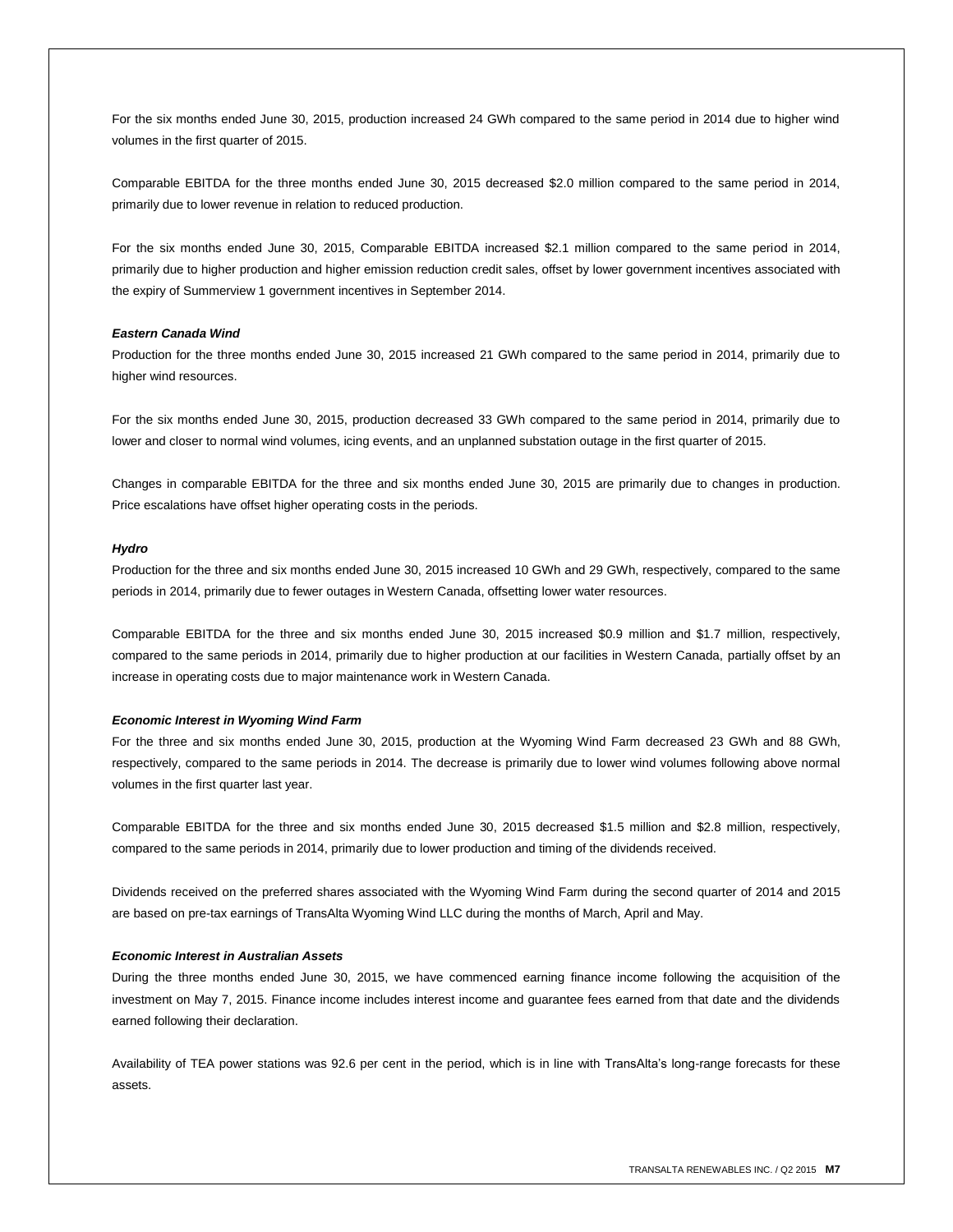For the six months ended June 30, 2015, production increased 24 GWh compared to the same period in 2014 due to higher wind volumes in the first quarter of 2015.

Comparable EBITDA for the three months ended June 30, 2015 decreased $2.0 million compared to the same period in 2014, primarily due to lower revenue in relation to reduced production.

For the six months ended June 30, 2015, Comparable EBITDA increased $2.1 million compared to the same period in 2014, primarily due to higher production and higher emission reduction credit sales, offset by lower government incentives associated with the expiry of Summerview 1 government incentives in September 2014.

***Eastern Canada Wind***

Production for the three months ended June 30, 2015 increased 21 GWh compared to the same period in 2014, primarily due to higher wind resources.

For the six months ended June 30, 2015, production decreased 33 GWh compared to the same period in 2014, primarily due to lower and closer to normal wind volumes, icing events, and an unplanned substation outage in the first quarter of 2015.

Changes in comparable EBITDA for the three and six months ended June 30, 2015 are primarily due to changes in production. Price escalations have offset higher operating costs in the periods.

***Hydro***

Production for the three and six months ended June 30, 2015 increased 10 GWh and 29 GWh, respectively, compared to the same periods in 2014, primarily due to fewer outages in Western Canada, offsetting lower water resources.

Comparable EBITDA for the three and six months ended June 30, 2015 increased $0.9 million and $1.7 million, respectively, compared to the same periods in 2014, primarily due to higher production at our facilities in Western Canada, partially offset by an increase in operating costs due to major maintenance work in Western Canada.

***Economic Interest in Wyoming Wind Farm***

For the three and six months ended June 30, 2015, production at the Wyoming Wind Farm decreased 23 GWh and 88 GWh, respectively, compared to the same periods in 2014. The decrease is primarily due to lower wind volumes following above normal volumes in the first quarter last year.

Comparable EBITDA for the three and six months ended June 30, 2015 decreased $1.5 million and $2.8 million, respectively, compared to the same periods in 2014, primarily due to lower production and timing of the dividends received.

Dividends received on the preferred shares associated with the Wyoming Wind Farm during the second quarter of 2014 and 2015 are based on pre-tax earnings of TransAlta Wyoming Wind LLC during the months of March, April and May.

***Economic Interest in Australian Assets***

During the three months ended June 30, 2015, we have commenced earning finance income following the acquisition of the investment on May 7, 2015. Finance income includes interest income and guarantee fees earned from that date and the dividends earned following their declaration.

Availability of TEA power stations was 92.6 per cent in the period, which is in line with TransAlta's long-range forecasts for these assets.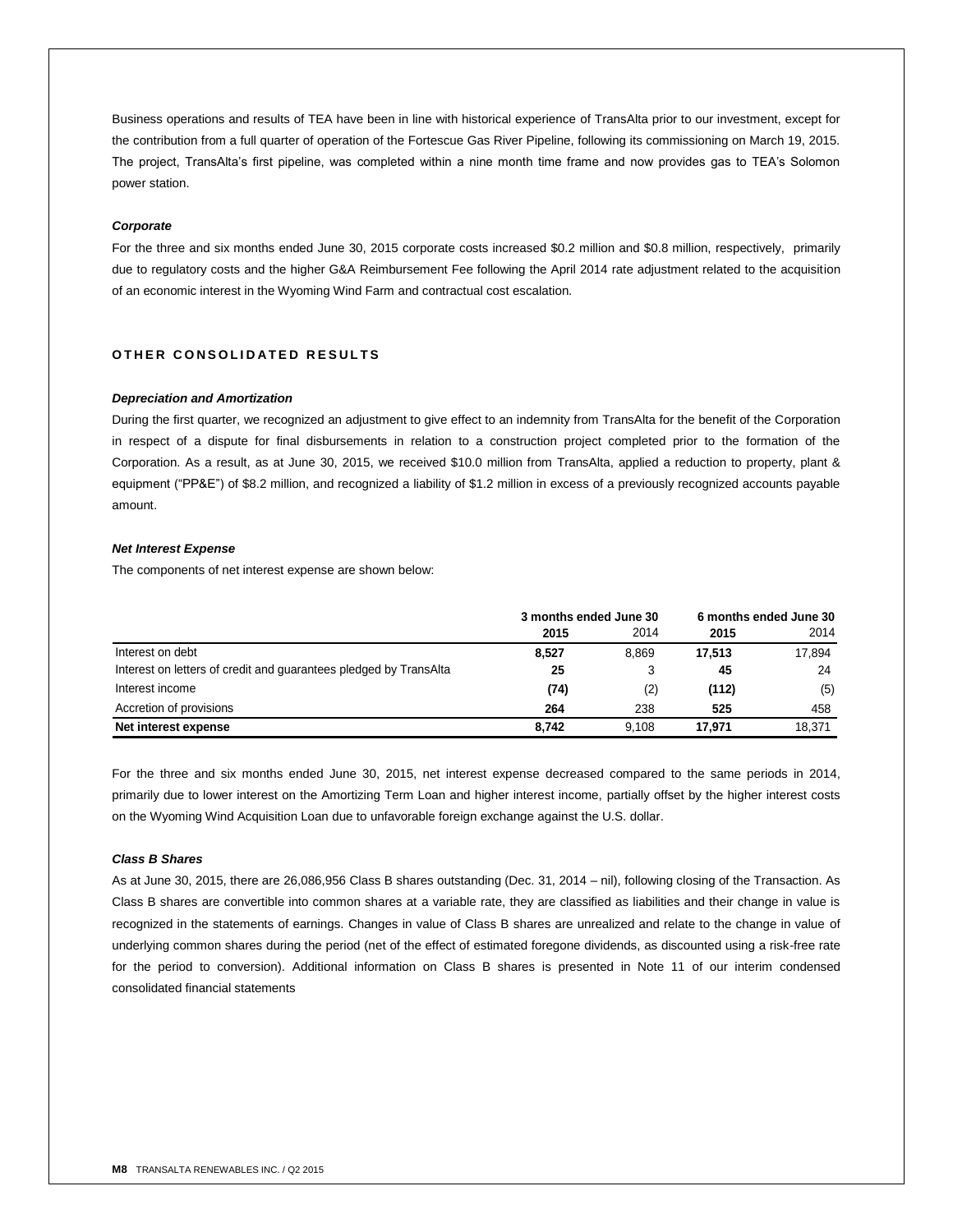Business operations and results of TEA have been in line with historical experience of TransAlta prior to our investment, except for the contribution from a full quarter of operation of the Fortescue Gas River Pipeline, following its commissioning on March 19, 2015. The project, TransAlta's first pipeline, was completed within a nine month time frame and now provides gas to TEA's Solomon power station.

***Corporate***

For the three and six months ended June 30, 2015 corporate costs increased $0.2 million and $0.8 million, respectively, primarily due to regulatory costs and the higher G&A Reimbursement Fee following the April 2014 rate adjustment related to the acquisition of an economic interest in the Wyoming Wind Farm and contractual cost escalation.

## OTHER CONSOLIDATED RESULTS

***Depreciation and Amortization***

During the first quarter, we recognized an adjustment to give effect to an indemnity from TransAlta for the benefit of the Corporation in respect of a dispute for final disbursements in relation to a construction project completed prior to the formation of the Corporation. As a result, as at June 30, 2015, we received $10.0 million from TransAlta, applied a reduction to property, plant & equipment ("PP&E") of $8.2 million, and recognized a liability of $1.2 million in excess of a previously recognized accounts payable amount.

***Net Interest Expense***

The components of net interest expense are shown below:

| | 3 months ended June 30 | | 6 months ended June 30 | |
|---|---|---|---|---|
| | **2015** | 2014 | **2015** | 2014 |
| Interest on debt | **8,527** | 8,869 | **17,513** | 17,894 |
| Interest on letters of credit and guarantees pledged by TransAlta | **25** | 3 | **45** | 24 |
| Interest income | **(74)** | (2) | **(112)** | (5) |
| Accretion of provisions | **264** | 238 | **525** | 458 |
| **Net interest expense** | **8,742** | 9,108 | **17,971** | 18,371 |

For the three and six months ended June 30, 2015, net interest expense decreased compared to the same periods in 2014, primarily due to lower interest on the Amortizing Term Loan and higher interest income, partially offset by the higher interest costs on the Wyoming Wind Acquisition Loan due to unfavorable foreign exchange against the U.S. dollar.

***Class B Shares***

As at June 30, 2015, there are 26,086,956 Class B shares outstanding (Dec. 31, 2014 – nil), following closing of the Transaction. As Class B shares are convertible into common shares at a variable rate, they are classified as liabilities and their change in value is recognized in the statements of earnings. Changes in value of Class B shares are unrealized and relate to the change in value of underlying common shares during the period (net of the effect of estimated foregone dividends, as discounted using a risk-free rate for the period to conversion). Additional information on Class B shares is presented in Note 11 of our interim condensed consolidated financial statements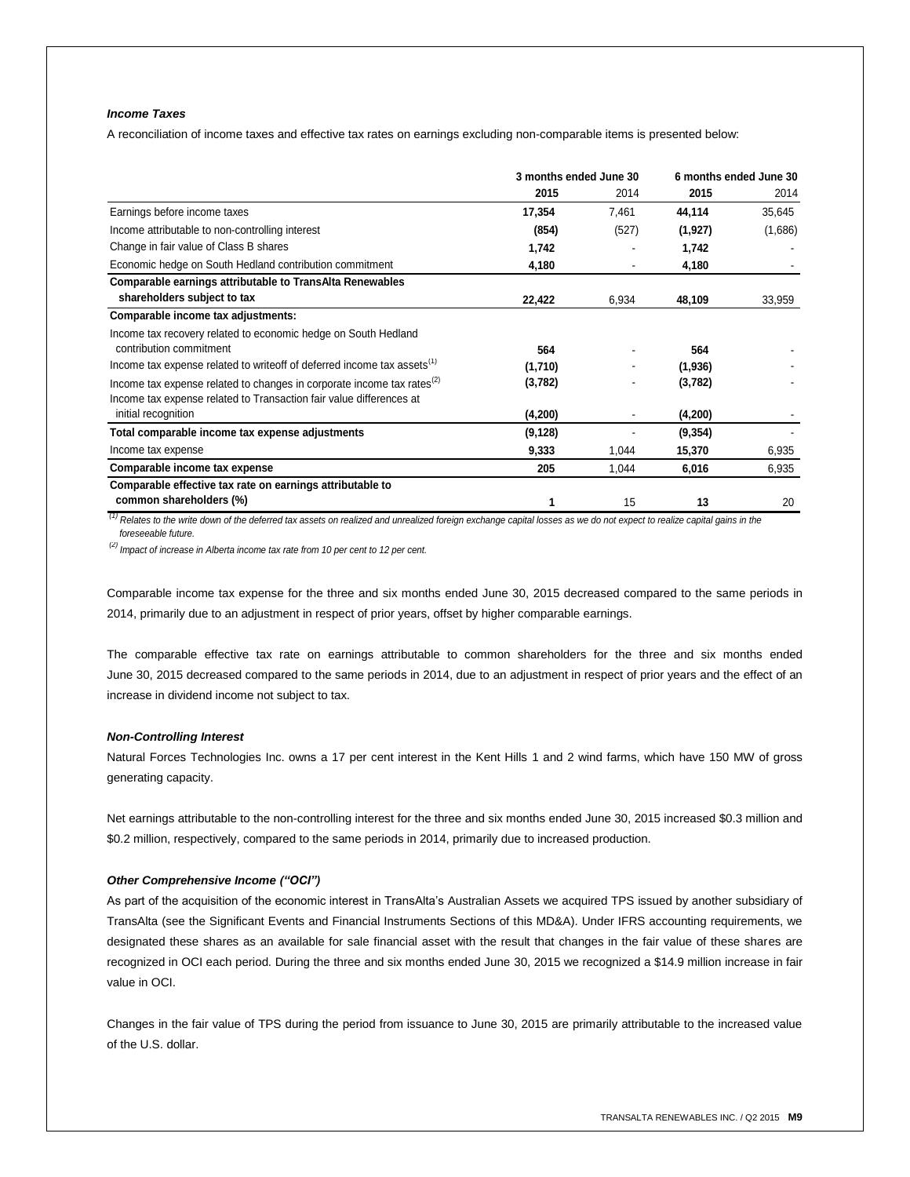### *Income Taxes*

A reconciliation of income taxes and effective tax rates on earnings excluding non-comparable items is presented below:

| | 3 months ended June 30 | | 6 months ended June 30 | |
|---|---|---|---|---|
| | **2015** | 2014 | **2015** | 2014 |
| Earnings before income taxes | **17,354** | 7,461 | **44,114** | 35,645 |
| Income attributable to non-controlling interest | **(854)** | (527) | **(1,927)** | (1,686) |
| Change in fair value of Class B shares | **1,742** | - | **1,742** | - |
| Economic hedge on South Hedland contribution commitment | **4,180** | - | **4,180** | - |
| **Comparable earnings attributable to TransAlta Renewables shareholders subject to tax** | **22,422** | 6,934 | **48,109** | 33,959 |
| **Comparable income tax adjustments:** | | | | |
| Income tax recovery related to economic hedge on South Hedland contribution commitment | **564** | - | **564** | - |
| Income tax expense related to writeoff of deferred income tax assets[1] | **(1,710)** | - | **(1,936)** | - |
| Income tax expense related to changes in corporate income tax rates[2] | **(3,782)** | - | **(3,782)** | - |
| Income tax expense related to Transaction fair value differences at initial recognition | **(4,200)** | - | **(4,200)** | - |
| **Total comparable income tax expense adjustments** | **(9,128)** | - | **(9,354)** | - |
| Income tax expense | **9,333** | 1,044 | **15,370** | 6,935 |
| **Comparable income tax expense** | **205** | 1,044 | **6,016** | 6,935 |
| **Comparable effective tax rate on earnings attributable to common shareholders (%)** | **1** | 15 | **13** | 20 |

*[1] Relates to the write down of the deferred tax assets on realized and unrealized foreign exchange capital losses as we do not expect to realize capital gains in the foreseeable future.*

*[2] Impact of increase in Alberta income tax rate from 10 per cent to 12 per cent.*

Comparable income tax expense for the three and six months ended June 30, 2015 decreased compared to the same periods in 2014, primarily due to an adjustment in respect of prior years, offset by higher comparable earnings.

The comparable effective tax rate on earnings attributable to common shareholders for the three and six months ended June 30, 2015 decreased compared to the same periods in 2014, due to an adjustment in respect of prior years and the effect of an increase in dividend income not subject to tax.

### *Non-Controlling Interest*

Natural Forces Technologies Inc. owns a 17 per cent interest in the Kent Hills 1 and 2 wind farms, which have 150 MW of gross generating capacity.

Net earnings attributable to the non-controlling interest for the three and six months ended June 30, 2015 increased $0.3 million and $0.2 million, respectively, compared to the same periods in 2014, primarily due to increased production.

### *Other Comprehensive Income ("OCI")*

As part of the acquisition of the economic interest in TransAlta's Australian Assets we acquired TPS issued by another subsidiary of TransAlta (see the Significant Events and Financial Instruments Sections of this MD&A). Under IFRS accounting requirements, we designated these shares as an available for sale financial asset with the result that changes in the fair value of these shares are recognized in OCI each period. During the three and six months ended June 30, 2015 we recognized a $14.9 million increase in fair value in OCI.

Changes in the fair value of TPS during the period from issuance to June 30, 2015 are primarily attributable to the increased value of the U.S. dollar.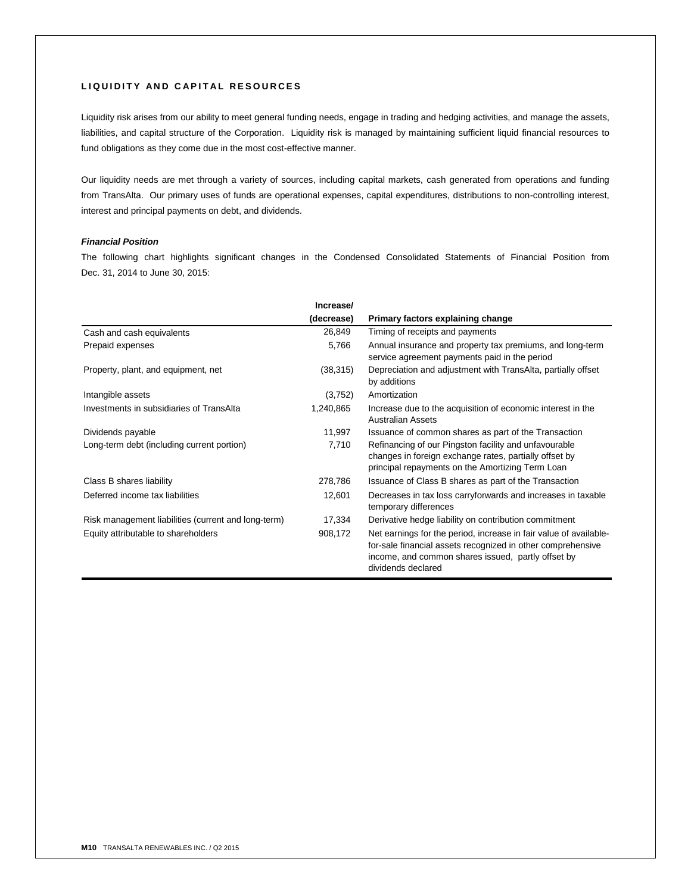## LIQUIDITY AND CAPITAL RESOURCES

Liquidity risk arises from our ability to meet general funding needs, engage in trading and hedging activities, and manage the assets, liabilities, and capital structure of the Corporation. Liquidity risk is managed by maintaining sufficient liquid financial resources to fund obligations as they come due in the most cost-effective manner.

Our liquidity needs are met through a variety of sources, including capital markets, cash generated from operations and funding from TransAlta. Our primary uses of funds are operational expenses, capital expenditures, distributions to non-controlling interest, interest and principal payments on debt, and dividends.

### *Financial Position*

The following chart highlights significant changes in the Condensed Consolidated Statements of Financial Position from Dec. 31, 2014 to June 30, 2015:

| | Increase/ (decrease) | Primary factors explaining change |
|---|---|---|
| Cash and cash equivalents | 26,849 | Timing of receipts and payments |
| Prepaid expenses | 5,766 | Annual insurance and property tax premiums, and long-term service agreement payments paid in the period |
| Property, plant, and equipment, net | (38,315) | Depreciation and adjustment with TransAlta, partially offset by additions |
| Intangible assets | (3,752) | Amortization |
| Investments in subsidiaries of TransAlta | 1,240,865 | Increase due to the acquisition of economic interest in the Australian Assets |
| Dividends payable | 11,997 | Issuance of common shares as part of the Transaction |
| Long-term debt (including current portion) | 7,710 | Refinancing of our Pingston facility and unfavourable changes in foreign exchange rates, partially offset by principal repayments on the Amortizing Term Loan |
| Class B shares liability | 278,786 | Issuance of Class B shares as part of the Transaction |
| Deferred income tax liabilities | 12,601 | Decreases in tax loss carryforwards and increases in taxable temporary differences |
| Risk management liabilities (current and long-term) | 17,334 | Derivative hedge liability on contribution commitment |
| Equity attributable to shareholders | 908,172 | Net earnings for the period, increase in fair value of available-for-sale financial assets recognized in other comprehensive income, and common shares issued, partly offset by dividends declared |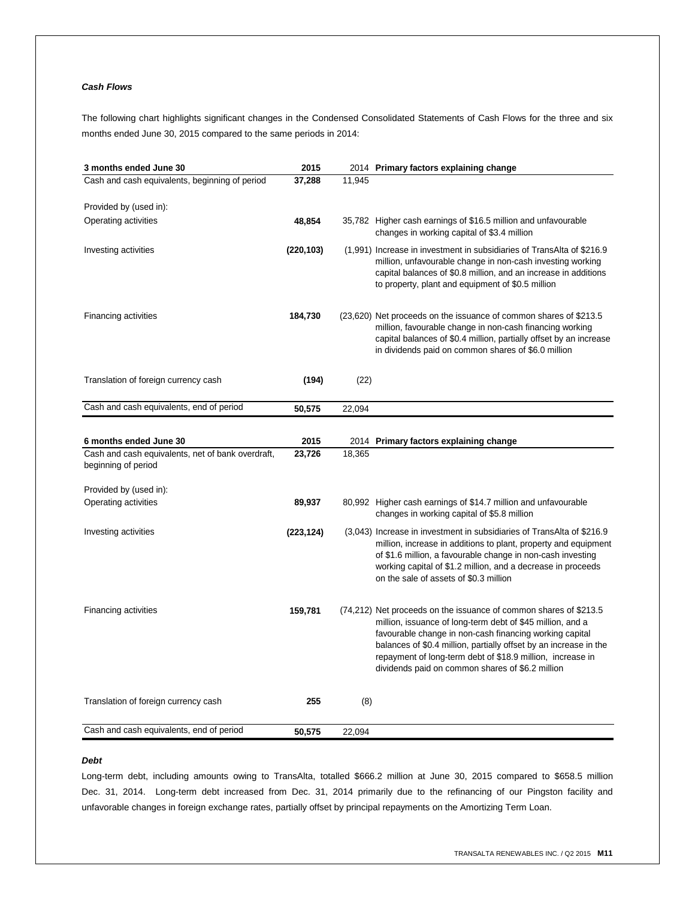### *Cash Flows*

The following chart highlights significant changes in the Condensed Consolidated Statements of Cash Flows for the three and six months ended June 30, 2015 compared to the same periods in 2014:

| 3 months ended June 30 | 2015 | 2014 | Primary factors explaining change |
|---|---|---|---|
| Cash and cash equivalents, beginning of period | **37,288** | 11,945 | |
| Provided by (used in): | | | |
| Operating activities | **48,854** | 35,782 | Higher cash earnings of $16.5 million and unfavourable changes in working capital of $3.4 million |
| Investing activities | **(220,103)** | (1,991) | Increase in investment in subsidiaries of TransAlta of $216.9 million, unfavourable change in non-cash investing working capital balances of $0.8 million, and an increase in additions to property, plant and equipment of $0.5 million |
| Financing activities | **184,730** | (23,620) | Net proceeds on the issuance of common shares of $213.5 million, favourable change in non-cash financing working capital balances of $0.4 million, partially offset by an increase in dividends paid on common shares of $6.0 million |
| Translation of foreign currency cash | **(194)** | (22) | |
| Cash and cash equivalents, end of period | **50,575** | 22,094 | |

| 6 months ended June 30 | 2015 | 2014 | Primary factors explaining change |
|---|---|---|---|
| Cash and cash equivalents, net of bank overdraft, beginning of period | **23,726** | 18,365 | |
| Provided by (used in): | | | |
| Operating activities | **89,937** | 80,992 | Higher cash earnings of $14.7 million and unfavourable changes in working capital of $5.8 million |
| Investing activities | **(223,124)** | (3,043) | Increase in investment in subsidiaries of TransAlta of $216.9 million, increase in additions to plant, property and equipment of $1.6 million, a favourable change in non-cash investing working capital of $1.2 million, and a decrease in proceeds on the sale of assets of $0.3 million |
| Financing activities | **159,781** | (74,212) | Net proceeds on the issuance of common shares of $213.5 million, issuance of long-term debt of $45 million, and a favourable change in non-cash financing working capital balances of $0.4 million, partially offset by an increase in the repayment of long-term debt of $18.9 million, increase in dividends paid on common shares of $6.2 million |
| Translation of foreign currency cash | **255** | (8) | |
| Cash and cash equivalents, end of period | **50,575** | 22,094 | |

### *Debt*

Long-term debt, including amounts owing to TransAlta, totalled $666.2 million at June 30, 2015 compared to $658.5 million Dec. 31, 2014. Long-term debt increased from Dec. 31, 2014 primarily due to the refinancing of our Pingston facility and unfavorable changes in foreign exchange rates, partially offset by principal repayments on the Amortizing Term Loan.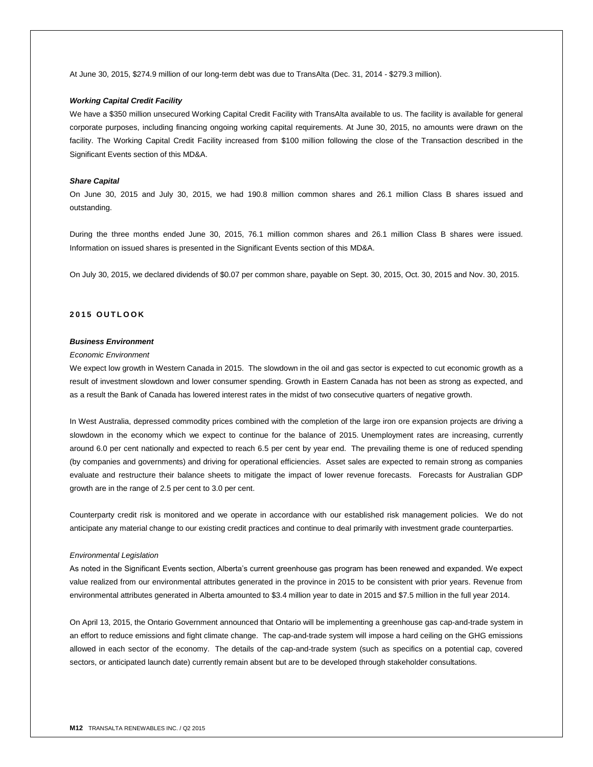At June 30, 2015, $274.9 million of our long-term debt was due to TransAlta (Dec. 31, 2014 - $279.3 million).

### *Working Capital Credit Facility*

We have a $350 million unsecured Working Capital Credit Facility with TransAlta available to us. The facility is available for general corporate purposes, including financing ongoing working capital requirements. At June 30, 2015, no amounts were drawn on the facility. The Working Capital Credit Facility increased from $100 million following the close of the Transaction described in the Significant Events section of this MD&A.

### *Share Capital*

On June 30, 2015 and July 30, 2015, we had 190.8 million common shares and 26.1 million Class B shares issued and outstanding.

During the three months ended June 30, 2015, 76.1 million common shares and 26.1 million Class B shares were issued. Information on issued shares is presented in the Significant Events section of this MD&A.

On July 30, 2015, we declared dividends of $0.07 per common share, payable on Sept. 30, 2015, Oct. 30, 2015 and Nov. 30, 2015.

## 2015 OUTLOOK

### *Business Environment*

*Economic Environment*

We expect low growth in Western Canada in 2015. The slowdown in the oil and gas sector is expected to cut economic growth as a result of investment slowdown and lower consumer spending. Growth in Eastern Canada has not been as strong as expected, and as a result the Bank of Canada has lowered interest rates in the midst of two consecutive quarters of negative growth.

In West Australia, depressed commodity prices combined with the completion of the large iron ore expansion projects are driving a slowdown in the economy which we expect to continue for the balance of 2015. Unemployment rates are increasing, currently around 6.0 per cent nationally and expected to reach 6.5 per cent by year end. The prevailing theme is one of reduced spending (by companies and governments) and driving for operational efficiencies. Asset sales are expected to remain strong as companies evaluate and restructure their balance sheets to mitigate the impact of lower revenue forecasts. Forecasts for Australian GDP growth are in the range of 2.5 per cent to 3.0 per cent.

Counterparty credit risk is monitored and we operate in accordance with our established risk management policies. We do not anticipate any material change to our existing credit practices and continue to deal primarily with investment grade counterparties.

*Environmental Legislation*

As noted in the Significant Events section, Alberta's current greenhouse gas program has been renewed and expanded. We expect value realized from our environmental attributes generated in the province in 2015 to be consistent with prior years. Revenue from environmental attributes generated in Alberta amounted to $3.4 million year to date in 2015 and $7.5 million in the full year 2014.

On April 13, 2015, the Ontario Government announced that Ontario will be implementing a greenhouse gas cap-and-trade system in an effort to reduce emissions and fight climate change. The cap-and-trade system will impose a hard ceiling on the GHG emissions allowed in each sector of the economy. The details of the cap-and-trade system (such as specifics on a potential cap, covered sectors, or anticipated launch date) currently remain absent but are to be developed through stakeholder consultations.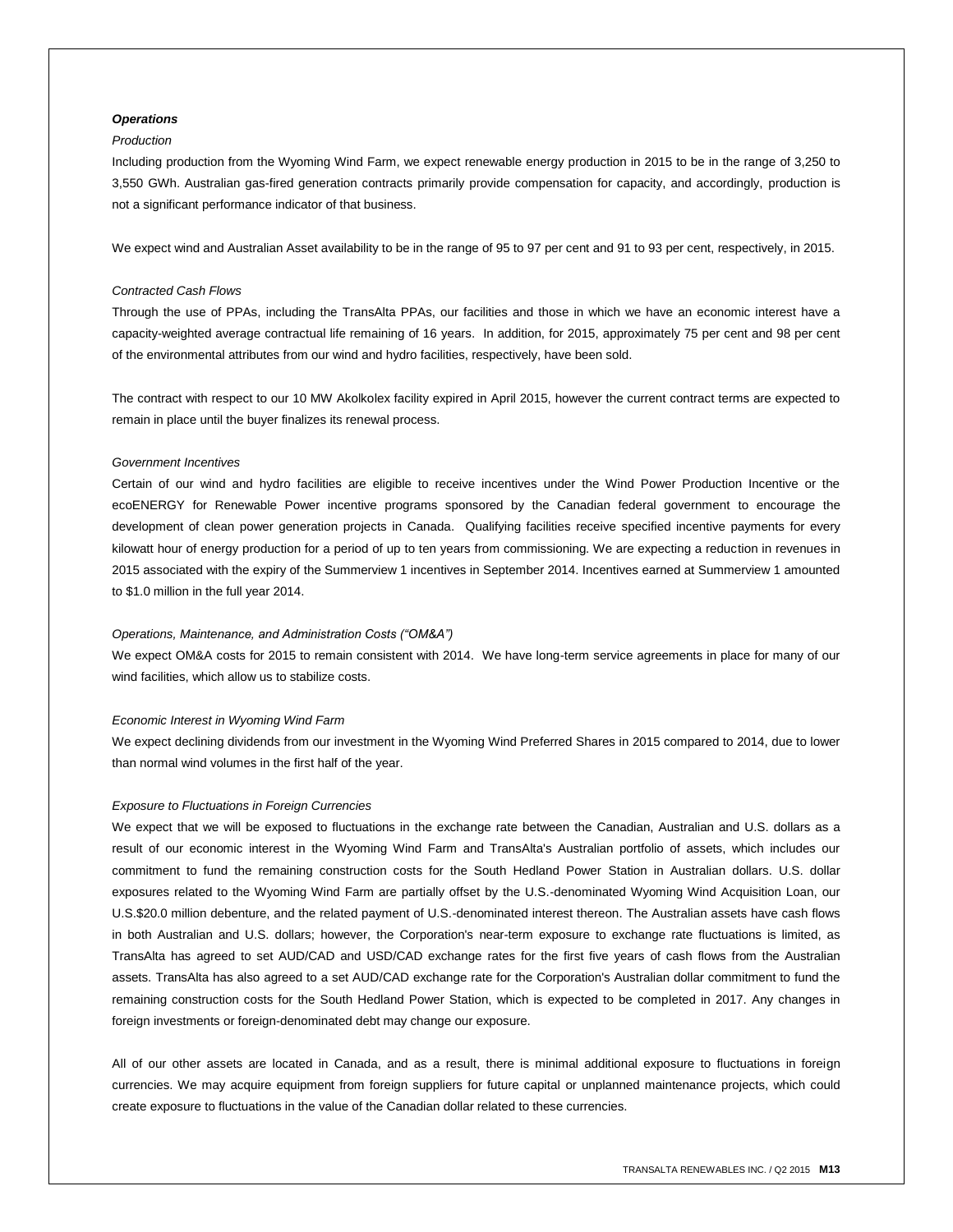***Operations***

*Production*

Including production from the Wyoming Wind Farm, we expect renewable energy production in 2015 to be in the range of 3,250 to 3,550 GWh. Australian gas-fired generation contracts primarily provide compensation for capacity, and accordingly, production is not a significant performance indicator of that business.

We expect wind and Australian Asset availability to be in the range of 95 to 97 per cent and 91 to 93 per cent, respectively, in 2015.

*Contracted Cash Flows*

Through the use of PPAs, including the TransAlta PPAs, our facilities and those in which we have an economic interest have a capacity-weighted average contractual life remaining of 16 years. In addition, for 2015, approximately 75 per cent and 98 per cent of the environmental attributes from our wind and hydro facilities, respectively, have been sold.

The contract with respect to our 10 MW Akolkolex facility expired in April 2015, however the current contract terms are expected to remain in place until the buyer finalizes its renewal process.

*Government Incentives*

Certain of our wind and hydro facilities are eligible to receive incentives under the Wind Power Production Incentive or the ecoENERGY for Renewable Power incentive programs sponsored by the Canadian federal government to encourage the development of clean power generation projects in Canada. Qualifying facilities receive specified incentive payments for every kilowatt hour of energy production for a period of up to ten years from commissioning. We are expecting a reduction in revenues in 2015 associated with the expiry of the Summerview 1 incentives in September 2014. Incentives earned at Summerview 1 amounted to $1.0 million in the full year 2014.

*Operations, Maintenance, and Administration Costs ("OM&A")*

We expect OM&A costs for 2015 to remain consistent with 2014. We have long-term service agreements in place for many of our wind facilities, which allow us to stabilize costs.

*Economic Interest in Wyoming Wind Farm*

We expect declining dividends from our investment in the Wyoming Wind Preferred Shares in 2015 compared to 2014, due to lower than normal wind volumes in the first half of the year.

*Exposure to Fluctuations in Foreign Currencies*

We expect that we will be exposed to fluctuations in the exchange rate between the Canadian, Australian and U.S. dollars as a result of our economic interest in the Wyoming Wind Farm and TransAlta's Australian portfolio of assets, which includes our commitment to fund the remaining construction costs for the South Hedland Power Station in Australian dollars. U.S. dollar exposures related to the Wyoming Wind Farm are partially offset by the U.S.-denominated Wyoming Wind Acquisition Loan, our U.S.$20.0 million debenture, and the related payment of U.S.-denominated interest thereon. The Australian assets have cash flows in both Australian and U.S. dollars; however, the Corporation's near-term exposure to exchange rate fluctuations is limited, as TransAlta has agreed to set AUD/CAD and USD/CAD exchange rates for the first five years of cash flows from the Australian assets. TransAlta has also agreed to a set AUD/CAD exchange rate for the Corporation's Australian dollar commitment to fund the remaining construction costs for the South Hedland Power Station, which is expected to be completed in 2017. Any changes in foreign investments or foreign-denominated debt may change our exposure.

All of our other assets are located in Canada, and as a result, there is minimal additional exposure to fluctuations in foreign currencies. We may acquire equipment from foreign suppliers for future capital or unplanned maintenance projects, which could create exposure to fluctuations in the value of the Canadian dollar related to these currencies.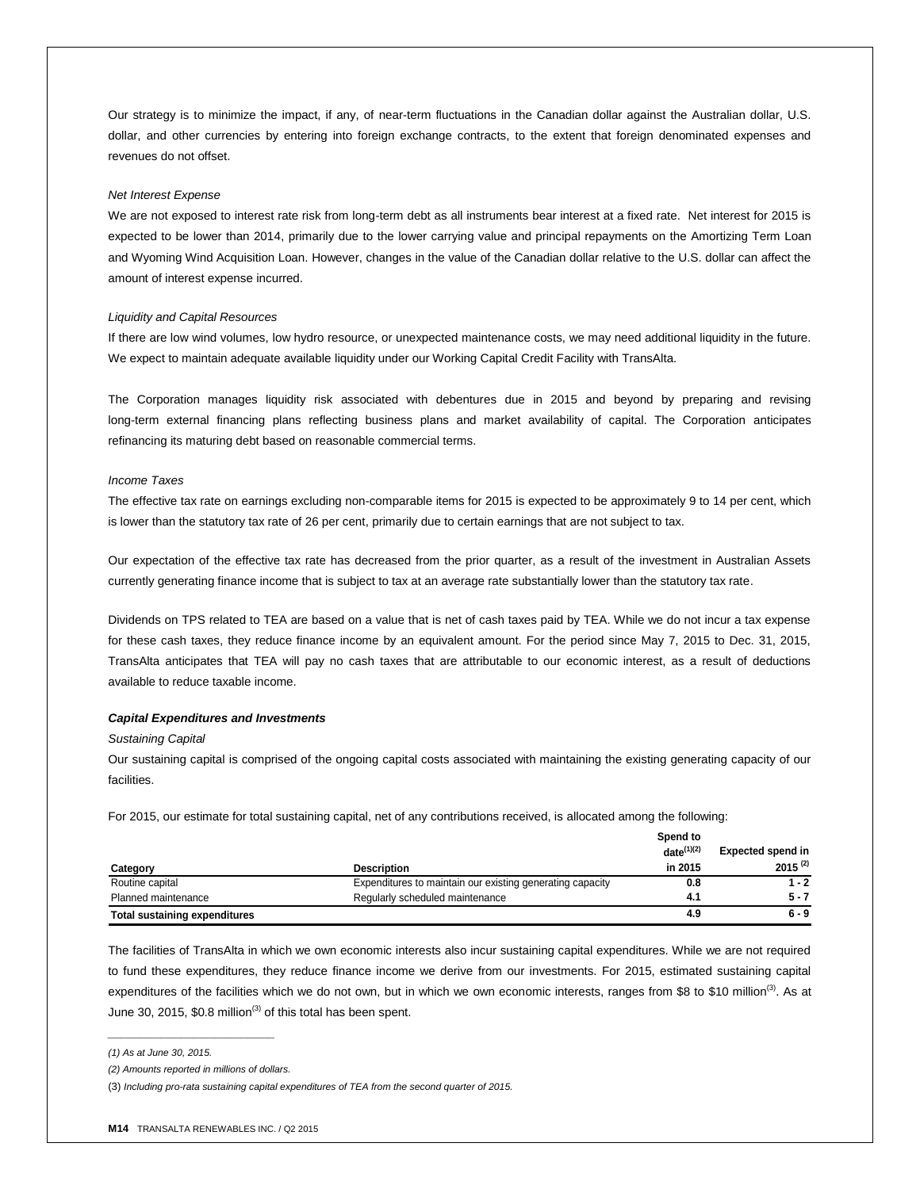Our strategy is to minimize the impact, if any, of near-term fluctuations in the Canadian dollar against the Australian dollar, U.S. dollar, and other currencies by entering into foreign exchange contracts, to the extent that foreign denominated expenses and revenues do not offset.

*Net Interest Expense*

We are not exposed to interest rate risk from long-term debt as all instruments bear interest at a fixed rate. Net interest for 2015 is expected to be lower than 2014, primarily due to the lower carrying value and principal repayments on the Amortizing Term Loan and Wyoming Wind Acquisition Loan. However, changes in the value of the Canadian dollar relative to the U.S. dollar can affect the amount of interest expense incurred.

*Liquidity and Capital Resources*

If there are low wind volumes, low hydro resource, or unexpected maintenance costs, we may need additional liquidity in the future. We expect to maintain adequate available liquidity under our Working Capital Credit Facility with TransAlta.

The Corporation manages liquidity risk associated with debentures due in 2015 and beyond by preparing and revising long-term external financing plans reflecting business plans and market availability of capital. The Corporation anticipates refinancing its maturing debt based on reasonable commercial terms.

*Income Taxes*

The effective tax rate on earnings excluding non-comparable items for 2015 is expected to be approximately 9 to 14 per cent, which is lower than the statutory tax rate of 26 per cent, primarily due to certain earnings that are not subject to tax.

Our expectation of the effective tax rate has decreased from the prior quarter, as a result of the investment in Australian Assets currently generating finance income that is subject to tax at an average rate substantially lower than the statutory tax rate.

Dividends on TPS related to TEA are based on a value that is net of cash taxes paid by TEA. While we do not incur a tax expense for these cash taxes, they reduce finance income by an equivalent amount. For the period since May 7, 2015 to Dec. 31, 2015, TransAlta anticipates that TEA will pay no cash taxes that are attributable to our economic interest, as a result of deductions available to reduce taxable income.

***Capital Expenditures and Investments***

*Sustaining Capital*

Our sustaining capital is comprised of the ongoing capital costs associated with maintaining the existing generating capacity of our facilities.

For 2015, our estimate for total sustaining capital, net of any contributions received, is allocated among the following:

| Category | Description | Spend to date[1][2] in 2015 | Expected spend in 2015 [2] |
|---|---|---|---|
| Routine capital | Expenditures to maintain our existing generating capacity | 0.8 | 1 - 2 |
| Planned maintenance | Regularly scheduled maintenance | 4.1 | 5 - 7 |
| **Total sustaining expenditures** | | **4.9** | **6 - 9** |

The facilities of TransAlta in which we own economic interests also incur sustaining capital expenditures. While we are not required to fund these expenditures, they reduce finance income we derive from our investments. For 2015, estimated sustaining capital expenditures of the facilities which we do not own, but in which we own economic interests, ranges from $8 to $10 million[3]. As at June 30, 2015, $0.8 million[3] of this total has been spent.

*(1) As at June 30, 2015.*

*(2) Amounts reported in millions of dollars.*

(3) *Including pro-rata sustaining capital expenditures of TEA from the second quarter of 2015.*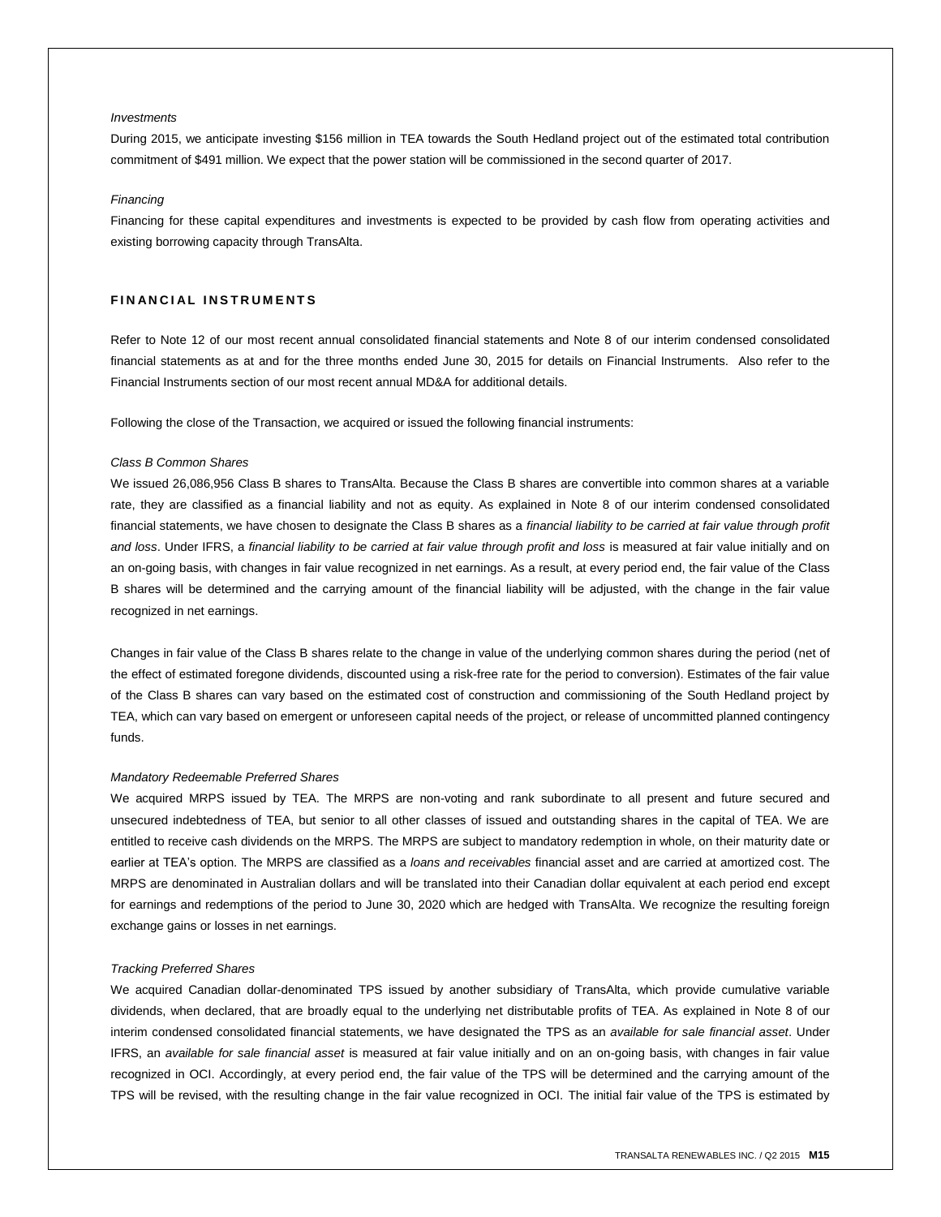*Investments*

During 2015, we anticipate investing $156 million in TEA towards the South Hedland project out of the estimated total contribution commitment of $491 million. We expect that the power station will be commissioned in the second quarter of 2017.

*Financing*

Financing for these capital expenditures and investments is expected to be provided by cash flow from operating activities and existing borrowing capacity through TransAlta.

## FINANCIAL INSTRUMENTS

Refer to Note 12 of our most recent annual consolidated financial statements and Note 8 of our interim condensed consolidated financial statements as at and for the three months ended June 30, 2015 for details on Financial Instruments. Also refer to the Financial Instruments section of our most recent annual MD&A for additional details.

Following the close of the Transaction, we acquired or issued the following financial instruments:

*Class B Common Shares*

We issued 26,086,956 Class B shares to TransAlta. Because the Class B shares are convertible into common shares at a variable rate, they are classified as a financial liability and not as equity. As explained in Note 8 of our interim condensed consolidated financial statements, we have chosen to designate the Class B shares as a *financial liability to be carried at fair value through profit and loss*. Under IFRS, a *financial liability to be carried at fair value through profit and loss* is measured at fair value initially and on an on-going basis, with changes in fair value recognized in net earnings. As a result, at every period end, the fair value of the Class B shares will be determined and the carrying amount of the financial liability will be adjusted, with the change in the fair value recognized in net earnings.

Changes in fair value of the Class B shares relate to the change in value of the underlying common shares during the period (net of the effect of estimated foregone dividends, discounted using a risk-free rate for the period to conversion). Estimates of the fair value of the Class B shares can vary based on the estimated cost of construction and commissioning of the South Hedland project by TEA, which can vary based on emergent or unforeseen capital needs of the project, or release of uncommitted planned contingency funds.

*Mandatory Redeemable Preferred Shares*

We acquired MRPS issued by TEA. The MRPS are non-voting and rank subordinate to all present and future secured and unsecured indebtedness of TEA, but senior to all other classes of issued and outstanding shares in the capital of TEA. We are entitled to receive cash dividends on the MRPS. The MRPS are subject to mandatory redemption in whole, on their maturity date or earlier at TEA's option. The MRPS are classified as a *loans and receivables* financial asset and are carried at amortized cost. The MRPS are denominated in Australian dollars and will be translated into their Canadian dollar equivalent at each period end except for earnings and redemptions of the period to June 30, 2020 which are hedged with TransAlta. We recognize the resulting foreign exchange gains or losses in net earnings.

*Tracking Preferred Shares*

We acquired Canadian dollar-denominated TPS issued by another subsidiary of TransAlta, which provide cumulative variable dividends, when declared, that are broadly equal to the underlying net distributable profits of TEA. As explained in Note 8 of our interim condensed consolidated financial statements, we have designated the TPS as an *available for sale financial asset*. Under IFRS, an *available for sale financial asset* is measured at fair value initially and on an on-going basis, with changes in fair value recognized in OCI. Accordingly, at every period end, the fair value of the TPS will be determined and the carrying amount of the TPS will be revised, with the resulting change in the fair value recognized in OCI. The initial fair value of the TPS is estimated by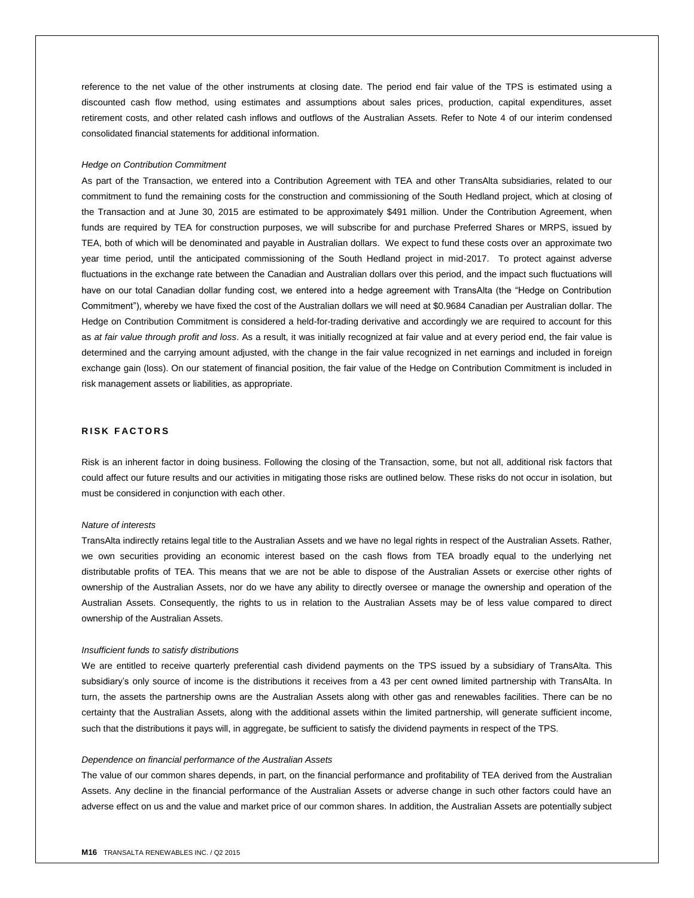reference to the net value of the other instruments at closing date. The period end fair value of the TPS is estimated using a discounted cash flow method, using estimates and assumptions about sales prices, production, capital expenditures, asset retirement costs, and other related cash inflows and outflows of the Australian Assets. Refer to Note 4 of our interim condensed consolidated financial statements for additional information.

*Hedge on Contribution Commitment*

As part of the Transaction, we entered into a Contribution Agreement with TEA and other TransAlta subsidiaries, related to our commitment to fund the remaining costs for the construction and commissioning of the South Hedland project, which at closing of the Transaction and at June 30, 2015 are estimated to be approximately $491 million. Under the Contribution Agreement, when funds are required by TEA for construction purposes, we will subscribe for and purchase Preferred Shares or MRPS, issued by TEA, both of which will be denominated and payable in Australian dollars. We expect to fund these costs over an approximate two year time period, until the anticipated commissioning of the South Hedland project in mid-2017. To protect against adverse fluctuations in the exchange rate between the Canadian and Australian dollars over this period, and the impact such fluctuations will have on our total Canadian dollar funding cost, we entered into a hedge agreement with TransAlta (the "Hedge on Contribution Commitment"), whereby we have fixed the cost of the Australian dollars we will need at $0.9684 Canadian per Australian dollar. The Hedge on Contribution Commitment is considered a held-for-trading derivative and accordingly we are required to account for this as *at fair value through profit and loss*. As a result, it was initially recognized at fair value and at every period end, the fair value is determined and the carrying amount adjusted, with the change in the fair value recognized in net earnings and included in foreign exchange gain (loss). On our statement of financial position, the fair value of the Hedge on Contribution Commitment is included in risk management assets or liabilities, as appropriate.

## RISK FACTORS

Risk is an inherent factor in doing business. Following the closing of the Transaction, some, but not all, additional risk factors that could affect our future results and our activities in mitigating those risks are outlined below. These risks do not occur in isolation, but must be considered in conjunction with each other.

*Nature of interests*

TransAlta indirectly retains legal title to the Australian Assets and we have no legal rights in respect of the Australian Assets. Rather, we own securities providing an economic interest based on the cash flows from TEA broadly equal to the underlying net distributable profits of TEA. This means that we are not be able to dispose of the Australian Assets or exercise other rights of ownership of the Australian Assets, nor do we have any ability to directly oversee or manage the ownership and operation of the Australian Assets. Consequently, the rights to us in relation to the Australian Assets may be of less value compared to direct ownership of the Australian Assets.

*Insufficient funds to satisfy distributions*

We are entitled to receive quarterly preferential cash dividend payments on the TPS issued by a subsidiary of TransAlta. This subsidiary's only source of income is the distributions it receives from a 43 per cent owned limited partnership with TransAlta. In turn, the assets the partnership owns are the Australian Assets along with other gas and renewables facilities. There can be no certainty that the Australian Assets, along with the additional assets within the limited partnership, will generate sufficient income, such that the distributions it pays will, in aggregate, be sufficient to satisfy the dividend payments in respect of the TPS.

*Dependence on financial performance of the Australian Assets*

The value of our common shares depends, in part, on the financial performance and profitability of TEA derived from the Australian Assets. Any decline in the financial performance of the Australian Assets or adverse change in such other factors could have an adverse effect on us and the value and market price of our common shares. In addition, the Australian Assets are potentially subject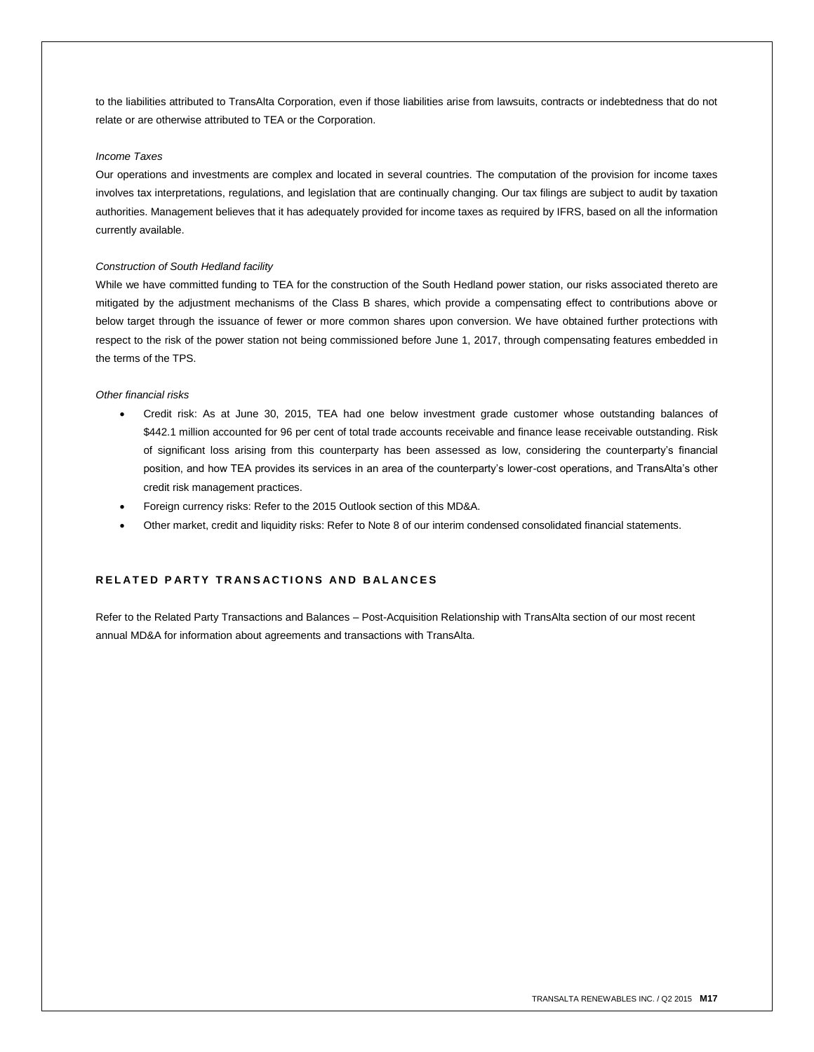to the liabilities attributed to TransAlta Corporation, even if those liabilities arise from lawsuits, contracts or indebtedness that do not relate or are otherwise attributed to TEA or the Corporation.

*Income Taxes*

Our operations and investments are complex and located in several countries. The computation of the provision for income taxes involves tax interpretations, regulations, and legislation that are continually changing. Our tax filings are subject to audit by taxation authorities. Management believes that it has adequately provided for income taxes as required by IFRS, based on all the information currently available.

*Construction of South Hedland facility*

While we have committed funding to TEA for the construction of the South Hedland power station, our risks associated thereto are mitigated by the adjustment mechanisms of the Class B shares, which provide a compensating effect to contributions above or below target through the issuance of fewer or more common shares upon conversion. We have obtained further protections with respect to the risk of the power station not being commissioned before June 1, 2017, through compensating features embedded in the terms of the TPS.

*Other financial risks*

- Credit risk: As at June 30, 2015, TEA had one below investment grade customer whose outstanding balances of $442.1 million accounted for 96 per cent of total trade accounts receivable and finance lease receivable outstanding. Risk of significant loss arising from this counterparty has been assessed as low, considering the counterparty's financial position, and how TEA provides its services in an area of the counterparty's lower-cost operations, and TransAlta's other credit risk management practices.
- Foreign currency risks: Refer to the 2015 Outlook section of this MD&A.
- Other market, credit and liquidity risks: Refer to Note 8 of our interim condensed consolidated financial statements.

## RELATED PARTY TRANSACTIONS AND BALANCES

Refer to the Related Party Transactions and Balances – Post-Acquisition Relationship with TransAlta section of our most recent annual MD&A for information about agreements and transactions with TransAlta.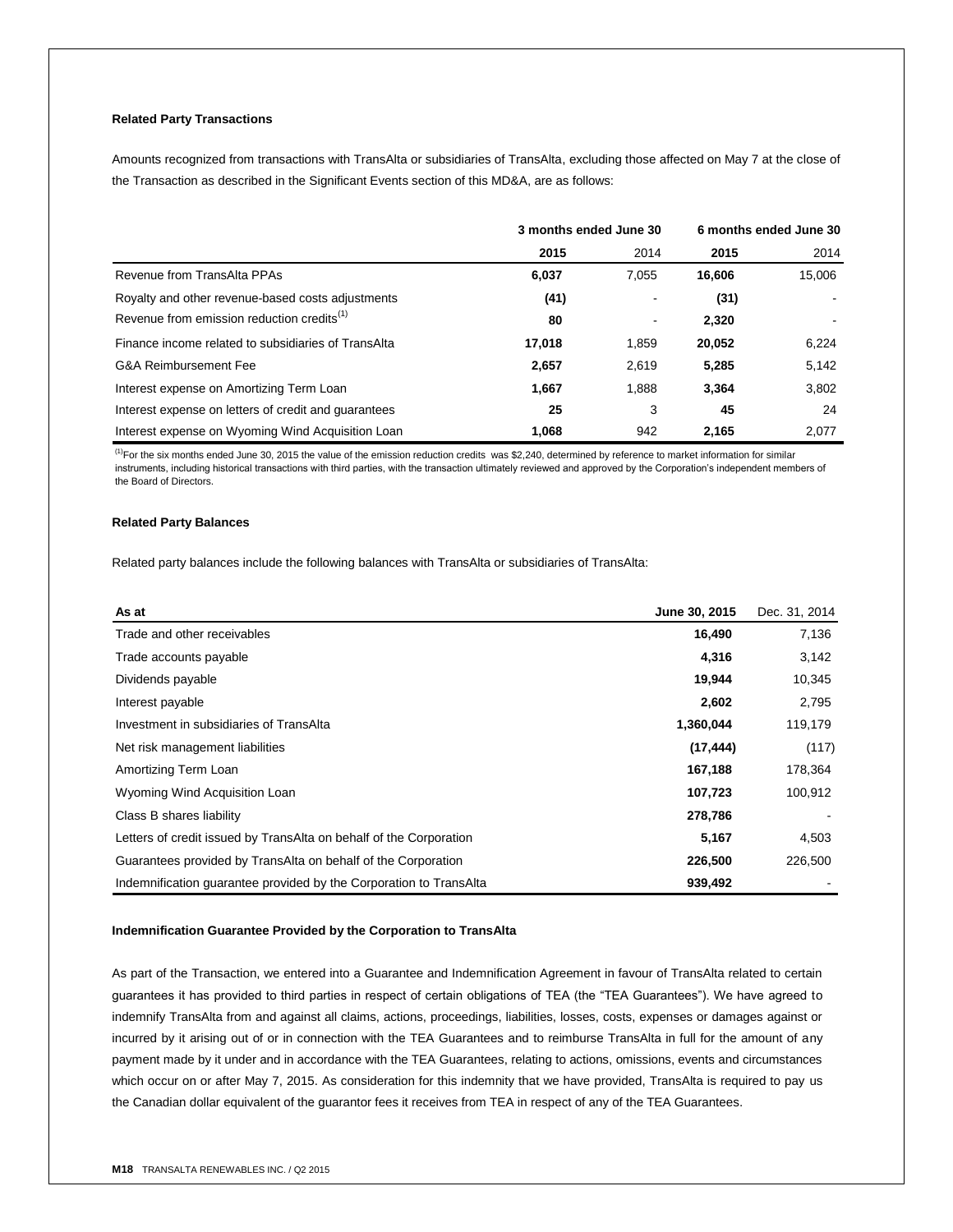### Related Party Transactions

Amounts recognized from transactions with TransAlta or subsidiaries of TransAlta, excluding those affected on May 7 at the close of the Transaction as described in the Significant Events section of this MD&A, are as follows:

| | 3 months ended June 30 | | 6 months ended June 30 | |
|---|---|---|---|---|
| | **2015** | 2014 | **2015** | 2014 |
| Revenue from TransAlta PPAs | **6,037** | 7,055 | **16,606** | 15,006 |
| Royalty and other revenue-based costs adjustments | **(41)** | - | **(31)** | - |
| Revenue from emission reduction credits[1] | **80** | - | **2,320** | - |
| Finance income related to subsidiaries of TransAlta | **17,018** | 1,859 | **20,052** | 6,224 |
| G&A Reimbursement Fee | **2,657** | 2,619 | **5,285** | 5,142 |
| Interest expense on Amortizing Term Loan | **1,667** | 1,888 | **3,364** | 3,802 |
| Interest expense on letters of credit and guarantees | **25** | 3 | **45** | 24 |
| Interest expense on Wyoming Wind Acquisition Loan | **1,068** | 942 | **2,165** | 2,077 |

[1]For the six months ended June 30, 2015 the value of the emission reduction credits was $2,240, determined by reference to market information for similar instruments, including historical transactions with third parties, with the transaction ultimately reviewed and approved by the Corporation's independent members of the Board of Directors.

### Related Party Balances

Related party balances include the following balances with TransAlta or subsidiaries of TransAlta:

| As at | June 30, 2015 | Dec. 31, 2014 |
|---|---|---|
| Trade and other receivables | **16,490** | 7,136 |
| Trade accounts payable | **4,316** | 3,142 |
| Dividends payable | **19,944** | 10,345 |
| Interest payable | **2,602** | 2,795 |
| Investment in subsidiaries of TransAlta | **1,360,044** | 119,179 |
| Net risk management liabilities | **(17,444)** | (117) |
| Amortizing Term Loan | **167,188** | 178,364 |
| Wyoming Wind Acquisition Loan | **107,723** | 100,912 |
| Class B shares liability | **278,786** | - |
| Letters of credit issued by TransAlta on behalf of the Corporation | **5,167** | 4,503 |
| Guarantees provided by TransAlta on behalf of the Corporation | **226,500** | 226,500 |
| Indemnification guarantee provided by the Corporation to TransAlta | **939,492** | - |

### Indemnification Guarantee Provided by the Corporation to TransAlta

As part of the Transaction, we entered into a Guarantee and Indemnification Agreement in favour of TransAlta related to certain guarantees it has provided to third parties in respect of certain obligations of TEA (the "TEA Guarantees"). We have agreed to indemnify TransAlta from and against all claims, actions, proceedings, liabilities, losses, costs, expenses or damages against or incurred by it arising out of or in connection with the TEA Guarantees and to reimburse TransAlta in full for the amount of any payment made by it under and in accordance with the TEA Guarantees, relating to actions, omissions, events and circumstances which occur on or after May 7, 2015. As consideration for this indemnity that we have provided, TransAlta is required to pay us the Canadian dollar equivalent of the guarantor fees it receives from TEA in respect of any of the TEA Guarantees.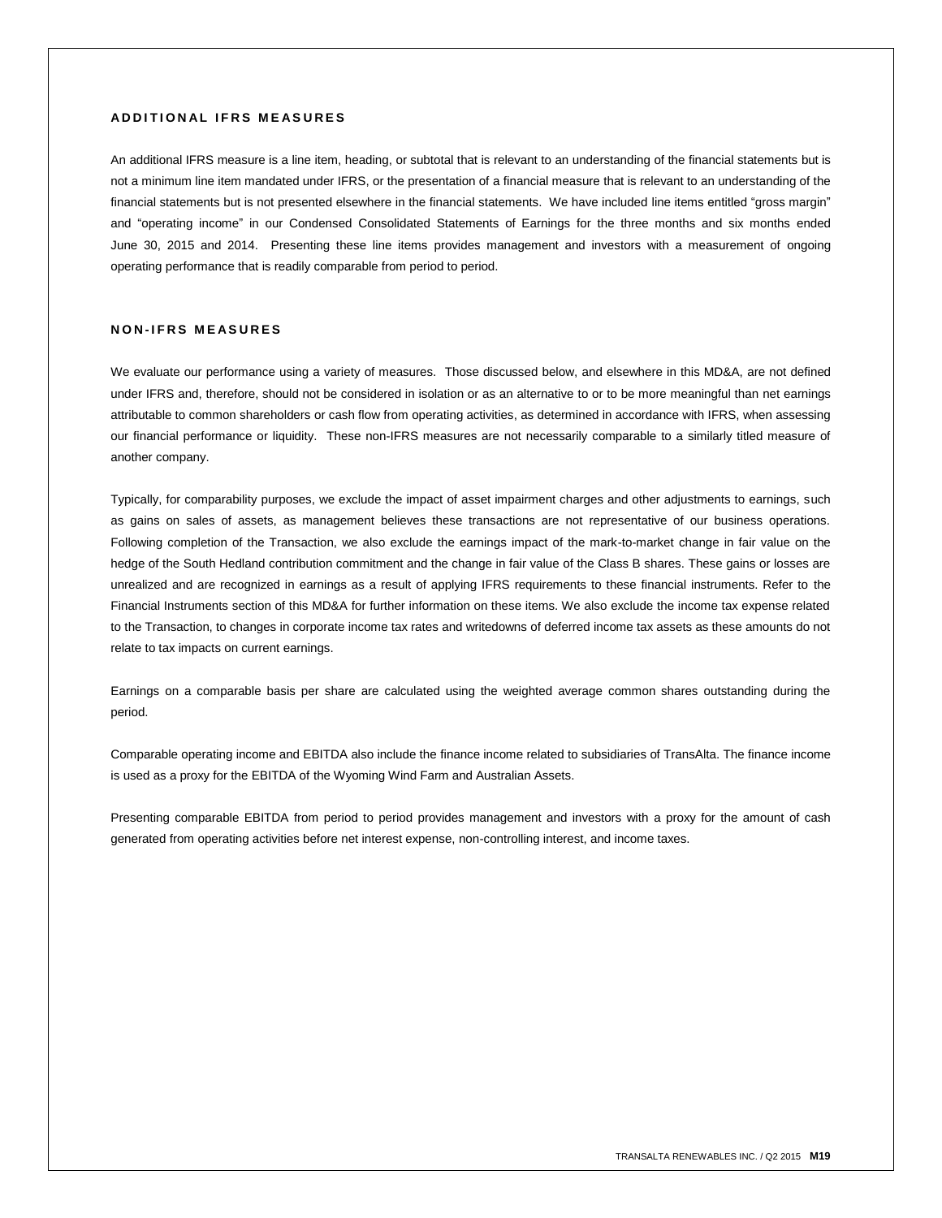## ADDITIONAL IFRS MEASURES

An additional IFRS measure is a line item, heading, or subtotal that is relevant to an understanding of the financial statements but is not a minimum line item mandated under IFRS, or the presentation of a financial measure that is relevant to an understanding of the financial statements but is not presented elsewhere in the financial statements. We have included line items entitled "gross margin" and "operating income" in our Condensed Consolidated Statements of Earnings for the three months and six months ended June 30, 2015 and 2014. Presenting these line items provides management and investors with a measurement of ongoing operating performance that is readily comparable from period to period.

## NON-IFRS MEASURES

We evaluate our performance using a variety of measures. Those discussed below, and elsewhere in this MD&A, are not defined under IFRS and, therefore, should not be considered in isolation or as an alternative to or to be more meaningful than net earnings attributable to common shareholders or cash flow from operating activities, as determined in accordance with IFRS, when assessing our financial performance or liquidity. These non-IFRS measures are not necessarily comparable to a similarly titled measure of another company.

Typically, for comparability purposes, we exclude the impact of asset impairment charges and other adjustments to earnings, such as gains on sales of assets, as management believes these transactions are not representative of our business operations. Following completion of the Transaction, we also exclude the earnings impact of the mark-to-market change in fair value on the hedge of the South Hedland contribution commitment and the change in fair value of the Class B shares. These gains or losses are unrealized and are recognized in earnings as a result of applying IFRS requirements to these financial instruments. Refer to the Financial Instruments section of this MD&A for further information on these items. We also exclude the income tax expense related to the Transaction, to changes in corporate income tax rates and writedowns of deferred income tax assets as these amounts do not relate to tax impacts on current earnings.

Earnings on a comparable basis per share are calculated using the weighted average common shares outstanding during the period.

Comparable operating income and EBITDA also include the finance income related to subsidiaries of TransAlta. The finance income is used as a proxy for the EBITDA of the Wyoming Wind Farm and Australian Assets.

Presenting comparable EBITDA from period to period provides management and investors with a proxy for the amount of cash generated from operating activities before net interest expense, non-controlling interest, and income taxes.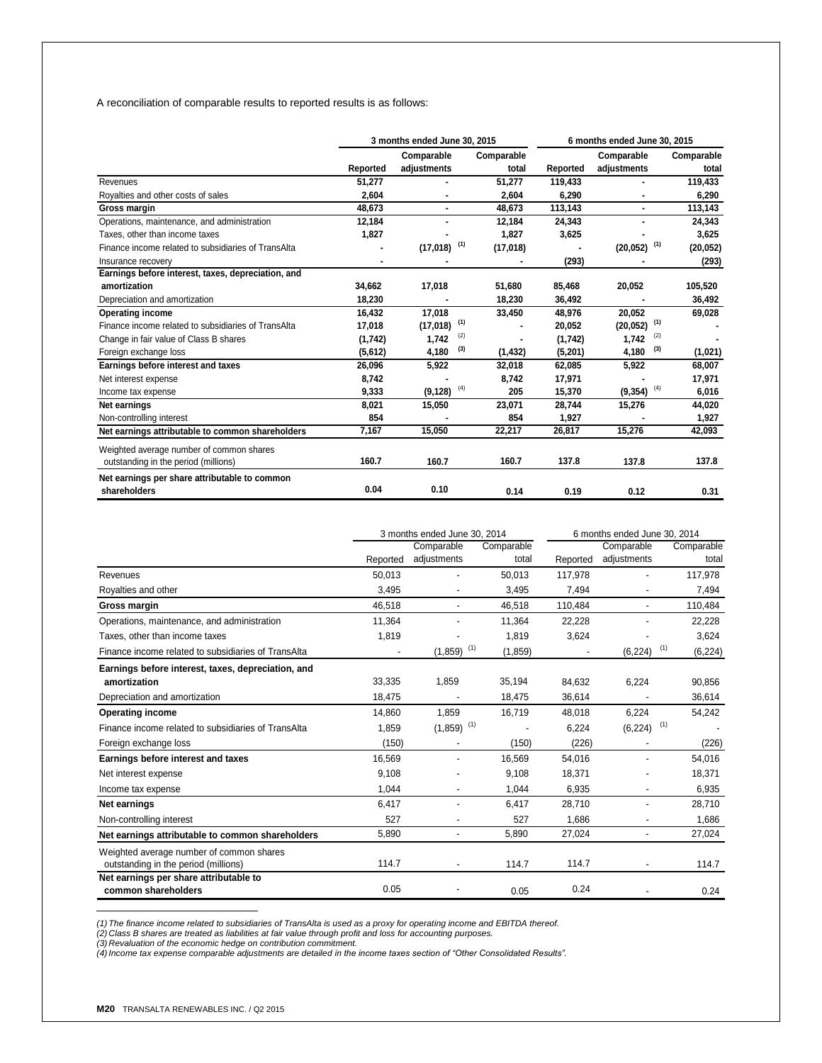A reconciliation of comparable results to reported results is as follows:

| | 3 months ended June 30, 2015 | | | 6 months ended June 30, 2015 | | |
|---|---|---|---|---|---|---|
| | Reported | Comparable adjustments | Comparable total | Reported | Comparable adjustments | Comparable total |
| Revenues | 51,277 | - | 51,277 | 119,433 | - | 119,433 |
| Royalties and other costs of sales | 2,604 | - | 2,604 | 6,290 | - | 6,290 |
| **Gross margin** | 48,673 | - | 48,673 | 113,143 | - | 113,143 |
| Operations, maintenance, and administration | 12,184 | - | 12,184 | 24,343 | - | 24,343 |
| Taxes, other than income taxes | 1,827 | - | 1,827 | 3,625 | - | 3,625 |
| Finance income related to subsidiaries of TransAlta | - | (17,018) (1) | (17,018) | - | (20,052) (1) | (20,052) |
| Insurance recovery | - | - | - | (293) | - | (293) |
| **Earnings before interest, taxes, depreciation, and amortization** | 34,662 | 17,018 | 51,680 | 85,468 | 20,052 | 105,520 |
| Depreciation and amortization | 18,230 | - | 18,230 | 36,492 | - | 36,492 |
| **Operating income** | 16,432 | 17,018 | 33,450 | 48,976 | 20,052 | 69,028 |
| Finance income related to subsidiaries of TransAlta | 17,018 | (17,018) (1) | - | 20,052 | (20,052) (1) | - |
| Change in fair value of Class B shares | (1,742) | 1,742 (2) | - | (1,742) | 1,742 (2) | - |
| Foreign exchange loss | (5,612) | 4,180 (3) | (1,432) | (5,201) | 4,180 (3) | (1,021) |
| **Earnings before interest and taxes** | 26,096 | 5,922 | 32,018 | 62,085 | 5,922 | 68,007 |
| Net interest expense | 8,742 | - | 8,742 | 17,971 | - | 17,971 |
| Income tax expense | 9,333 | (9,128) (4) | 205 | 15,370 | (9,354) (4) | 6,016 |
| **Net earnings** | 8,021 | 15,050 | 23,071 | 28,744 | 15,276 | 44,020 |
| Non-controlling interest | 854 | - | 854 | 1,927 | - | 1,927 |
| **Net earnings attributable to common shareholders** | 7,167 | 15,050 | 22,217 | 26,817 | 15,276 | 42,093 |
| Weighted average number of common shares outstanding in the period (millions) | 160.7 | 160.7 | 160.7 | 137.8 | 137.8 | 137.8 |
| **Net earnings per share attributable to common shareholders** | 0.04 | 0.10 | 0.14 | 0.19 | 0.12 | 0.31 |

| | 3 months ended June 30, 2014 | | | 6 months ended June 30, 2014 | | |
|---|---|---|---|---|---|---|
| | Reported | Comparable adjustments | Comparable total | Reported | Comparable adjustments | Comparable total |
| Revenues | 50,013 | - | 50,013 | 117,978 | - | 117,978 |
| Royalties and other | 3,495 | - | 3,495 | 7,494 | - | 7,494 |
| **Gross margin** | 46,518 | - | 46,518 | 110,484 | - | 110,484 |
| Operations, maintenance, and administration | 11,364 | - | 11,364 | 22,228 | - | 22,228 |
| Taxes, other than income taxes | 1,819 | - | 1,819 | 3,624 | - | 3,624 |
| Finance income related to subsidiaries of TransAlta | - | (1,859) (1) | (1,859) | - | (6,224) (1) | (6,224) |
| **Earnings before interest, taxes, depreciation, and amortization** | 33,335 | 1,859 | 35,194 | 84,632 | 6,224 | 90,856 |
| Depreciation and amortization | 18,475 | - | 18,475 | 36,614 | - | 36,614 |
| **Operating income** | 14,860 | 1,859 | 16,719 | 48,018 | 6,224 | 54,242 |
| Finance income related to subsidiaries of TransAlta | 1,859 | (1,859) (1) | - | 6,224 | (6,224) (1) | - |
| Foreign exchange loss | (150) | - | (150) | (226) | - | (226) |
| **Earnings before interest and taxes** | 16,569 | - | 16,569 | 54,016 | - | 54,016 |
| Net interest expense | 9,108 | - | 9,108 | 18,371 | - | 18,371 |
| Income tax expense | 1,044 | - | 1,044 | 6,935 | - | 6,935 |
| **Net earnings** | 6,417 | - | 6,417 | 28,710 | - | 28,710 |
| Non-controlling interest | 527 | - | 527 | 1,686 | - | 1,686 |
| **Net earnings attributable to common shareholders** | 5,890 | - | 5,890 | 27,024 | - | 27,024 |
| Weighted average number of common shares outstanding in the period (millions) | 114.7 | - | 114.7 | 114.7 | - | 114.7 |
| **Net earnings per share attributable to common shareholders** | 0.05 | - | 0.05 | 0.24 | - | 0.24 |

*(1) The finance income related to subsidiaries of TransAlta is used as a proxy for operating income and EBITDA thereof.*
*(2) Class B shares are treated as liabilities at fair value through profit and loss for accounting purposes.*
*(3) Revaluation of the economic hedge on contribution commitment.*
*(4) Income tax expense comparable adjustments are detailed in the income taxes section of "Other Consolidated Results".*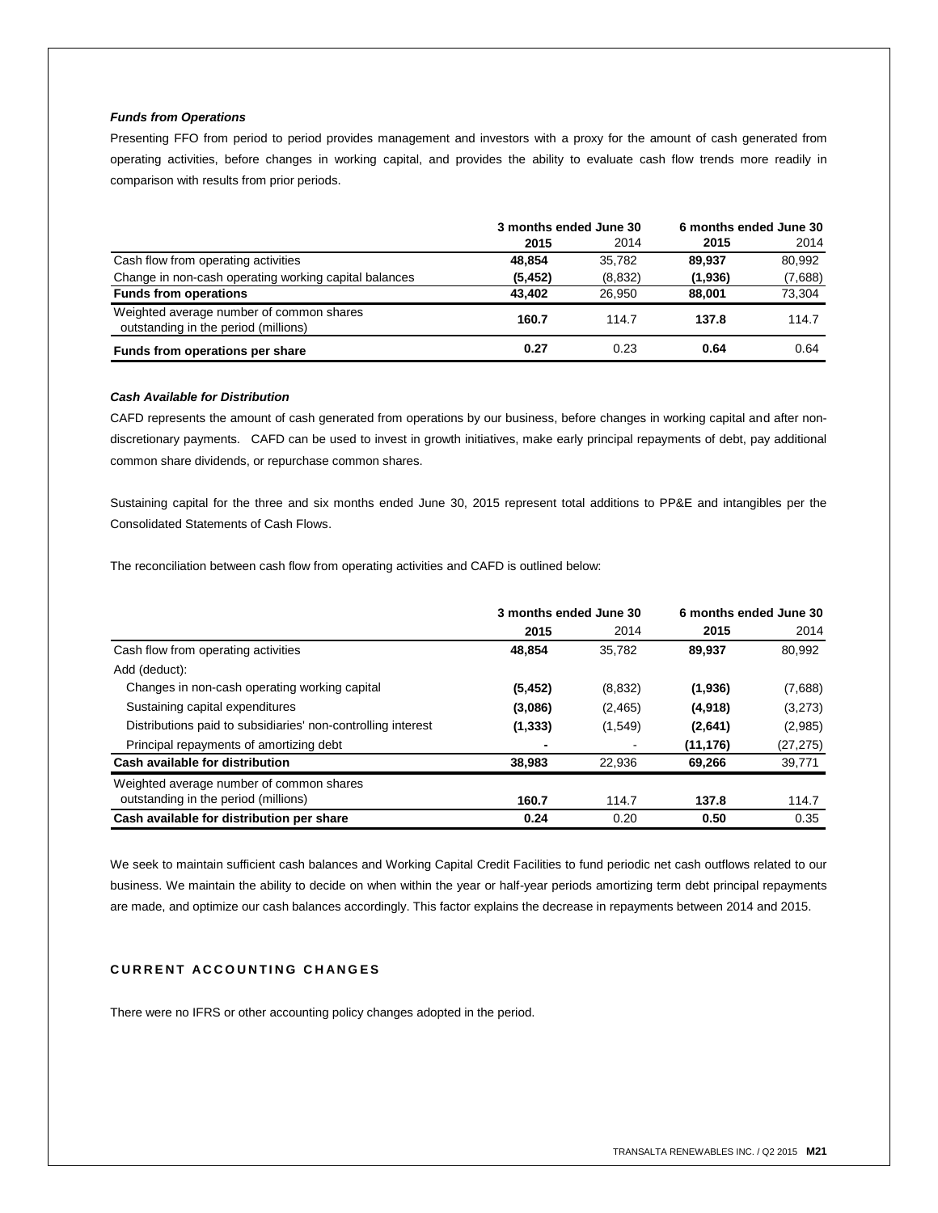### *Funds from Operations*

Presenting FFO from period to period provides management and investors with a proxy for the amount of cash generated from operating activities, before changes in working capital, and provides the ability to evaluate cash flow trends more readily in comparison with results from prior periods.

| | 3 months ended June 30 | | 6 months ended June 30 | |
|---|---|---|---|---|
| | **2015** | 2014 | **2015** | 2014 |
| Cash flow from operating activities | **48,854** | 35,782 | **89,937** | 80,992 |
| Change in non-cash operating working capital balances | **(5,452)** | (8,832) | **(1,936)** | (7,688) |
| **Funds from operations** | **43,402** | 26,950 | **88,001** | 73,304 |
| Weighted average number of common shares outstanding in the period (millions) | **160.7** | 114.7 | **137.8** | 114.7 |
| **Funds from operations per share** | **0.27** | 0.23 | **0.64** | 0.64 |

### *Cash Available for Distribution*

CAFD represents the amount of cash generated from operations by our business, before changes in working capital and after non-discretionary payments. CAFD can be used to invest in growth initiatives, make early principal repayments of debt, pay additional common share dividends, or repurchase common shares.

Sustaining capital for the three and six months ended June 30, 2015 represent total additions to PP&E and intangibles per the Consolidated Statements of Cash Flows.

The reconciliation between cash flow from operating activities and CAFD is outlined below:

| | 3 months ended June 30 | | 6 months ended June 30 | |
|---|---|---|---|---|
| | **2015** | 2014 | **2015** | 2014 |
| Cash flow from operating activities | **48,854** | 35,782 | **89,937** | 80,992 |
| Add (deduct): | | | | |
| Changes in non-cash operating working capital | **(5,452)** | (8,832) | **(1,936)** | (7,688) |
| Sustaining capital expenditures | **(3,086)** | (2,465) | **(4,918)** | (3,273) |
| Distributions paid to subsidiaries' non-controlling interest | **(1,333)** | (1,549) | **(2,641)** | (2,985) |
| Principal repayments of amortizing debt | **-** | - | **(11,176)** | (27,275) |
| **Cash available for distribution** | **38,983** | 22,936 | **69,266** | 39,771 |
| Weighted average number of common shares outstanding in the period (millions) | **160.7** | 114.7 | **137.8** | 114.7 |
| **Cash available for distribution per share** | **0.24** | 0.20 | **0.50** | 0.35 |

We seek to maintain sufficient cash balances and Working Capital Credit Facilities to fund periodic net cash outflows related to our business. We maintain the ability to decide on when within the year or half-year periods amortizing term debt principal repayments are made, and optimize our cash balances accordingly. This factor explains the decrease in repayments between 2014 and 2015.

## CURRENT ACCOUNTING CHANGES

There were no IFRS or other accounting policy changes adopted in the period.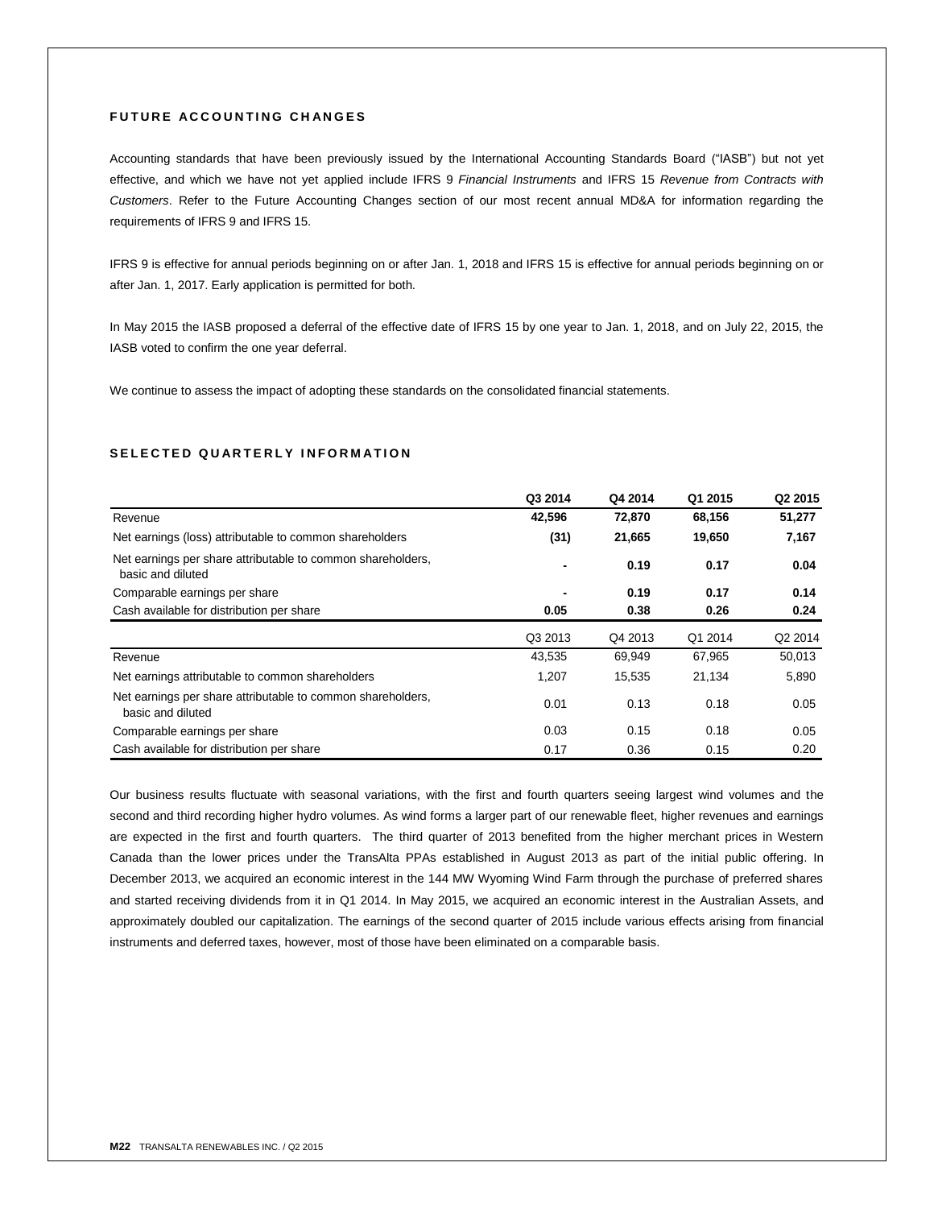## FUTURE ACCOUNTING CHANGES

Accounting standards that have been previously issued by the International Accounting Standards Board ("IASB") but not yet effective, and which we have not yet applied include IFRS 9 *Financial Instruments* and IFRS 15 *Revenue from Contracts with Customers*. Refer to the Future Accounting Changes section of our most recent annual MD&A for information regarding the requirements of IFRS 9 and IFRS 15.

IFRS 9 is effective for annual periods beginning on or after Jan. 1, 2018 and IFRS 15 is effective for annual periods beginning on or after Jan. 1, 2017. Early application is permitted for both.

In May 2015 the IASB proposed a deferral of the effective date of IFRS 15 by one year to Jan. 1, 2018, and on July 22, 2015, the IASB voted to confirm the one year deferral.

We continue to assess the impact of adopting these standards on the consolidated financial statements.

## SELECTED QUARTERLY INFORMATION

| | **Q3 2014** | **Q4 2014** | **Q1 2015** | **Q2 2015** |
|---|---|---|---|---|
| Revenue | **42,596** | **72,870** | **68,156** | **51,277** |
| Net earnings (loss) attributable to common shareholders | **(31)** | **21,665** | **19,650** | **7,167** |
| Net earnings per share attributable to common shareholders, basic and diluted | **-** | **0.19** | **0.17** | **0.04** |
| Comparable earnings per share | **-** | **0.19** | **0.17** | **0.14** |
| Cash available for distribution per share | **0.05** | **0.38** | **0.26** | **0.24** |
| | Q3 2013 | Q4 2013 | Q1 2014 | Q2 2014 |
| Revenue | 43,535 | 69,949 | 67,965 | 50,013 |
| Net earnings attributable to common shareholders | 1,207 | 15,535 | 21,134 | 5,890 |
| Net earnings per share attributable to common shareholders, basic and diluted | 0.01 | 0.13 | 0.18 | 0.05 |
| Comparable earnings per share | 0.03 | 0.15 | 0.18 | 0.05 |
| Cash available for distribution per share | 0.17 | 0.36 | 0.15 | 0.20 |

Our business results fluctuate with seasonal variations, with the first and fourth quarters seeing largest wind volumes and the second and third recording higher hydro volumes. As wind forms a larger part of our renewable fleet, higher revenues and earnings are expected in the first and fourth quarters. The third quarter of 2013 benefited from the higher merchant prices in Western Canada than the lower prices under the TransAlta PPAs established in August 2013 as part of the initial public offering. In December 2013, we acquired an economic interest in the 144 MW Wyoming Wind Farm through the purchase of preferred shares and started receiving dividends from it in Q1 2014. In May 2015, we acquired an economic interest in the Australian Assets, and approximately doubled our capitalization. The earnings of the second quarter of 2015 include various effects arising from financial instruments and deferred taxes, however, most of those have been eliminated on a comparable basis.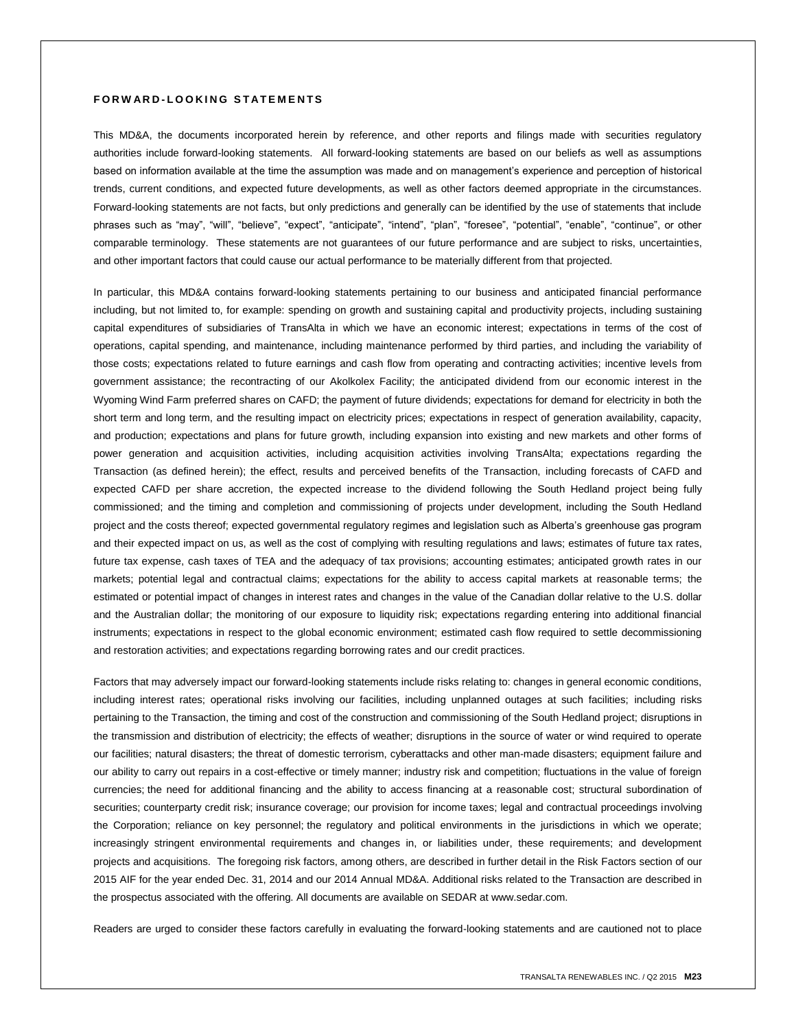## FORWARD-LOOKING STATEMENTS

This MD&A, the documents incorporated herein by reference, and other reports and filings made with securities regulatory authorities include forward-looking statements. All forward-looking statements are based on our beliefs as well as assumptions based on information available at the time the assumption was made and on management's experience and perception of historical trends, current conditions, and expected future developments, as well as other factors deemed appropriate in the circumstances. Forward-looking statements are not facts, but only predictions and generally can be identified by the use of statements that include phrases such as "may", "will", "believe", "expect", "anticipate", "intend", "plan", "foresee", "potential", "enable", "continue", or other comparable terminology. These statements are not guarantees of our future performance and are subject to risks, uncertainties, and other important factors that could cause our actual performance to be materially different from that projected.

In particular, this MD&A contains forward-looking statements pertaining to our business and anticipated financial performance including, but not limited to, for example: spending on growth and sustaining capital and productivity projects, including sustaining capital expenditures of subsidiaries of TransAlta in which we have an economic interest; expectations in terms of the cost of operations, capital spending, and maintenance, including maintenance performed by third parties, and including the variability of those costs; expectations related to future earnings and cash flow from operating and contracting activities; incentive levels from government assistance; the recontracting of our Akolkolex Facility; the anticipated dividend from our economic interest in the Wyoming Wind Farm preferred shares on CAFD; the payment of future dividends; expectations for demand for electricity in both the short term and long term, and the resulting impact on electricity prices; expectations in respect of generation availability, capacity, and production; expectations and plans for future growth, including expansion into existing and new markets and other forms of power generation and acquisition activities, including acquisition activities involving TransAlta; expectations regarding the Transaction (as defined herein); the effect, results and perceived benefits of the Transaction, including forecasts of CAFD and expected CAFD per share accretion, the expected increase to the dividend following the South Hedland project being fully commissioned; and the timing and completion and commissioning of projects under development, including the South Hedland project and the costs thereof; expected governmental regulatory regimes and legislation such as Alberta's greenhouse gas program and their expected impact on us, as well as the cost of complying with resulting regulations and laws; estimates of future tax rates, future tax expense, cash taxes of TEA and the adequacy of tax provisions; accounting estimates; anticipated growth rates in our markets; potential legal and contractual claims; expectations for the ability to access capital markets at reasonable terms; the estimated or potential impact of changes in interest rates and changes in the value of the Canadian dollar relative to the U.S. dollar and the Australian dollar; the monitoring of our exposure to liquidity risk; expectations regarding entering into additional financial instruments; expectations in respect to the global economic environment; estimated cash flow required to settle decommissioning and restoration activities; and expectations regarding borrowing rates and our credit practices.

Factors that may adversely impact our forward-looking statements include risks relating to: changes in general economic conditions, including interest rates; operational risks involving our facilities, including unplanned outages at such facilities; including risks pertaining to the Transaction, the timing and cost of the construction and commissioning of the South Hedland project; disruptions in the transmission and distribution of electricity; the effects of weather; disruptions in the source of water or wind required to operate our facilities; natural disasters; the threat of domestic terrorism, cyberattacks and other man-made disasters; equipment failure and our ability to carry out repairs in a cost-effective or timely manner; industry risk and competition; fluctuations in the value of foreign currencies; the need for additional financing and the ability to access financing at a reasonable cost; structural subordination of securities; counterparty credit risk; insurance coverage; our provision for income taxes; legal and contractual proceedings involving the Corporation; reliance on key personnel; the regulatory and political environments in the jurisdictions in which we operate; increasingly stringent environmental requirements and changes in, or liabilities under, these requirements; and development projects and acquisitions. The foregoing risk factors, among others, are described in further detail in the Risk Factors section of our 2015 AIF for the year ended Dec. 31, 2014 and our 2014 Annual MD&A. Additional risks related to the Transaction are described in the prospectus associated with the offering. All documents are available on SEDAR at www.sedar.com.

Readers are urged to consider these factors carefully in evaluating the forward-looking statements and are cautioned not to place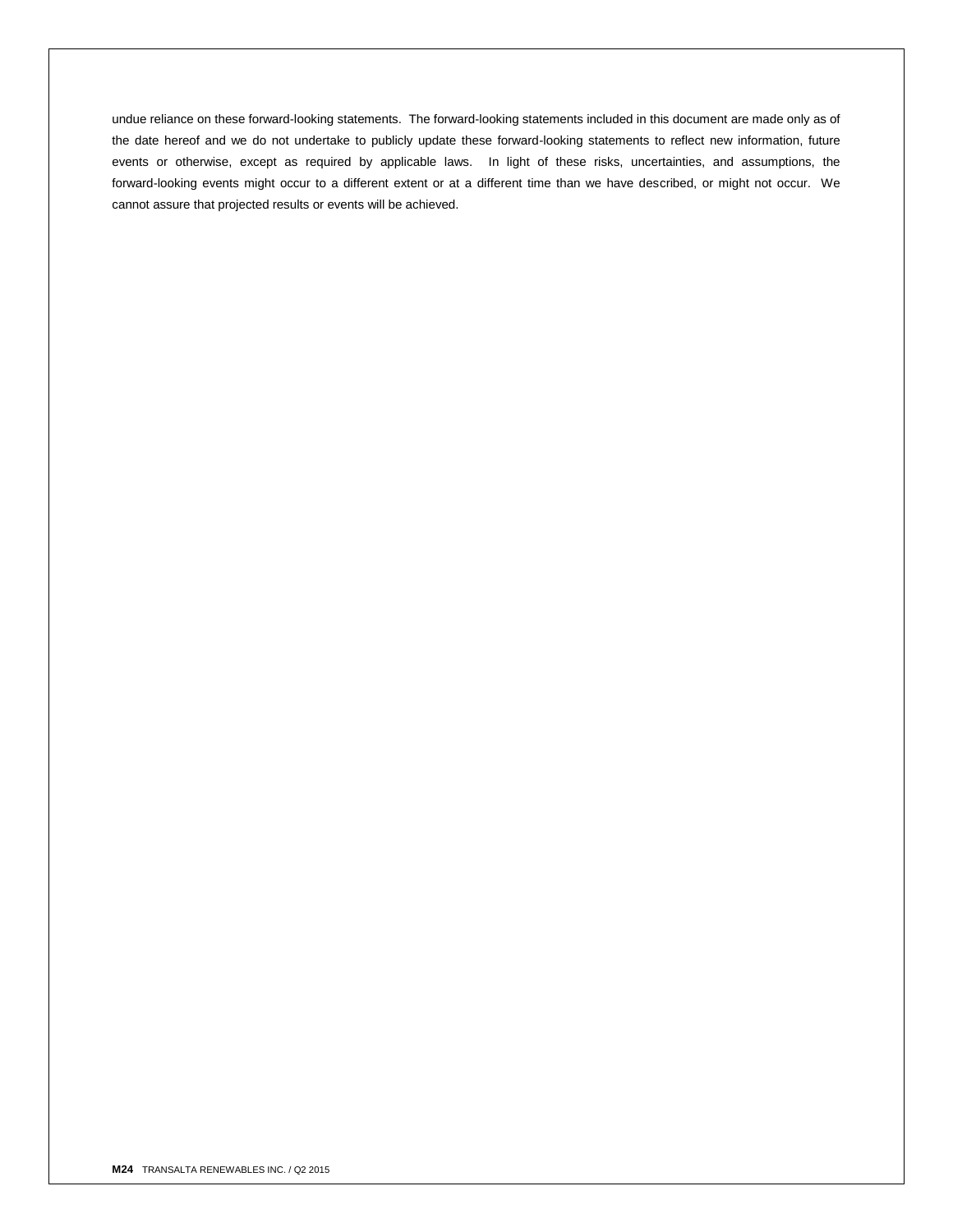undue reliance on these forward-looking statements. The forward-looking statements included in this document are made only as of the date hereof and we do not undertake to publicly update these forward-looking statements to reflect new information, future events or otherwise, except as required by applicable laws. In light of these risks, uncertainties, and assumptions, the forward-looking events might occur to a different extent or at a different time than we have described, or might not occur. We cannot assure that projected results or events will be achieved.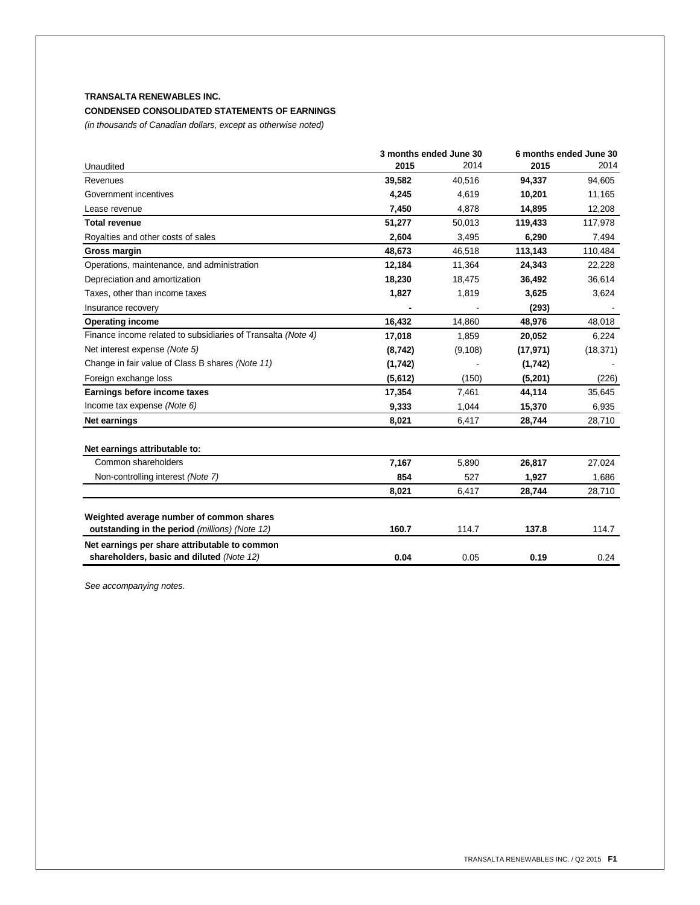**TRANSALTA RENEWABLES INC.**

**CONDENSED CONSOLIDATED STATEMENTS OF EARNINGS**

*(in thousands of Canadian dollars, except as otherwise noted)*

| | 3 months ended June 30 | | 6 months ended June 30 | |
|---|---|---|---|---|
| Unaudited | **2015** | 2014 | **2015** | 2014 |
| Revenues | **39,582** | 40,516 | **94,337** | 94,605 |
| Government incentives | **4,245** | 4,619 | **10,201** | 11,165 |
| Lease revenue | **7,450** | 4,878 | **14,895** | 12,208 |
| **Total revenue** | **51,277** | 50,013 | **119,433** | 117,978 |
| Royalties and other costs of sales | **2,604** | 3,495 | **6,290** | 7,494 |
| **Gross margin** | **48,673** | 46,518 | **113,143** | 110,484 |
| Operations, maintenance, and administration | **12,184** | 11,364 | **24,343** | 22,228 |
| Depreciation and amortization | **18,230** | 18,475 | **36,492** | 36,614 |
| Taxes, other than income taxes | **1,827** | 1,819 | **3,625** | 3,624 |
| Insurance recovery | **-** | - | **(293)** | - |
| **Operating income** | **16,432** | 14,860 | **48,976** | 48,018 |
| Finance income related to subsidiaries of Transalta *(Note 4)* | **17,018** | 1,859 | **20,052** | 6,224 |
| Net interest expense *(Note 5)* | **(8,742)** | (9,108) | **(17,971)** | (18,371) |
| Change in fair value of Class B shares *(Note 11)* | **(1,742)** | - | **(1,742)** | - |
| Foreign exchange loss | **(5,612)** | (150) | **(5,201)** | (226) |
| **Earnings before income taxes** | **17,354** | 7,461 | **44,114** | 35,645 |
| Income tax expense *(Note 6)* | **9,333** | 1,044 | **15,370** | 6,935 |
| **Net earnings** | **8,021** | 6,417 | **28,744** | 28,710 |
| | | | | |
| **Net earnings attributable to:** | | | | |
| Common shareholders | **7,167** | 5,890 | **26,817** | 27,024 |
| Non-controlling interest *(Note 7)* | **854** | 527 | **1,927** | 1,686 |
| | **8,021** | 6,417 | **28,744** | 28,710 |
| | | | | |
| **Weighted average number of common shares outstanding in the period** *(millions) (Note 12)* | **160.7** | 114.7 | **137.8** | 114.7 |
| **Net earnings per share attributable to common shareholders, basic and diluted** *(Note 12)* | **0.04** | 0.05 | **0.19** | 0.24 |

*See accompanying notes.*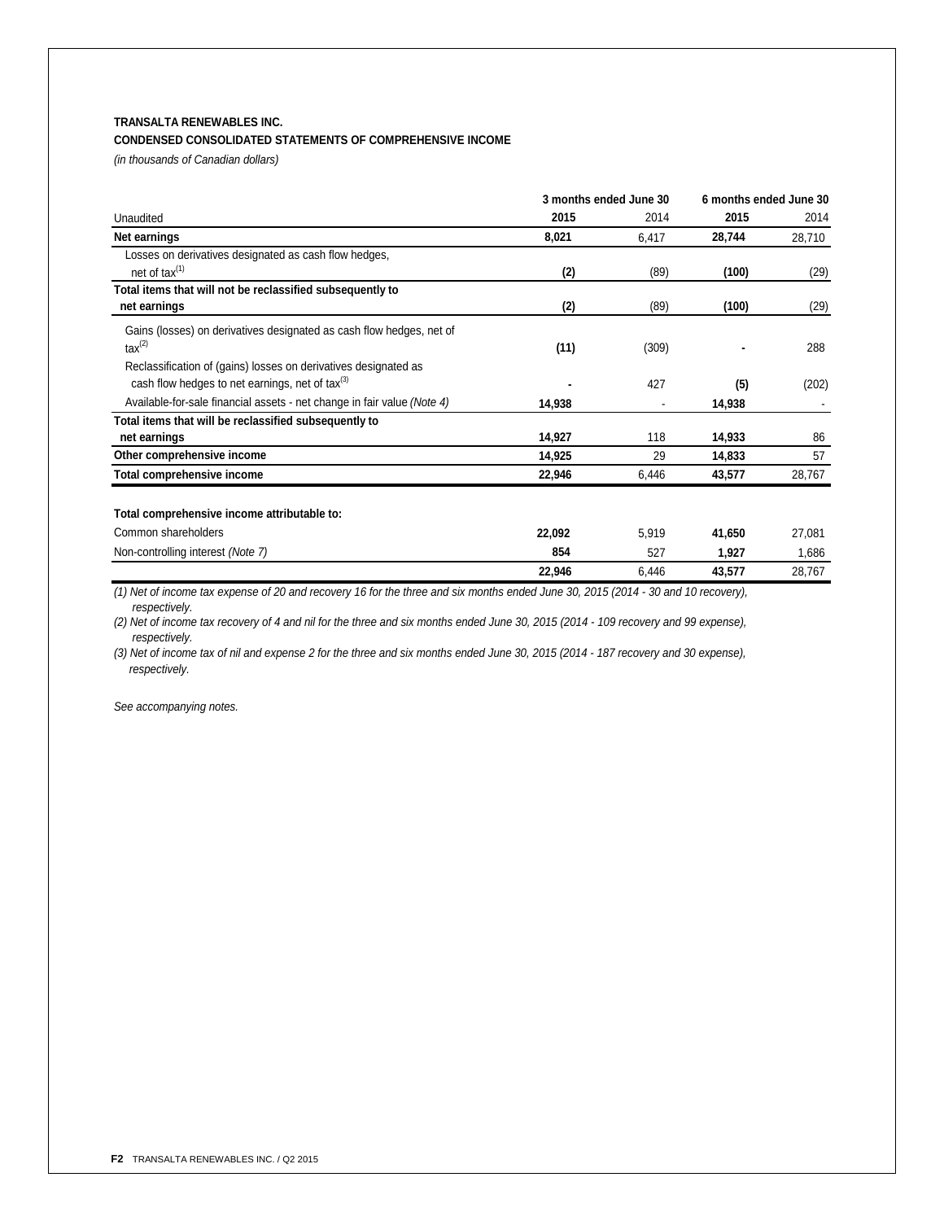**TRANSALTA RENEWABLES INC.**

**CONDENSED CONSOLIDATED STATEMENTS OF COMPREHENSIVE INCOME**

*(in thousands of Canadian dollars)*

| | 3 months ended June 30 | | 6 months ended June 30 | |
|---|---|---|---|---|
| Unaudited | **2015** | 2014 | **2015** | 2014 |
| **Net earnings** | **8,021** | 6,417 | **28,744** | 28,710 |
| Losses on derivatives designated as cash flow hedges, net of tax[(1)] | **(2)** | (89) | **(100)** | (29) |
| **Total items that will not be reclassified subsequently to net earnings** | **(2)** | (89) | **(100)** | (29) |
| Gains (losses) on derivatives designated as cash flow hedges, net of tax[(2)] | **(11)** | (309) | **-** | 288 |
| Reclassification of (gains) losses on derivatives designated as cash flow hedges to net earnings, net of tax[(3)] | **-** | 427 | **(5)** | (202) |
| Available-for-sale financial assets - net change in fair value *(Note 4)* | **14,938** | - | **14,938** | - |
| **Total items that will be reclassified subsequently to net earnings** | **14,927** | 118 | **14,933** | 86 |
| **Other comprehensive income** | **14,925** | 29 | **14,833** | 57 |
| **Total comprehensive income** | **22,946** | 6,446 | **43,577** | 28,767 |
| | | | | |
| **Total comprehensive income attributable to:** | | | | |
| Common shareholders | **22,092** | 5,919 | **41,650** | 27,081 |
| Non-controlling interest *(Note 7)* | **854** | 527 | **1,927** | 1,686 |
| | **22,946** | 6,446 | **43,577** | 28,767 |

*(1) Net of income tax expense of 20 and recovery 16 for the three and six months ended June 30, 2015 (2014 - 30 and 10 recovery), respectively.*

*(2) Net of income tax recovery of 4 and nil for the three and six months ended June 30, 2015 (2014 - 109 recovery and 99 expense), respectively.*

*(3) Net of income tax of nil and expense 2 for the three and six months ended June 30, 2015 (2014 - 187 recovery and 30 expense), respectively.*

*See accompanying notes.*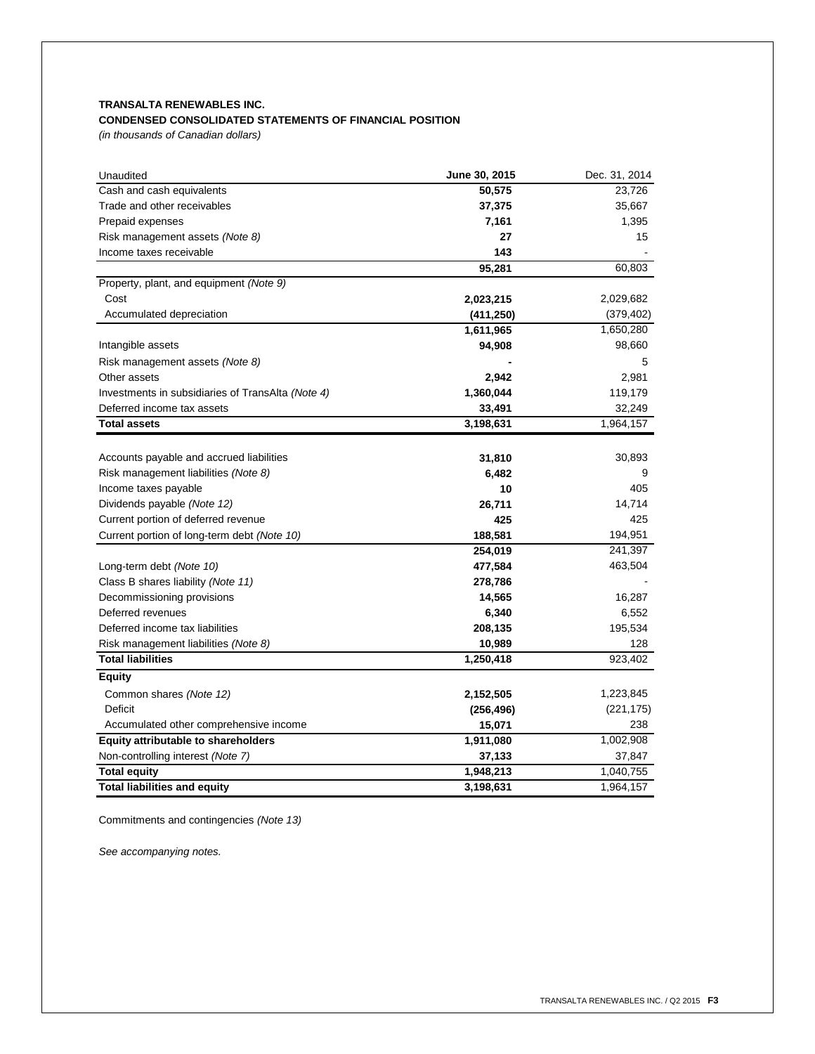**TRANSALTA RENEWABLES INC.**

**CONDENSED CONSOLIDATED STATEMENTS OF FINANCIAL POSITION**

*(in thousands of Canadian dollars)*

| Unaudited | **June 30, 2015** | Dec. 31, 2014 |
|---|---|---|
| Cash and cash equivalents | **50,575** | 23,726 |
| Trade and other receivables | **37,375** | 35,667 |
| Prepaid expenses | **7,161** | 1,395 |
| Risk management assets *(Note 8)* | **27** | 15 |
| Income taxes receivable | **143** | - |
| | **95,281** | 60,803 |
| Property, plant, and equipment *(Note 9)* | | |
| Cost | **2,023,215** | 2,029,682 |
| Accumulated depreciation | **(411,250)** | (379,402) |
| | **1,611,965** | 1,650,280 |
| Intangible assets | **94,908** | 98,660 |
| Risk management assets *(Note 8)* | **-** | 5 |
| Other assets | **2,942** | 2,981 |
| Investments in subsidiaries of TransAlta *(Note 4)* | **1,360,044** | 119,179 |
| Deferred income tax assets | **33,491** | 32,249 |
| **Total assets** | **3,198,631** | 1,964,157 |
| | | |
| Accounts payable and accrued liabilities | **31,810** | 30,893 |
| Risk management liabilities *(Note 8)* | **6,482** | 9 |
| Income taxes payable | **10** | 405 |
| Dividends payable *(Note 12)* | **26,711** | 14,714 |
| Current portion of deferred revenue | **425** | 425 |
| Current portion of long-term debt *(Note 10)* | **188,581** | 194,951 |
| | **254,019** | 241,397 |
| Long-term debt *(Note 10)* | **477,584** | 463,504 |
| Class B shares liability *(Note 11)* | **278,786** | - |
| Decommissioning provisions | **14,565** | 16,287 |
| Deferred revenues | **6,340** | 6,552 |
| Deferred income tax liabilities | **208,135** | 195,534 |
| Risk management liabilities *(Note 8)* | **10,989** | 128 |
| **Total liabilities** | **1,250,418** | 923,402 |
| **Equity** | | |
| Common shares *(Note 12)* | **2,152,505** | 1,223,845 |
| Deficit | **(256,496)** | (221,175) |
| Accumulated other comprehensive income | **15,071** | 238 |
| **Equity attributable to shareholders** | **1,911,080** | 1,002,908 |
| Non-controlling interest *(Note 7)* | **37,133** | 37,847 |
| **Total equity** | **1,948,213** | 1,040,755 |
| **Total liabilities and equity** | **3,198,631** | 1,964,157 |

Commitments and contingencies *(Note 13)*

*See accompanying notes.*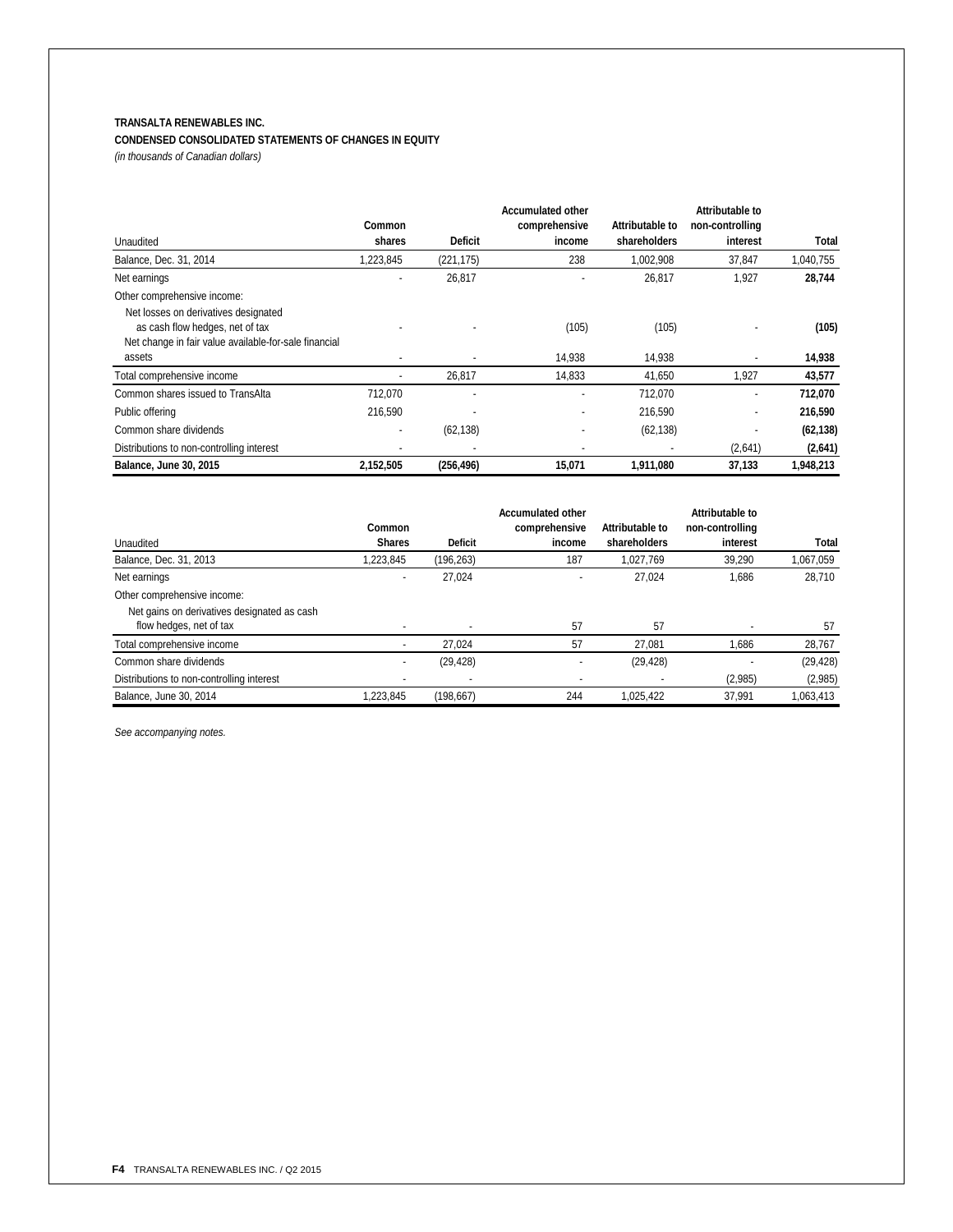**TRANSALTA RENEWABLES INC.**

**CONDENSED CONSOLIDATED STATEMENTS OF CHANGES IN EQUITY**

*(in thousands of Canadian dollars)*

| Unaudited | Common shares | Deficit | Accumulated other comprehensive income | Attributable to shareholders | Attributable to non-controlling interest | Total |
|---|---|---|---|---|---|---|
| Balance, Dec. 31, 2014 | 1,223,845 | (221,175) | 238 | 1,002,908 | 37,847 | 1,040,755 |
| Net earnings | - | 26,817 | - | 26,817 | 1,927 | **28,744** |
| Other comprehensive income: | | | | | | |
| Net losses on derivatives designated as cash flow hedges, net of tax | - | - | (105) | (105) | - | **(105)** |
| Net change in fair value available-for-sale financial assets | - | - | 14,938 | 14,938 | - | **14,938** |
| Total comprehensive income | - | 26,817 | 14,833 | 41,650 | 1,927 | **43,577** |
| Common shares issued to TransAlta | 712,070 | - | - | 712,070 | - | **712,070** |
| Public offering | 216,590 | - | - | 216,590 | - | **216,590** |
| Common share dividends | - | (62,138) | - | (62,138) | - | **(62,138)** |
| Distributions to non-controlling interest | - | - | - | - | (2,641) | **(2,641)** |
| **Balance, June 30, 2015** | **2,152,505** | **(256,496)** | **15,071** | **1,911,080** | **37,133** | **1,948,213** |

| Unaudited | Common Shares | Deficit | Accumulated other comprehensive income | Attributable to shareholders | Attributable to non-controlling interest | Total |
|---|---|---|---|---|---|---|
| Balance, Dec. 31, 2013 | 1,223,845 | (196,263) | 187 | 1,027,769 | 39,290 | 1,067,059 |
| Net earnings | - | 27,024 | - | 27,024 | 1,686 | 28,710 |
| Other comprehensive income: | | | | | | |
| Net gains on derivatives designated as cash flow hedges, net of tax | - | - | 57 | 57 | - | 57 |
| Total comprehensive income | - | 27,024 | 57 | 27,081 | 1,686 | 28,767 |
| Common share dividends | - | (29,428) | - | (29,428) | - | (29,428) |
| Distributions to non-controlling interest | - | - | - | - | (2,985) | (2,985) |
| Balance, June 30, 2014 | 1,223,845 | (198,667) | 244 | 1,025,422 | 37,991 | 1,063,413 |

*See accompanying notes.*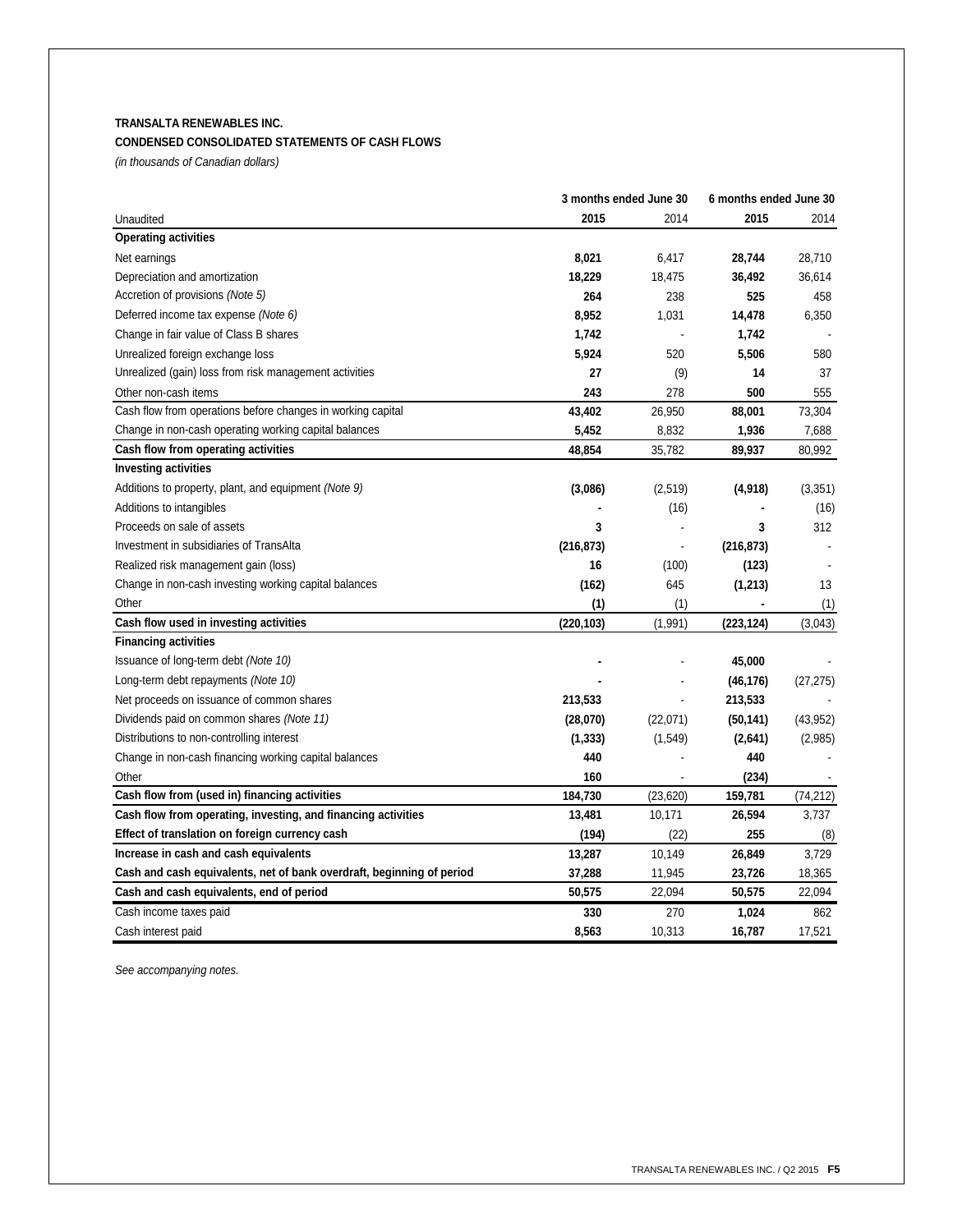**TRANSALTA RENEWABLES INC.**

**CONDENSED CONSOLIDATED STATEMENTS OF CASH FLOWS**

*(in thousands of Canadian dollars)*

| | 3 months ended June 30 | | 6 months ended June 30 | |
|---|---|---|---|---|
| Unaudited | **2015** | 2014 | **2015** | 2014 |
| **Operating activities** | | | | |
| Net earnings | **8,021** | 6,417 | **28,744** | 28,710 |
| Depreciation and amortization | **18,229** | 18,475 | **36,492** | 36,614 |
| Accretion of provisions *(Note 5)* | **264** | 238 | **525** | 458 |
| Deferred income tax expense *(Note 6)* | **8,952** | 1,031 | **14,478** | 6,350 |
| Change in fair value of Class B shares | **1,742** | - | **1,742** | - |
| Unrealized foreign exchange loss | **5,924** | 520 | **5,506** | 580 |
| Unrealized (gain) loss from risk management activities | **27** | (9) | **14** | 37 |
| Other non-cash items | **243** | 278 | **500** | 555 |
| Cash flow from operations before changes in working capital | **43,402** | 26,950 | **88,001** | 73,304 |
| Change in non-cash operating working capital balances | **5,452** | 8,832 | **1,936** | 7,688 |
| **Cash flow from operating activities** | **48,854** | 35,782 | **89,937** | 80,992 |
| **Investing activities** | | | | |
| Additions to property, plant, and equipment *(Note 9)* | **(3,086)** | (2,519) | **(4,918)** | (3,351) |
| Additions to intangibles | **-** | (16) | **-** | (16) |
| Proceeds on sale of assets | **3** | - | **3** | 312 |
| Investment in subsidiaries of TransAlta | **(216,873)** | - | **(216,873)** | - |
| Realized risk management gain (loss) | **16** | (100) | **(123)** | - |
| Change in non-cash investing working capital balances | **(162)** | 645 | **(1,213)** | 13 |
| Other | **(1)** | (1) | **-** | (1) |
| **Cash flow used in investing activities** | **(220,103)** | (1,991) | **(223,124)** | (3,043) |
| **Financing activities** | | | | |
| Issuance of long-term debt *(Note 10)* | **-** | - | **45,000** | - |
| Long-term debt repayments *(Note 10)* | **-** | - | **(46,176)** | (27,275) |
| Net proceeds on issuance of common shares | **213,533** | - | **213,533** | - |
| Dividends paid on common shares *(Note 11)* | **(28,070)** | (22,071) | **(50,141)** | (43,952) |
| Distributions to non-controlling interest | **(1,333)** | (1,549) | **(2,641)** | (2,985) |
| Change in non-cash financing working capital balances | **440** | - | **440** | - |
| Other | **160** | - | **(234)** | - |
| **Cash flow from (used in) financing activities** | **184,730** | (23,620) | **159,781** | (74,212) |
| **Cash flow from operating, investing, and financing activities** | **13,481** | 10,171 | **26,594** | 3,737 |
| **Effect of translation on foreign currency cash** | **(194)** | (22) | **255** | (8) |
| **Increase in cash and cash equivalents** | **13,287** | 10,149 | **26,849** | 3,729 |
| **Cash and cash equivalents, net of bank overdraft, beginning of period** | **37,288** | 11,945 | **23,726** | 18,365 |
| **Cash and cash equivalents, end of period** | **50,575** | 22,094 | **50,575** | 22,094 |
| Cash income taxes paid | **330** | 270 | **1,024** | 862 |
| Cash interest paid | **8,563** | 10,313 | **16,787** | 17,521 |

*See accompanying notes.*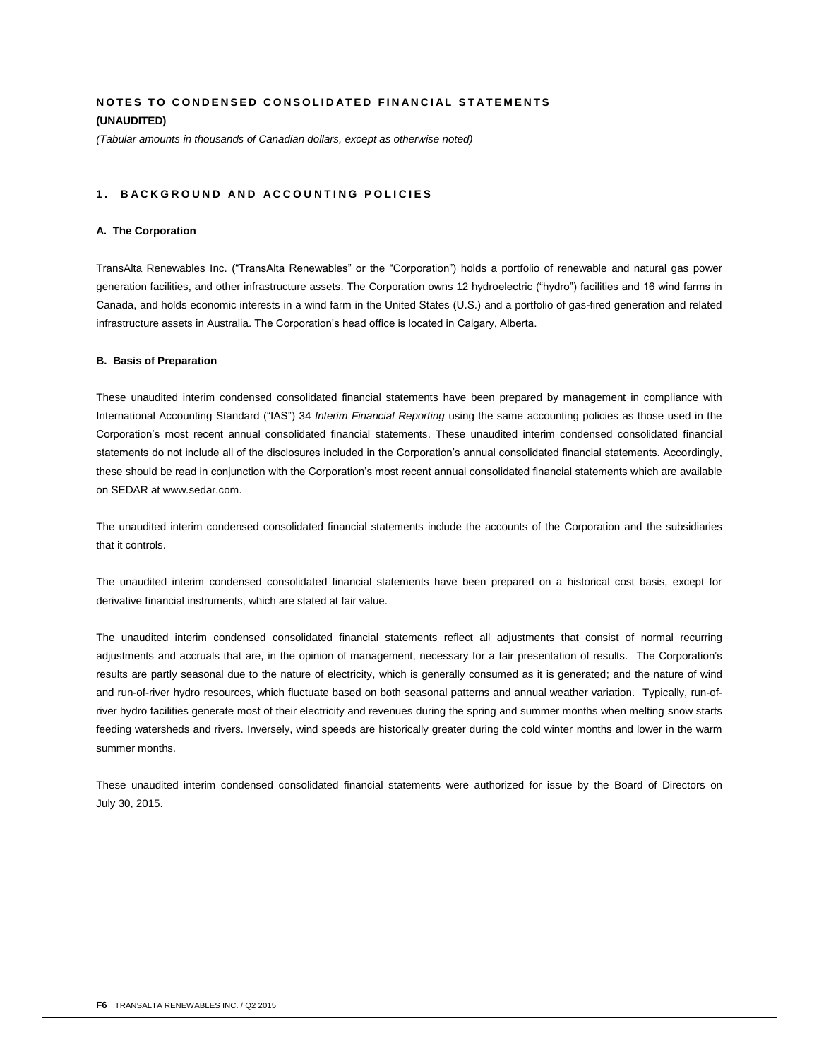# NOTES TO CONDENSED CONSOLIDATED FINANCIAL STATEMENTS

**(UNAUDITED)**

*(Tabular amounts in thousands of Canadian dollars, except as otherwise noted)*

## 1. BACKGROUND AND ACCOUNTING POLICIES

### A. The Corporation

TransAlta Renewables Inc. ("TransAlta Renewables" or the "Corporation") holds a portfolio of renewable and natural gas power generation facilities, and other infrastructure assets. The Corporation owns 12 hydroelectric ("hydro") facilities and 16 wind farms in Canada, and holds economic interests in a wind farm in the United States (U.S.) and a portfolio of gas-fired generation and related infrastructure assets in Australia. The Corporation's head office is located in Calgary, Alberta.

### B. Basis of Preparation

These unaudited interim condensed consolidated financial statements have been prepared by management in compliance with International Accounting Standard ("IAS") 34 *Interim Financial Reporting* using the same accounting policies as those used in the Corporation's most recent annual consolidated financial statements. These unaudited interim condensed consolidated financial statements do not include all of the disclosures included in the Corporation's annual consolidated financial statements. Accordingly, these should be read in conjunction with the Corporation's most recent annual consolidated financial statements which are available on SEDAR at www.sedar.com.

The unaudited interim condensed consolidated financial statements include the accounts of the Corporation and the subsidiaries that it controls.

The unaudited interim condensed consolidated financial statements have been prepared on a historical cost basis, except for derivative financial instruments, which are stated at fair value.

The unaudited interim condensed consolidated financial statements reflect all adjustments that consist of normal recurring adjustments and accruals that are, in the opinion of management, necessary for a fair presentation of results. The Corporation's results are partly seasonal due to the nature of electricity, which is generally consumed as it is generated; and the nature of wind and run-of-river hydro resources, which fluctuate based on both seasonal patterns and annual weather variation. Typically, run-of-river hydro facilities generate most of their electricity and revenues during the spring and summer months when melting snow starts feeding watersheds and rivers. Inversely, wind speeds are historically greater during the cold winter months and lower in the warm summer months.

These unaudited interim condensed consolidated financial statements were authorized for issue by the Board of Directors on July 30, 2015.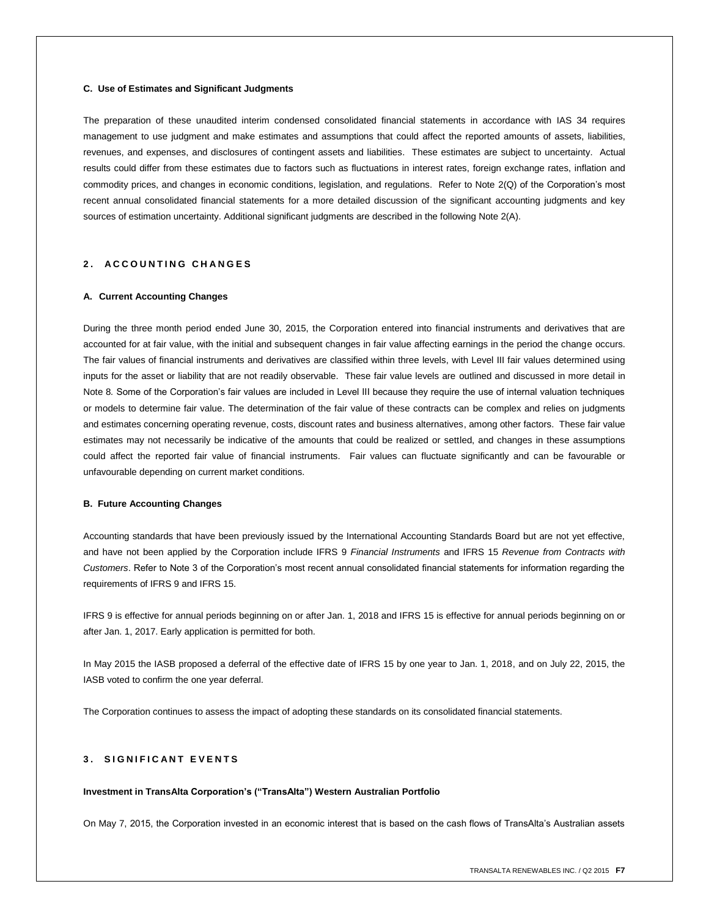### C. Use of Estimates and Significant Judgments

The preparation of these unaudited interim condensed consolidated financial statements in accordance with IAS 34 requires management to use judgment and make estimates and assumptions that could affect the reported amounts of assets, liabilities, revenues, and expenses, and disclosures of contingent assets and liabilities. These estimates are subject to uncertainty. Actual results could differ from these estimates due to factors such as fluctuations in interest rates, foreign exchange rates, inflation and commodity prices, and changes in economic conditions, legislation, and regulations. Refer to Note 2(Q) of the Corporation's most recent annual consolidated financial statements for a more detailed discussion of the significant accounting judgments and key sources of estimation uncertainty. Additional significant judgments are described in the following Note 2(A).

## 2. ACCOUNTING CHANGES

### A. Current Accounting Changes

During the three month period ended June 30, 2015, the Corporation entered into financial instruments and derivatives that are accounted for at fair value, with the initial and subsequent changes in fair value affecting earnings in the period the change occurs. The fair values of financial instruments and derivatives are classified within three levels, with Level III fair values determined using inputs for the asset or liability that are not readily observable. These fair value levels are outlined and discussed in more detail in Note 8. Some of the Corporation's fair values are included in Level III because they require the use of internal valuation techniques or models to determine fair value. The determination of the fair value of these contracts can be complex and relies on judgments and estimates concerning operating revenue, costs, discount rates and business alternatives, among other factors. These fair value estimates may not necessarily be indicative of the amounts that could be realized or settled, and changes in these assumptions could affect the reported fair value of financial instruments. Fair values can fluctuate significantly and can be favourable or unfavourable depending on current market conditions.

### B. Future Accounting Changes

Accounting standards that have been previously issued by the International Accounting Standards Board but are not yet effective, and have not been applied by the Corporation include IFRS 9 *Financial Instruments* and IFRS 15 *Revenue from Contracts with Customers*. Refer to Note 3 of the Corporation's most recent annual consolidated financial statements for information regarding the requirements of IFRS 9 and IFRS 15.

IFRS 9 is effective for annual periods beginning on or after Jan. 1, 2018 and IFRS 15 is effective for annual periods beginning on or after Jan. 1, 2017. Early application is permitted for both.

In May 2015 the IASB proposed a deferral of the effective date of IFRS 15 by one year to Jan. 1, 2018, and on July 22, 2015, the IASB voted to confirm the one year deferral.

The Corporation continues to assess the impact of adopting these standards on its consolidated financial statements.

## 3. SIGNIFICANT EVENTS

### Investment in TransAlta Corporation's ("TransAlta") Western Australian Portfolio

On May 7, 2015, the Corporation invested in an economic interest that is based on the cash flows of TransAlta's Australian assets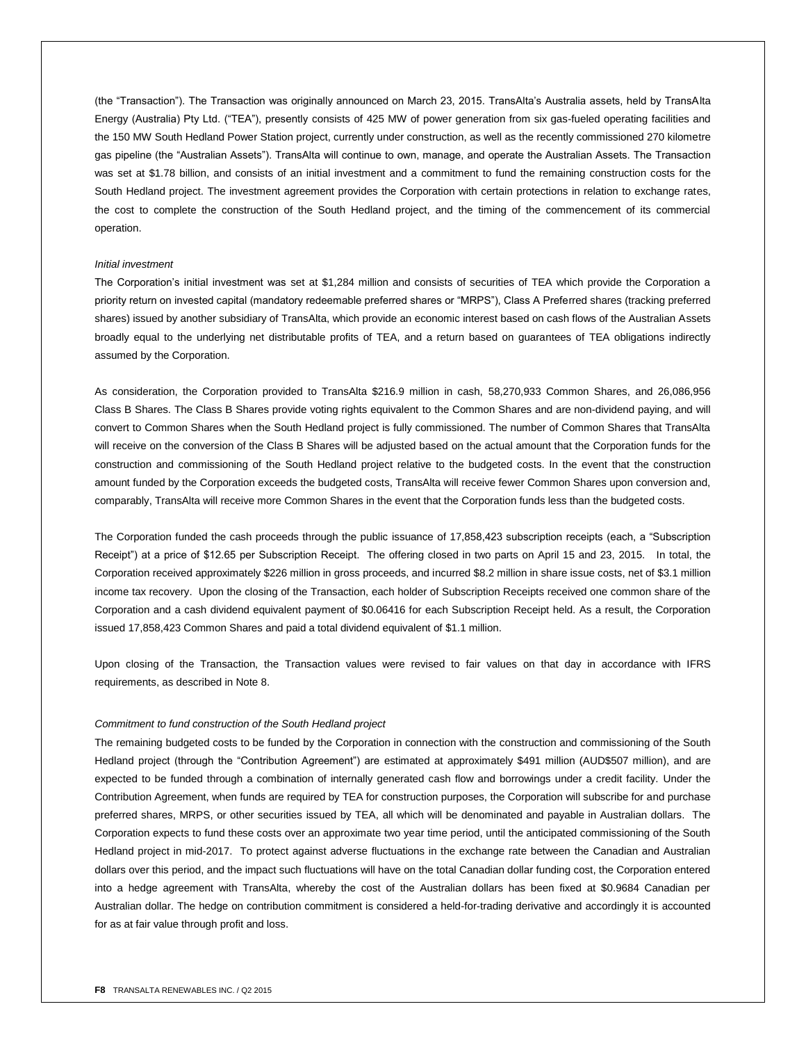(the "Transaction"). The Transaction was originally announced on March 23, 2015. TransAlta's Australia assets, held by TransAlta Energy (Australia) Pty Ltd. ("TEA"), presently consists of 425 MW of power generation from six gas-fueled operating facilities and the 150 MW South Hedland Power Station project, currently under construction, as well as the recently commissioned 270 kilometre gas pipeline (the "Australian Assets"). TransAlta will continue to own, manage, and operate the Australian Assets. The Transaction was set at $1.78 billion, and consists of an initial investment and a commitment to fund the remaining construction costs for the South Hedland project. The investment agreement provides the Corporation with certain protections in relation to exchange rates, the cost to complete the construction of the South Hedland project, and the timing of the commencement of its commercial operation.

*Initial investment*

The Corporation's initial investment was set at $1,284 million and consists of securities of TEA which provide the Corporation a priority return on invested capital (mandatory redeemable preferred shares or "MRPS"), Class A Preferred shares (tracking preferred shares) issued by another subsidiary of TransAlta, which provide an economic interest based on cash flows of the Australian Assets broadly equal to the underlying net distributable profits of TEA, and a return based on guarantees of TEA obligations indirectly assumed by the Corporation.

As consideration, the Corporation provided to TransAlta $216.9 million in cash, 58,270,933 Common Shares, and 26,086,956 Class B Shares. The Class B Shares provide voting rights equivalent to the Common Shares and are non-dividend paying, and will convert to Common Shares when the South Hedland project is fully commissioned. The number of Common Shares that TransAlta will receive on the conversion of the Class B Shares will be adjusted based on the actual amount that the Corporation funds for the construction and commissioning of the South Hedland project relative to the budgeted costs. In the event that the construction amount funded by the Corporation exceeds the budgeted costs, TransAlta will receive fewer Common Shares upon conversion and, comparably, TransAlta will receive more Common Shares in the event that the Corporation funds less than the budgeted costs.

The Corporation funded the cash proceeds through the public issuance of 17,858,423 subscription receipts (each, a "Subscription Receipt") at a price of $12.65 per Subscription Receipt. The offering closed in two parts on April 15 and 23, 2015. In total, the Corporation received approximately $226 million in gross proceeds, and incurred $8.2 million in share issue costs, net of $3.1 million income tax recovery. Upon the closing of the Transaction, each holder of Subscription Receipts received one common share of the Corporation and a cash dividend equivalent payment of $0.06416 for each Subscription Receipt held. As a result, the Corporation issued 17,858,423 Common Shares and paid a total dividend equivalent of $1.1 million.

Upon closing of the Transaction, the Transaction values were revised to fair values on that day in accordance with IFRS requirements, as described in Note 8.

*Commitment to fund construction of the South Hedland project*

The remaining budgeted costs to be funded by the Corporation in connection with the construction and commissioning of the South Hedland project (through the "Contribution Agreement") are estimated at approximately $491 million (AUD$507 million), and are expected to be funded through a combination of internally generated cash flow and borrowings under a credit facility. Under the Contribution Agreement, when funds are required by TEA for construction purposes, the Corporation will subscribe for and purchase preferred shares, MRPS, or other securities issued by TEA, all which will be denominated and payable in Australian dollars. The Corporation expects to fund these costs over an approximate two year time period, until the anticipated commissioning of the South Hedland project in mid-2017. To protect against adverse fluctuations in the exchange rate between the Canadian and Australian dollars over this period, and the impact such fluctuations will have on the total Canadian dollar funding cost, the Corporation entered into a hedge agreement with TransAlta, whereby the cost of the Australian dollars has been fixed at $0.9684 Canadian per Australian dollar. The hedge on contribution commitment is considered a held-for-trading derivative and accordingly it is accounted for as at fair value through profit and loss.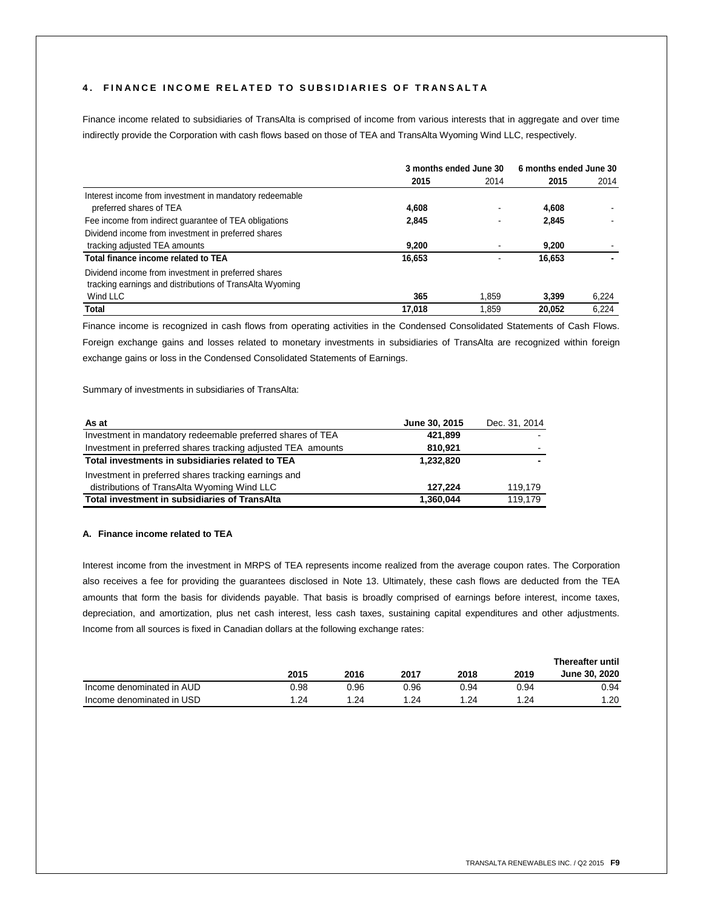## 4. FINANCE INCOME RELATED TO SUBSIDIARIES OF TRANSALTA

Finance income related to subsidiaries of TransAlta is comprised of income from various interests that in aggregate and over time indirectly provide the Corporation with cash flows based on those of TEA and TransAlta Wyoming Wind LLC, respectively.

| | 3 months ended June 30 | | 6 months ended June 30 | |
|---|---|---|---|---|
| | **2015** | 2014 | **2015** | 2014 |
| Interest income from investment in mandatory redeemable preferred shares of TEA | **4,608** | - | **4,608** | - |
| Fee income from indirect guarantee of TEA obligations | **2,845** | - | **2,845** | - |
| Dividend income from investment in preferred shares tracking adjusted TEA amounts | **9,200** | - | **9,200** | - |
| **Total finance income related to TEA** | **16,653** | - | **16,653** | - |
| Dividend income from investment in preferred shares tracking earnings and distributions of TransAlta Wyoming Wind LLC | **365** | 1,859 | **3,399** | 6,224 |
| **Total** | **17,018** | 1,859 | **20,052** | 6,224 |

Finance income is recognized in cash flows from operating activities in the Condensed Consolidated Statements of Cash Flows. Foreign exchange gains and losses related to monetary investments in subsidiaries of TransAlta are recognized within foreign exchange gains or loss in the Condensed Consolidated Statements of Earnings.

Summary of investments in subsidiaries of TransAlta:

| As at | June 30, 2015 | Dec. 31, 2014 |
|---|---|---|
| Investment in mandatory redeemable preferred shares of TEA | **421,899** | - |
| Investment in preferred shares tracking adjusted TEA amounts | **810,921** | - |
| **Total investments in subsidiaries related to TEA** | **1,232,820** | - |
| Investment in preferred shares tracking earnings and distributions of TransAlta Wyoming Wind LLC | **127,224** | 119,179 |
| **Total investment in subsidiaries of TransAlta** | **1,360,044** | 119,179 |

### A. Finance income related to TEA

Interest income from the investment in MRPS of TEA represents income realized from the average coupon rates. The Corporation also receives a fee for providing the guarantees disclosed in Note 13. Ultimately, these cash flows are deducted from the TEA amounts that form the basis for dividends payable. That basis is broadly comprised of earnings before interest, income taxes, depreciation, and amortization, plus net cash interest, less cash taxes, sustaining capital expenditures and other adjustments. Income from all sources is fixed in Canadian dollars at the following exchange rates:

| | 2015 | 2016 | 2017 | 2018 | 2019 | Thereafter until June 30, 2020 |
|---|---|---|---|---|---|---|
| Income denominated in AUD | 0.98 | 0.96 | 0.96 | 0.94 | 0.94 | 0.94 |
| Income denominated in USD | 1.24 | 1.24 | 1.24 | 1.24 | 1.24 | 1.20 |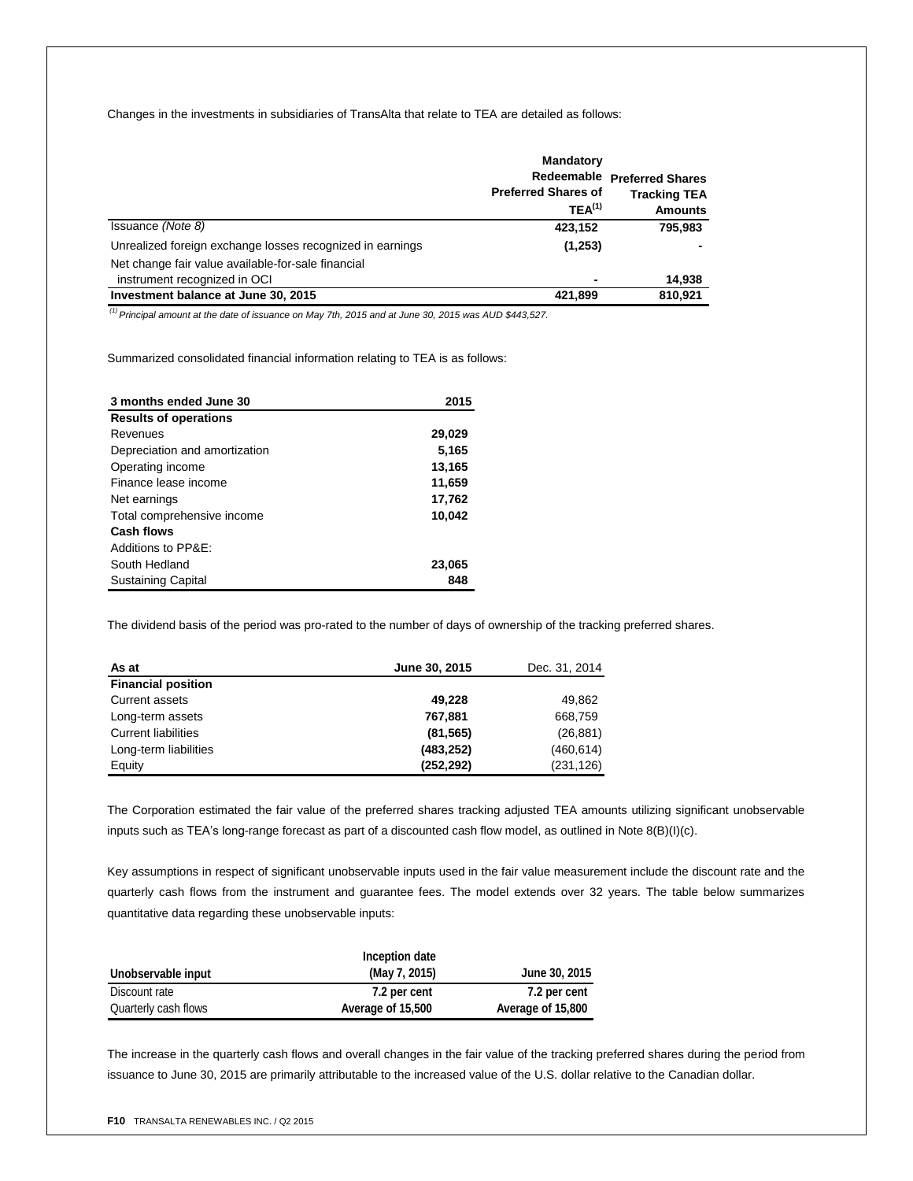Changes in the investments in subsidiaries of TransAlta that relate to TEA are detailed as follows:

| | Mandatory Redeemable Preferred Shares of TEA[(1)] | Preferred Shares Tracking TEA Amounts |
|---|---|---|
| Issuance *(Note 8)* | **423,152** | **795,983** |
| Unrealized foreign exchange losses recognized in earnings | **(1,253)** | **-** |
| Net change fair value available-for-sale financial instrument recognized in OCI | **-** | **14,938** |
| **Investment balance at June 30, 2015** | **421,899** | **810,921** |

*[(1)] Principal amount at the date of issuance on May 7th, 2015 and at June 30, 2015 was AUD $443,527.*

Summarized consolidated financial information relating to TEA is as follows:

| 3 months ended June 30 | 2015 |
|---|---|
| **Results of operations** | |
| Revenues | **29,029** |
| Depreciation and amortization | **5,165** |
| Operating income | **13,165** |
| Finance lease income | **11,659** |
| Net earnings | **17,762** |
| Total comprehensive income | **10,042** |
| **Cash flows** | |
| Additions to PP&E: | |
| South Hedland | **23,065** |
| Sustaining Capital | **848** |

The dividend basis of the period was pro-rated to the number of days of ownership of the tracking preferred shares.

| As at | June 30, 2015 | Dec. 31, 2014 |
|---|---|---|
| **Financial position** | | |
| Current assets | **49,228** | 49,862 |
| Long-term assets | **767,881** | 668,759 |
| Current liabilities | **(81,565)** | (26,881) |
| Long-term liabilities | **(483,252)** | (460,614) |
| Equity | **(252,292)** | (231,126) |

The Corporation estimated the fair value of the preferred shares tracking adjusted TEA amounts utilizing significant unobservable inputs such as TEA's long-range forecast as part of a discounted cash flow model, as outlined in Note 8(B)(I)(c).

Key assumptions in respect of significant unobservable inputs used in the fair value measurement include the discount rate and the quarterly cash flows from the instrument and guarantee fees. The model extends over 32 years. The table below summarizes quantitative data regarding these unobservable inputs:

| Unobservable input | Inception date (May 7, 2015) | June 30, 2015 |
|---|---|---|
| Discount rate | **7.2 per cent** | **7.2 per cent** |
| Quarterly cash flows | **Average of 15,500** | **Average of 15,800** |

The increase in the quarterly cash flows and overall changes in the fair value of the tracking preferred shares during the period from issuance to June 30, 2015 are primarily attributable to the increased value of the U.S. dollar relative to the Canadian dollar.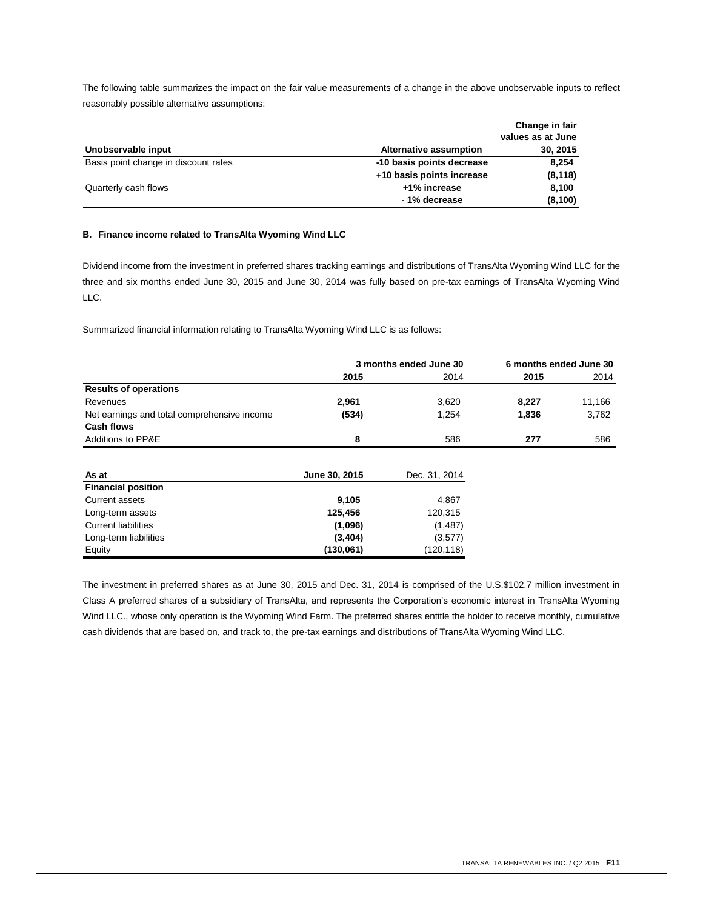The following table summarizes the impact on the fair value measurements of a change in the above unobservable inputs to reflect reasonably possible alternative assumptions:

| Unobservable input | Alternative assumption | Change in fair values as at June 30, 2015 |
|---|---|---|
| Basis point change in discount rates | -10 basis points decrease | 8,254 |
| | +10 basis points increase | (8,118) |
| Quarterly cash flows | +1% increase | 8,100 |
| | - 1% decrease | (8,100) |

**B. Finance income related to TransAlta Wyoming Wind LLC**

Dividend income from the investment in preferred shares tracking earnings and distributions of TransAlta Wyoming Wind LLC for the three and six months ended June 30, 2015 and June 30, 2014 was fully based on pre-tax earnings of TransAlta Wyoming Wind LLC.

Summarized financial information relating to TransAlta Wyoming Wind LLC is as follows:

| | 3 months ended June 30 | | 6 months ended June 30 | |
|---|---|---|---|---|
| | **2015** | 2014 | **2015** | 2014 |
| **Results of operations** | | | | |
| Revenues | **2,961** | 3,620 | **8,227** | 11,166 |
| Net earnings and total comprehensive income | **(534)** | 1,254 | **1,836** | 3,762 |
| **Cash flows** | | | | |
| Additions to PP&E | **8** | 586 | **277** | 586 |

| As at | June 30, 2015 | Dec. 31, 2014 |
|---|---|---|
| **Financial position** | | |
| Current assets | **9,105** | 4,867 |
| Long-term assets | **125,456** | 120,315 |
| Current liabilities | **(1,096)** | (1,487) |
| Long-term liabilities | **(3,404)** | (3,577) |
| Equity | **(130,061)** | (120,118) |

The investment in preferred shares as at June 30, 2015 and Dec. 31, 2014 is comprised of the U.S.$102.7 million investment in Class A preferred shares of a subsidiary of TransAlta, and represents the Corporation's economic interest in TransAlta Wyoming Wind LLC., whose only operation is the Wyoming Wind Farm. The preferred shares entitle the holder to receive monthly, cumulative cash dividends that are based on, and track to, the pre-tax earnings and distributions of TransAlta Wyoming Wind LLC.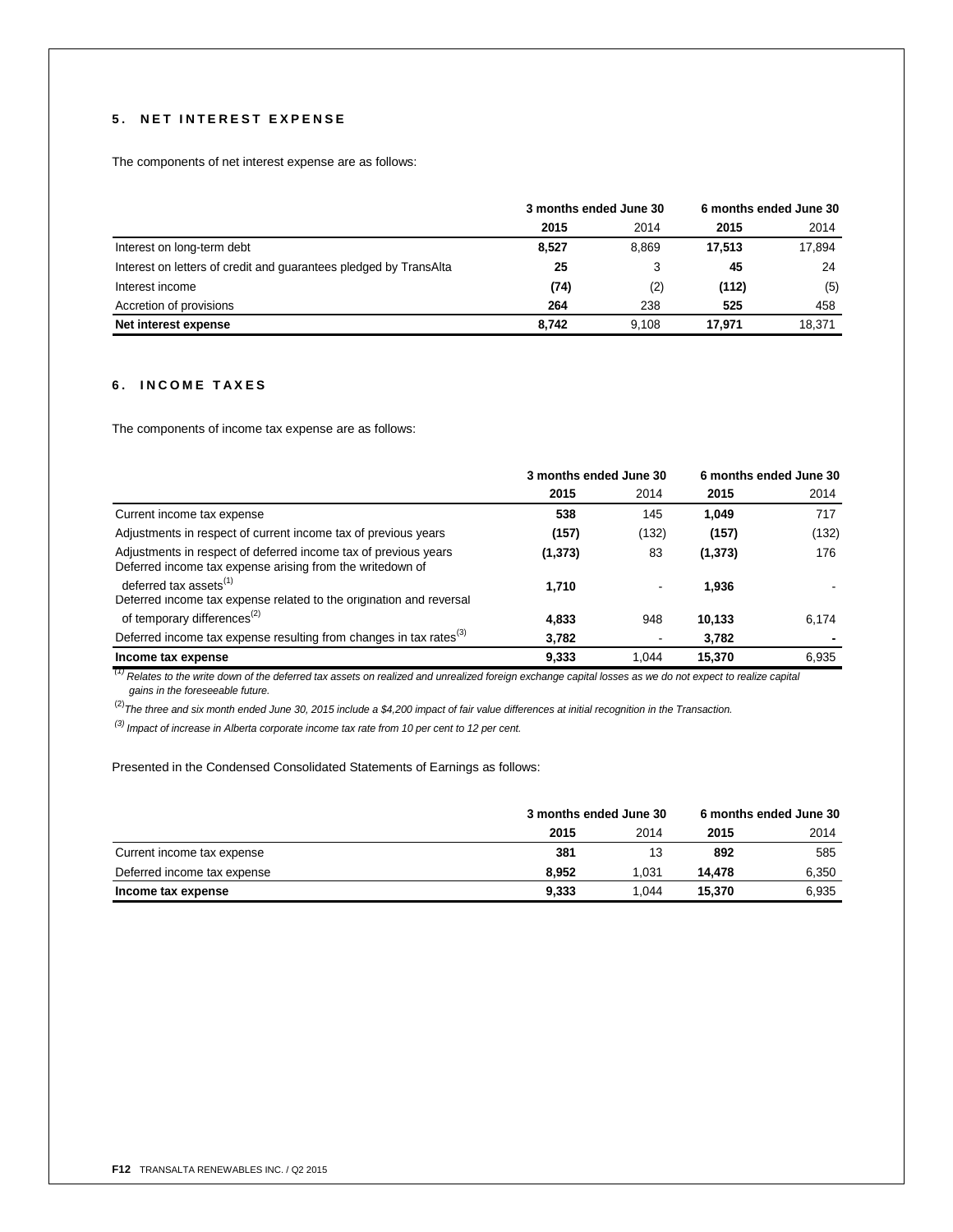## 5. NET INTEREST EXPENSE

The components of net interest expense are as follows:

| | 3 months ended June 30 | | 6 months ended June 30 | |
|---|---|---|---|---|
| | **2015** | 2014 | **2015** | 2014 |
| Interest on long-term debt | **8,527** | 8,869 | **17,513** | 17,894 |
| Interest on letters of credit and guarantees pledged by TransAlta | **25** | 3 | **45** | 24 |
| Interest income | **(74)** | (2) | **(112)** | (5) |
| Accretion of provisions | **264** | 238 | **525** | 458 |
| **Net interest expense** | **8,742** | 9,108 | **17,971** | 18,371 |

## 6. INCOME TAXES

The components of income tax expense are as follows:

| | 3 months ended June 30 | | 6 months ended June 30 | |
|---|---|---|---|---|
| | **2015** | 2014 | **2015** | 2014 |
| Current income tax expense | **538** | 145 | **1,049** | 717 |
| Adjustments in respect of current income tax of previous years | **(157)** | (132) | **(157)** | (132) |
| Adjustments in respect of deferred income tax of previous years | **(1,373)** | 83 | **(1,373)** | 176 |
| Deferred income tax expense arising from the writedown of deferred tax assets[1] | **1,710** | - | **1,936** | - |
| Deferred income tax expense related to the origination and reversal of temporary differences[2] | **4,833** | 948 | **10,133** | 6,174 |
| Deferred income tax expense resulting from changes in tax rates[3] | **3,782** | - | **3,782** | - |
| **Income tax expense** | **9,333** | 1,044 | **15,370** | 6,935 |

*[1] Relates to the write down of the deferred tax assets on realized and unrealized foreign exchange capital losses as we do not expect to realize capital gains in the foreseeable future.*

*[2] The three and six month ended June 30, 2015 include a $4,200 impact of fair value differences at initial recognition in the Transaction.*

*[3] Impact of increase in Alberta corporate income tax rate from 10 per cent to 12 per cent.*

Presented in the Condensed Consolidated Statements of Earnings as follows:

| | 3 months ended June 30 | | 6 months ended June 30 | |
|---|---|---|---|---|
| | **2015** | 2014 | **2015** | 2014 |
| Current income tax expense | **381** | 13 | **892** | 585 |
| Deferred income tax expense | **8,952** | 1,031 | **14,478** | 6,350 |
| **Income tax expense** | **9,333** | 1,044 | **15,370** | 6,935 |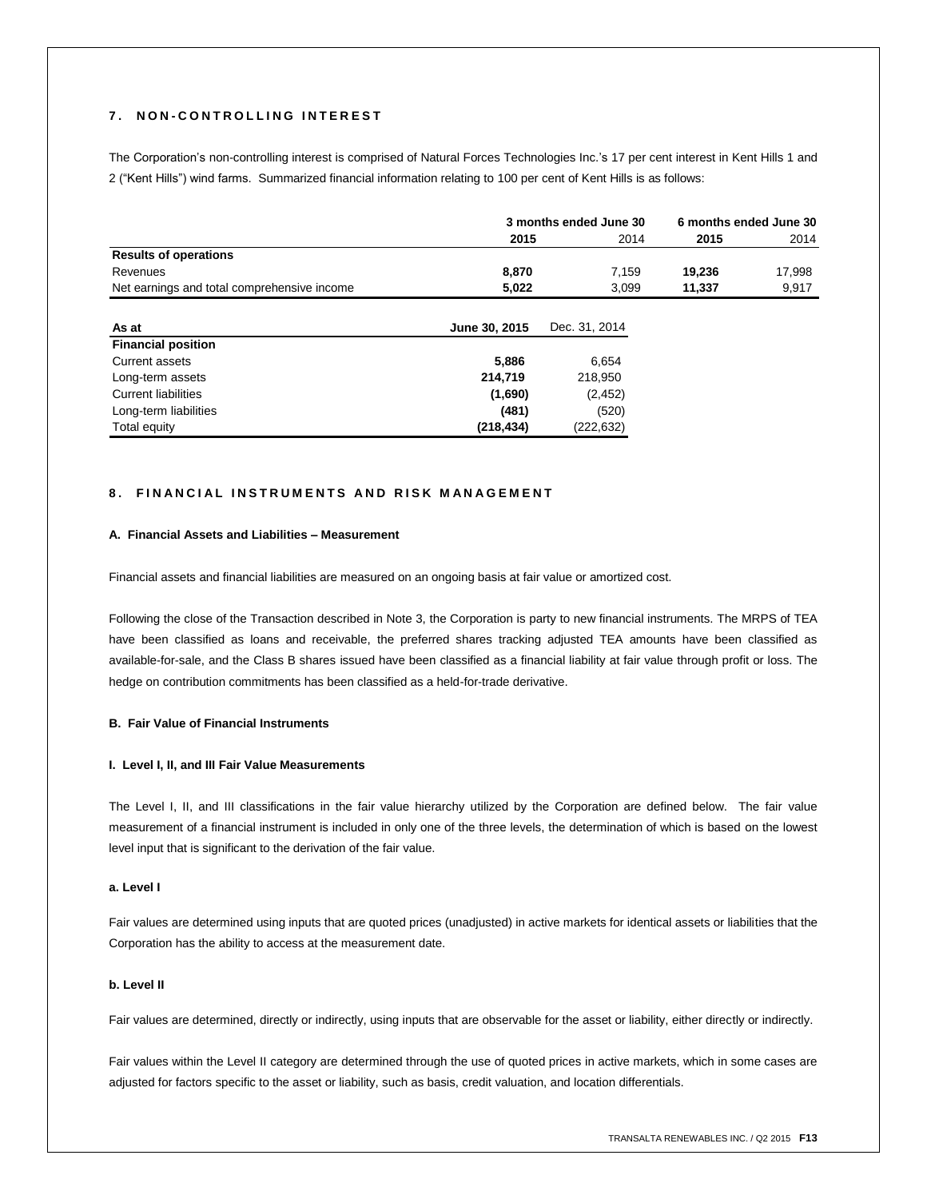## 7. NON-CONTROLLING INTEREST

The Corporation's non-controlling interest is comprised of Natural Forces Technologies Inc.'s 17 per cent interest in Kent Hills 1 and 2 ("Kent Hills") wind farms. Summarized financial information relating to 100 per cent of Kent Hills is as follows:

| | 3 months ended June 30 | | 6 months ended June 30 | |
|---|---|---|---|---|
| | **2015** | 2014 | **2015** | 2014 |
| **Results of operations** | | | | |
| Revenues | **8,870** | 7,159 | **19,236** | 17,998 |
| Net earnings and total comprehensive income | **5,022** | 3,099 | **11,337** | 9,917 |

| As at | June 30, 2015 | Dec. 31, 2014 |
|---|---|---|
| **Financial position** | | |
| Current assets | **5,886** | 6,654 |
| Long-term assets | **214,719** | 218,950 |
| Current liabilities | **(1,690)** | (2,452) |
| Long-term liabilities | **(481)** | (520) |
| Total equity | **(218,434)** | (222,632) |

## 8. FINANCIAL INSTRUMENTS AND RISK MANAGEMENT

### A. Financial Assets and Liabilities – Measurement

Financial assets and financial liabilities are measured on an ongoing basis at fair value or amortized cost.

Following the close of the Transaction described in Note 3, the Corporation is party to new financial instruments. The MRPS of TEA have been classified as loans and receivable, the preferred shares tracking adjusted TEA amounts have been classified as available-for-sale, and the Class B shares issued have been classified as a financial liability at fair value through profit or loss. The hedge on contribution commitments has been classified as a held-for-trade derivative.

### B. Fair Value of Financial Instruments

#### I. Level I, II, and III Fair Value Measurements

The Level I, II, and III classifications in the fair value hierarchy utilized by the Corporation are defined below. The fair value measurement of a financial instrument is included in only one of the three levels, the determination of which is based on the lowest level input that is significant to the derivation of the fair value.

**a. Level I**

Fair values are determined using inputs that are quoted prices (unadjusted) in active markets for identical assets or liabilities that the Corporation has the ability to access at the measurement date.

**b. Level II**

Fair values are determined, directly or indirectly, using inputs that are observable for the asset or liability, either directly or indirectly.

Fair values within the Level II category are determined through the use of quoted prices in active markets, which in some cases are adjusted for factors specific to the asset or liability, such as basis, credit valuation, and location differentials.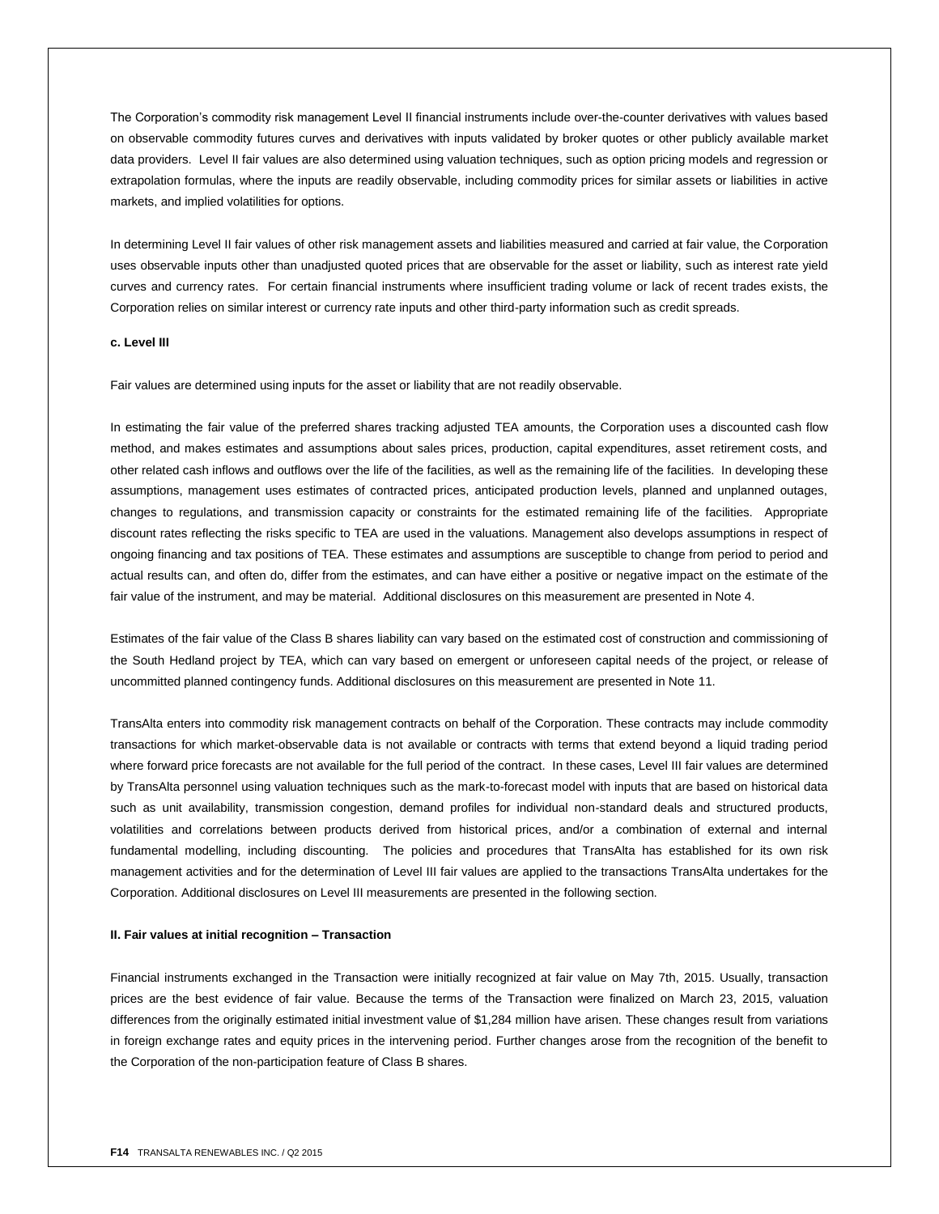The Corporation's commodity risk management Level II financial instruments include over-the-counter derivatives with values based on observable commodity futures curves and derivatives with inputs validated by broker quotes or other publicly available market data providers. Level II fair values are also determined using valuation techniques, such as option pricing models and regression or extrapolation formulas, where the inputs are readily observable, including commodity prices for similar assets or liabilities in active markets, and implied volatilities for options.

In determining Level II fair values of other risk management assets and liabilities measured and carried at fair value, the Corporation uses observable inputs other than unadjusted quoted prices that are observable for the asset or liability, such as interest rate yield curves and currency rates. For certain financial instruments where insufficient trading volume or lack of recent trades exists, the Corporation relies on similar interest or currency rate inputs and other third-party information such as credit spreads.

**c. Level III**

Fair values are determined using inputs for the asset or liability that are not readily observable.

In estimating the fair value of the preferred shares tracking adjusted TEA amounts, the Corporation uses a discounted cash flow method, and makes estimates and assumptions about sales prices, production, capital expenditures, asset retirement costs, and other related cash inflows and outflows over the life of the facilities, as well as the remaining life of the facilities. In developing these assumptions, management uses estimates of contracted prices, anticipated production levels, planned and unplanned outages, changes to regulations, and transmission capacity or constraints for the estimated remaining life of the facilities. Appropriate discount rates reflecting the risks specific to TEA are used in the valuations. Management also develops assumptions in respect of ongoing financing and tax positions of TEA. These estimates and assumptions are susceptible to change from period to period and actual results can, and often do, differ from the estimates, and can have either a positive or negative impact on the estimate of the fair value of the instrument, and may be material. Additional disclosures on this measurement are presented in Note 4.

Estimates of the fair value of the Class B shares liability can vary based on the estimated cost of construction and commissioning of the South Hedland project by TEA, which can vary based on emergent or unforeseen capital needs of the project, or release of uncommitted planned contingency funds. Additional disclosures on this measurement are presented in Note 11.

TransAlta enters into commodity risk management contracts on behalf of the Corporation. These contracts may include commodity transactions for which market-observable data is not available or contracts with terms that extend beyond a liquid trading period where forward price forecasts are not available for the full period of the contract. In these cases, Level III fair values are determined by TransAlta personnel using valuation techniques such as the mark-to-forecast model with inputs that are based on historical data such as unit availability, transmission congestion, demand profiles for individual non-standard deals and structured products, volatilities and correlations between products derived from historical prices, and/or a combination of external and internal fundamental modelling, including discounting. The policies and procedures that TransAlta has established for its own risk management activities and for the determination of Level III fair values are applied to the transactions TransAlta undertakes for the Corporation. Additional disclosures on Level III measurements are presented in the following section.

**II. Fair values at initial recognition – Transaction**

Financial instruments exchanged in the Transaction were initially recognized at fair value on May 7th, 2015. Usually, transaction prices are the best evidence of fair value. Because the terms of the Transaction were finalized on March 23, 2015, valuation differences from the originally estimated initial investment value of $1,284 million have arisen. These changes result from variations in foreign exchange rates and equity prices in the intervening period. Further changes arose from the recognition of the benefit to the Corporation of the non-participation feature of Class B shares.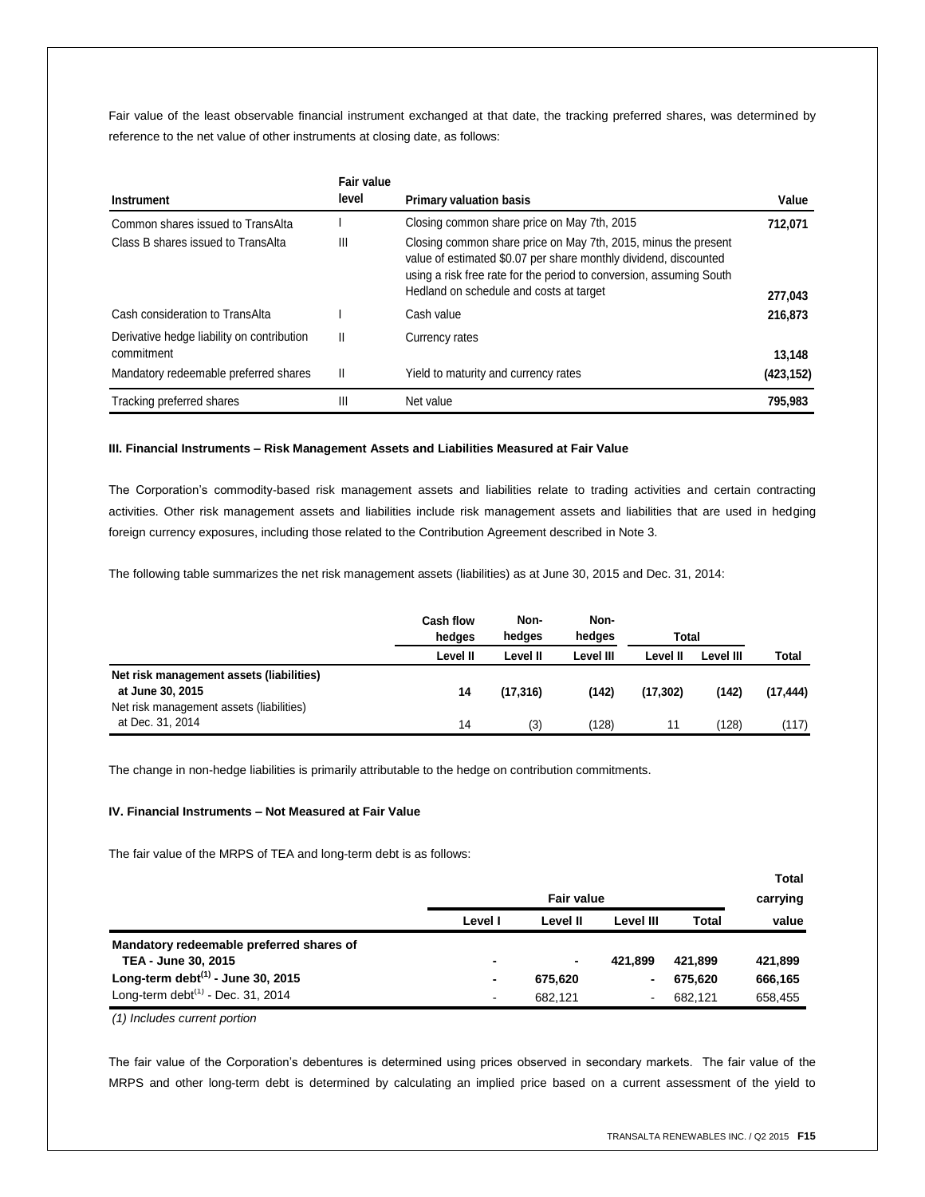Fair value of the least observable financial instrument exchanged at that date, the tracking preferred shares, was determined by reference to the net value of other instruments at closing date, as follows:

| Instrument | Fair value level | Primary valuation basis | Value |
|---|---|---|---|
| Common shares issued to TransAlta | I | Closing common share price on May 7th, 2015 | 712,071 |
| Class B shares issued to TransAlta | III | Closing common share price on May 7th, 2015, minus the present value of estimated $0.07 per share monthly dividend, discounted using a risk free rate for the period to conversion, assuming South Hedland on schedule and costs at target | 277,043 |
| Cash consideration to TransAlta | I | Cash value | 216,873 |
| Derivative hedge liability on contribution commitment | II | Currency rates | 13,148 |
| Mandatory redeemable preferred shares | II | Yield to maturity and currency rates | (423,152) |
| Tracking preferred shares | III | Net value | 795,983 |

**III. Financial Instruments – Risk Management Assets and Liabilities Measured at Fair Value**

The Corporation's commodity-based risk management assets and liabilities relate to trading activities and certain contracting activities. Other risk management assets and liabilities include risk management assets and liabilities that are used in hedging foreign currency exposures, including those related to the Contribution Agreement described in Note 3.

The following table summarizes the net risk management assets (liabilities) as at June 30, 2015 and Dec. 31, 2014:

| | Cash flow hedges | Non-hedges | Non-hedges | Total | | |
|---|---|---|---|---|---|---|
| | Level II | Level II | Level III | Level II | Level III | Total |
| **Net risk management assets (liabilities) at June 30, 2015** | **14** | **(17,316)** | **(142)** | **(17,302)** | **(142)** | **(17,444)** |
| Net risk management assets (liabilities) at Dec. 31, 2014 | 14 | (3) | (128) | 11 | (128) | (117) |

The change in non-hedge liabilities is primarily attributable to the hedge on contribution commitments.

**IV. Financial Instruments – Not Measured at Fair Value**

The fair value of the MRPS of TEA and long-term debt is as follows:

| | Fair value | | | | Total carrying |
|---|---|---|---|---|---|
| | Level I | Level II | Level III | Total | value |
| **Mandatory redeemable preferred shares of TEA - June 30, 2015** | **-** | **-** | **421,899** | **421,899** | **421,899** |
| **Long-term debt[(1)] - June 30, 2015** | **-** | **675,620** | **-** | **675,620** | **666,165** |
| Long-term debt[(1)] - Dec. 31, 2014 | - | 682,121 | - | 682,121 | 658,455 |

*(1) Includes current portion*

The fair value of the Corporation's debentures is determined using prices observed in secondary markets. The fair value of the MRPS and other long-term debt is determined by calculating an implied price based on a current assessment of the yield to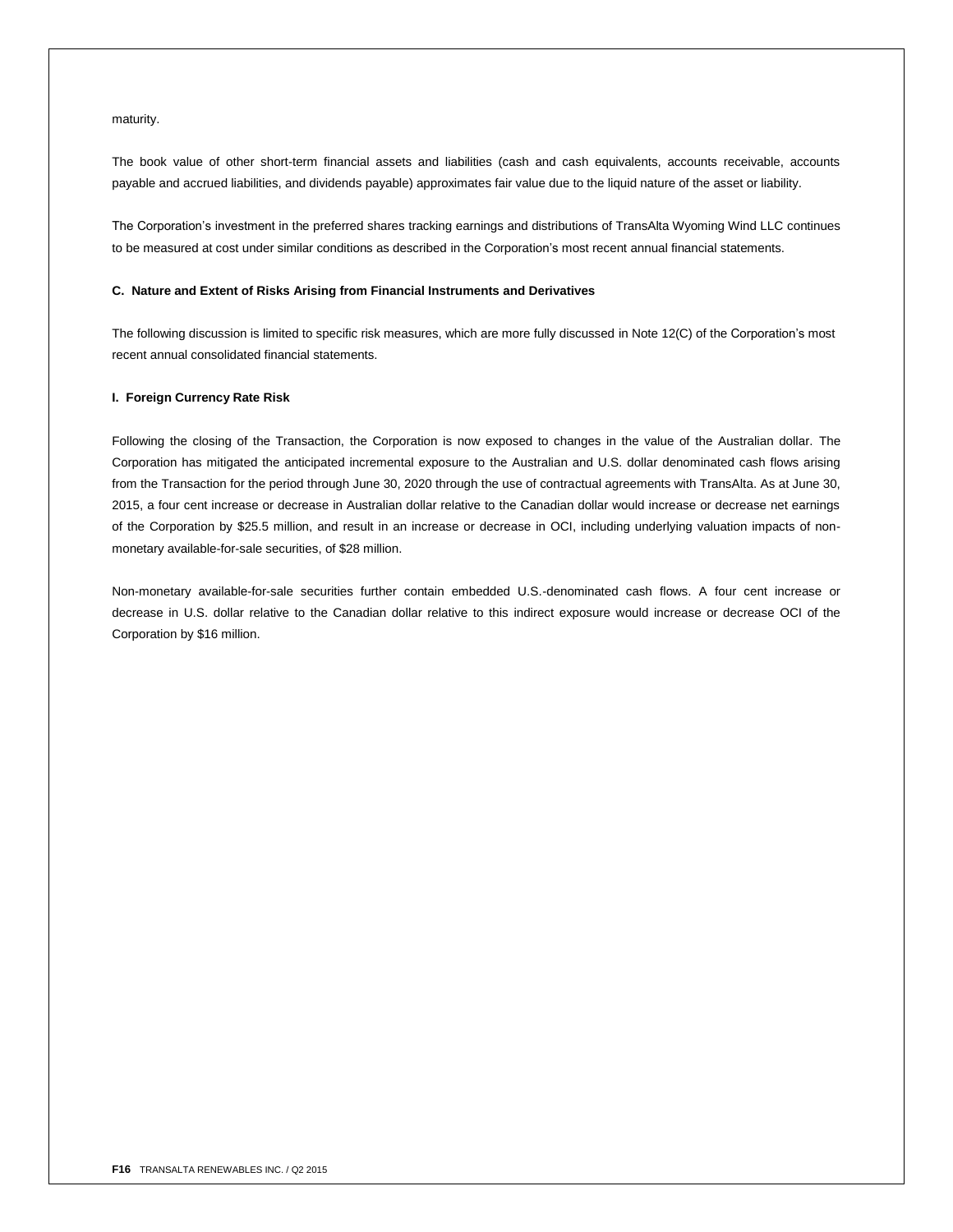maturity.

The book value of other short-term financial assets and liabilities (cash and cash equivalents, accounts receivable, accounts payable and accrued liabilities, and dividends payable) approximates fair value due to the liquid nature of the asset or liability.

The Corporation's investment in the preferred shares tracking earnings and distributions of TransAlta Wyoming Wind LLC continues to be measured at cost under similar conditions as described in the Corporation's most recent annual financial statements.

**C. Nature and Extent of Risks Arising from Financial Instruments and Derivatives**

The following discussion is limited to specific risk measures, which are more fully discussed in Note 12(C) of the Corporation's most recent annual consolidated financial statements.

**I. Foreign Currency Rate Risk**

Following the closing of the Transaction, the Corporation is now exposed to changes in the value of the Australian dollar. The Corporation has mitigated the anticipated incremental exposure to the Australian and U.S. dollar denominated cash flows arising from the Transaction for the period through June 30, 2020 through the use of contractual agreements with TransAlta. As at June 30, 2015, a four cent increase or decrease in Australian dollar relative to the Canadian dollar would increase or decrease net earnings of the Corporation by $25.5 million, and result in an increase or decrease in OCI, including underlying valuation impacts of non-monetary available-for-sale securities, of $28 million.

Non-monetary available-for-sale securities further contain embedded U.S.-denominated cash flows. A four cent increase or decrease in U.S. dollar relative to the Canadian dollar relative to this indirect exposure would increase or decrease OCI of the Corporation by $16 million.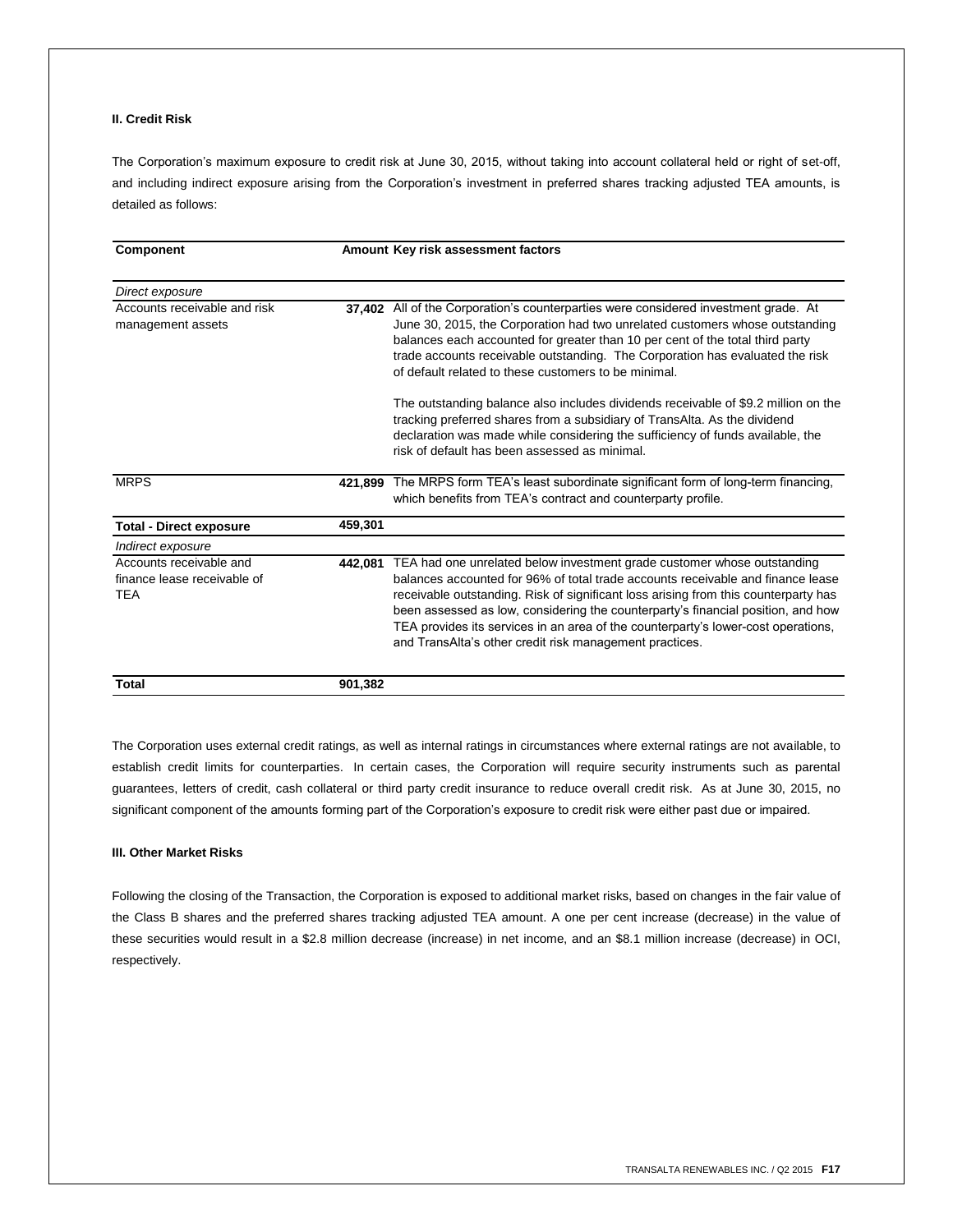**II. Credit Risk**

The Corporation's maximum exposure to credit risk at June 30, 2015, without taking into account collateral held or right of set-off, and including indirect exposure arising from the Corporation's investment in preferred shares tracking adjusted TEA amounts, is detailed as follows:

| Component | Amount | Key risk assessment factors |
|---|---|---|
| *Direct exposure* | | |
| Accounts receivable and risk management assets | **37,402** | All of the Corporation's counterparties were considered investment grade. At June 30, 2015, the Corporation had two unrelated customers whose outstanding balances each accounted for greater than 10 per cent of the total third party trade accounts receivable outstanding. The Corporation has evaluated the risk of default related to these customers to be minimal.<br><br>The outstanding balance also includes dividends receivable of $9.2 million on the tracking preferred shares from a subsidiary of TransAlta. As the dividend declaration was made while considering the sufficiency of funds available, the risk of default has been assessed as minimal. |
| MRPS | **421,899** | The MRPS form TEA's least subordinate significant form of long-term financing, which benefits from TEA's contract and counterparty profile. |
| **Total - Direct exposure** | **459,301** | |
| *Indirect exposure* | | |
| Accounts receivable and finance lease receivable of TEA | **442,081** | TEA had one unrelated below investment grade customer whose outstanding balances accounted for 96% of total trade accounts receivable and finance lease receivable outstanding. Risk of significant loss arising from this counterparty has been assessed as low, considering the counterparty's financial position, and how TEA provides its services in an area of the counterparty's lower-cost operations, and TransAlta's other credit risk management practices. |
| **Total** | **901,382** | |

The Corporation uses external credit ratings, as well as internal ratings in circumstances where external ratings are not available, to establish credit limits for counterparties. In certain cases, the Corporation will require security instruments such as parental guarantees, letters of credit, cash collateral or third party credit insurance to reduce overall credit risk. As at June 30, 2015, no significant component of the amounts forming part of the Corporation's exposure to credit risk were either past due or impaired.

**III. Other Market Risks**

Following the closing of the Transaction, the Corporation is exposed to additional market risks, based on changes in the fair value of the Class B shares and the preferred shares tracking adjusted TEA amount. A one per cent increase (decrease) in the value of these securities would result in a $2.8 million decrease (increase) in net income, and an $8.1 million increase (decrease) in OCI, respectively.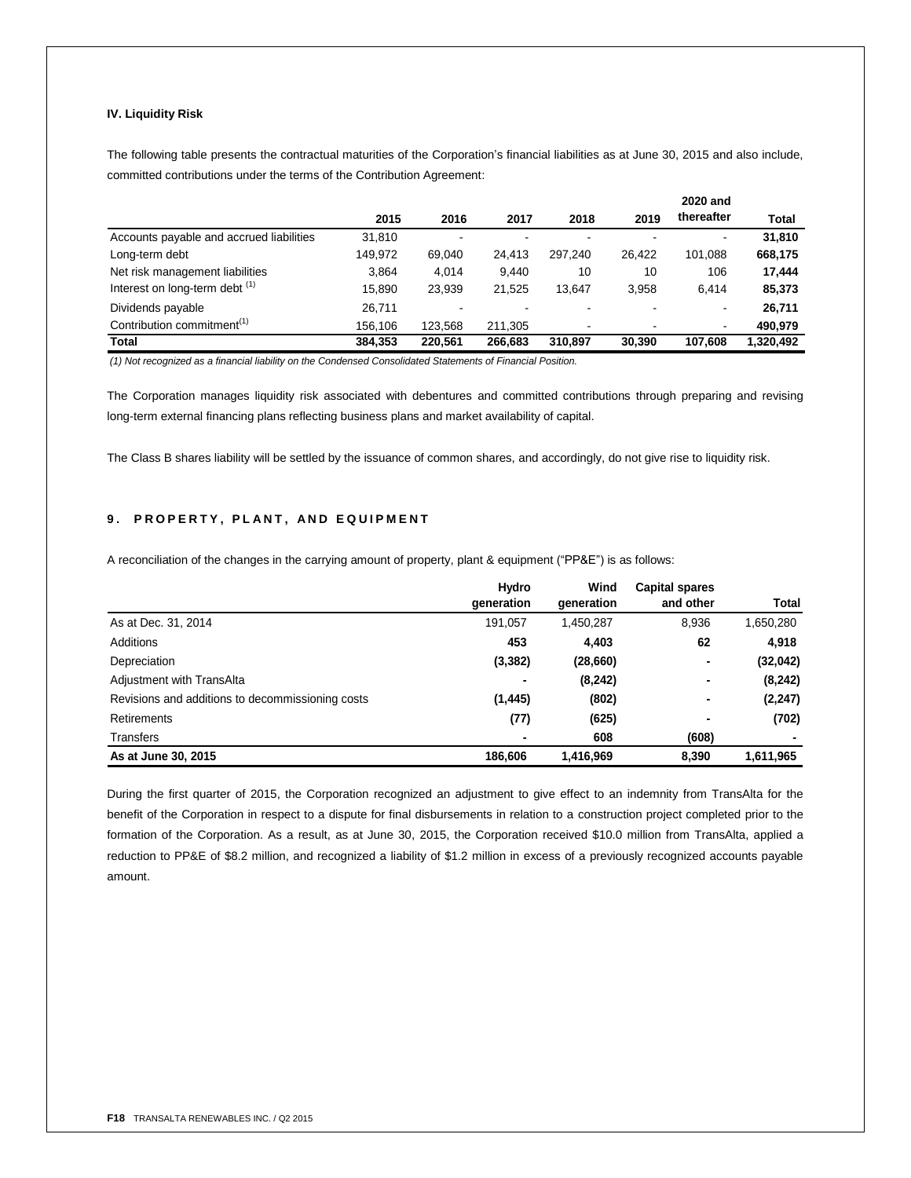#### IV. Liquidity Risk

The following table presents the contractual maturities of the Corporation's financial liabilities as at June 30, 2015 and also include, committed contributions under the terms of the Contribution Agreement:

| | 2015 | 2016 | 2017 | 2018 | 2019 | 2020 and thereafter | Total |
|---|---|---|---|---|---|---|---|
| Accounts payable and accrued liabilities | 31,810 | - | - | - | - | - | **31,810** |
| Long-term debt | 149,972 | 69,040 | 24,413 | 297,240 | 26,422 | 101,088 | **668,175** |
| Net risk management liabilities | 3,864 | 4,014 | 9,440 | 10 | 10 | 106 | **17,444** |
| Interest on long-term debt [(1)] | 15,890 | 23,939 | 21,525 | 13,647 | 3,958 | 6,414 | **85,373** |
| Dividends payable | 26,711 | - | - | - | - | - | **26,711** |
| Contribution commitment[(1)] | 156,106 | 123,568 | 211,305 | - | - | - | **490,979** |
| **Total** | **384,353** | **220,561** | **266,683** | **310,897** | **30,390** | **107,608** | **1,320,492** |

*(1) Not recognized as a financial liability on the Condensed Consolidated Statements of Financial Position.*

The Corporation manages liquidity risk associated with debentures and committed contributions through preparing and revising long-term external financing plans reflecting business plans and market availability of capital.

The Class B shares liability will be settled by the issuance of common shares, and accordingly, do not give rise to liquidity risk.

## 9. PROPERTY, PLANT, AND EQUIPMENT

A reconciliation of the changes in the carrying amount of property, plant & equipment ("PP&E") is as follows:

| | Hydro generation | Wind generation | Capital spares and other | Total |
|---|---|---|---|---|
| As at Dec. 31, 2014 | 191,057 | 1,450,287 | 8,936 | 1,650,280 |
| Additions | **453** | **4,403** | **62** | **4,918** |
| Depreciation | **(3,382)** | **(28,660)** | **-** | **(32,042)** |
| Adjustment with TransAlta | **-** | **(8,242)** | **-** | **(8,242)** |
| Revisions and additions to decommissioning costs | **(1,445)** | **(802)** | **-** | **(2,247)** |
| Retirements | **(77)** | **(625)** | **-** | **(702)** |
| Transfers | **-** | **608** | **(608)** | **-** |
| **As at June 30, 2015** | **186,606** | **1,416,969** | **8,390** | **1,611,965** |

During the first quarter of 2015, the Corporation recognized an adjustment to give effect to an indemnity from TransAlta for the benefit of the Corporation in respect to a dispute for final disbursements in relation to a construction project completed prior to the formation of the Corporation. As a result, as at June 30, 2015, the Corporation received $10.0 million from TransAlta, applied a reduction to PP&E of $8.2 million, and recognized a liability of $1.2 million in excess of a previously recognized accounts payable amount.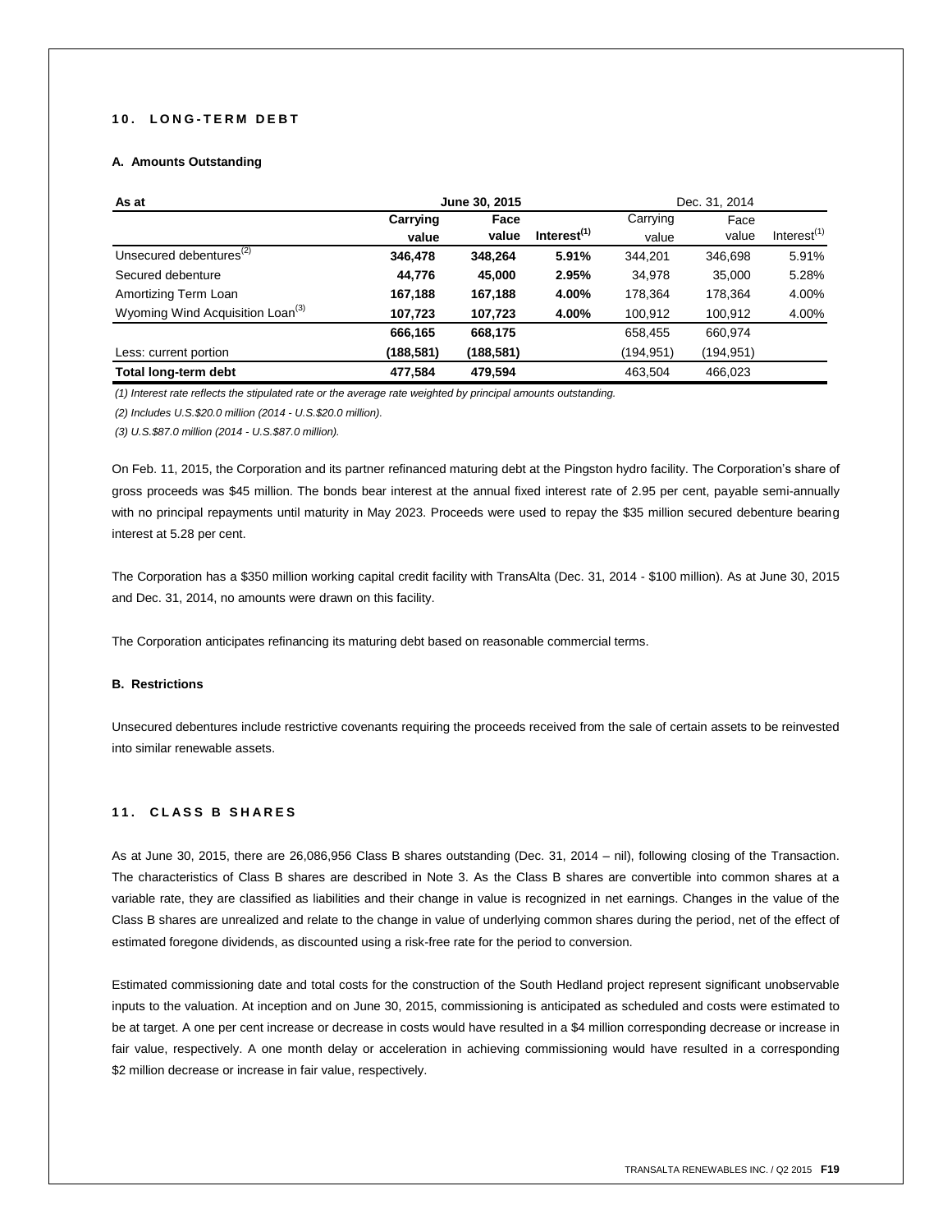## 10. LONG-TERM DEBT

### A. Amounts Outstanding

| As at | June 30, 2015 | | | Dec. 31, 2014 | | |
|---|---|---|---|---|---|---|
| | **Carrying value** | **Face value** | **Interest[1]** | Carrying value | Face value | Interest[1] |
| Unsecured debentures[2] | **346,478** | **348,264** | **5.91%** | 344,201 | 346,698 | 5.91% |
| Secured debenture | **44,776** | **45,000** | **2.95%** | 34,978 | 35,000 | 5.28% |
| Amortizing Term Loan | **167,188** | **167,188** | **4.00%** | 178,364 | 178,364 | 4.00% |
| Wyoming Wind Acquisition Loan[3] | **107,723** | **107,723** | **4.00%** | 100,912 | 100,912 | 4.00% |
| | **666,165** | **668,175** | | 658,455 | 660,974 | |
| Less: current portion | **(188,581)** | **(188,581)** | | (194,951) | (194,951) | |
| **Total long-term debt** | **477,584** | **479,594** | | 463,504 | 466,023 | |

*(1) Interest rate reflects the stipulated rate or the average rate weighted by principal amounts outstanding.*

*(2) Includes U.S.$20.0 million (2014 - U.S.$20.0 million).*

*(3) U.S.$87.0 million (2014 - U.S.$87.0 million).*

On Feb. 11, 2015, the Corporation and its partner refinanced maturing debt at the Pingston hydro facility. The Corporation's share of gross proceeds was $45 million. The bonds bear interest at the annual fixed interest rate of 2.95 per cent, payable semi-annually with no principal repayments until maturity in May 2023. Proceeds were used to repay the $35 million secured debenture bearing interest at 5.28 per cent.

The Corporation has a $350 million working capital credit facility with TransAlta (Dec. 31, 2014 - $100 million). As at June 30, 2015 and Dec. 31, 2014, no amounts were drawn on this facility.

The Corporation anticipates refinancing its maturing debt based on reasonable commercial terms.

### B. Restrictions

Unsecured debentures include restrictive covenants requiring the proceeds received from the sale of certain assets to be reinvested into similar renewable assets.

## 11. CLASS B SHARES

As at June 30, 2015, there are 26,086,956 Class B shares outstanding (Dec. 31, 2014 – nil), following closing of the Transaction. The characteristics of Class B shares are described in Note 3. As the Class B shares are convertible into common shares at a variable rate, they are classified as liabilities and their change in value is recognized in net earnings. Changes in the value of the Class B shares are unrealized and relate to the change in value of underlying common shares during the period, net of the effect of estimated foregone dividends, as discounted using a risk-free rate for the period to conversion.

Estimated commissioning date and total costs for the construction of the South Hedland project represent significant unobservable inputs to the valuation. At inception and on June 30, 2015, commissioning is anticipated as scheduled and costs were estimated to be at target. A one per cent increase or decrease in costs would have resulted in a $4 million corresponding decrease or increase in fair value, respectively. A one month delay or acceleration in achieving commissioning would have resulted in a corresponding $2 million decrease or increase in fair value, respectively.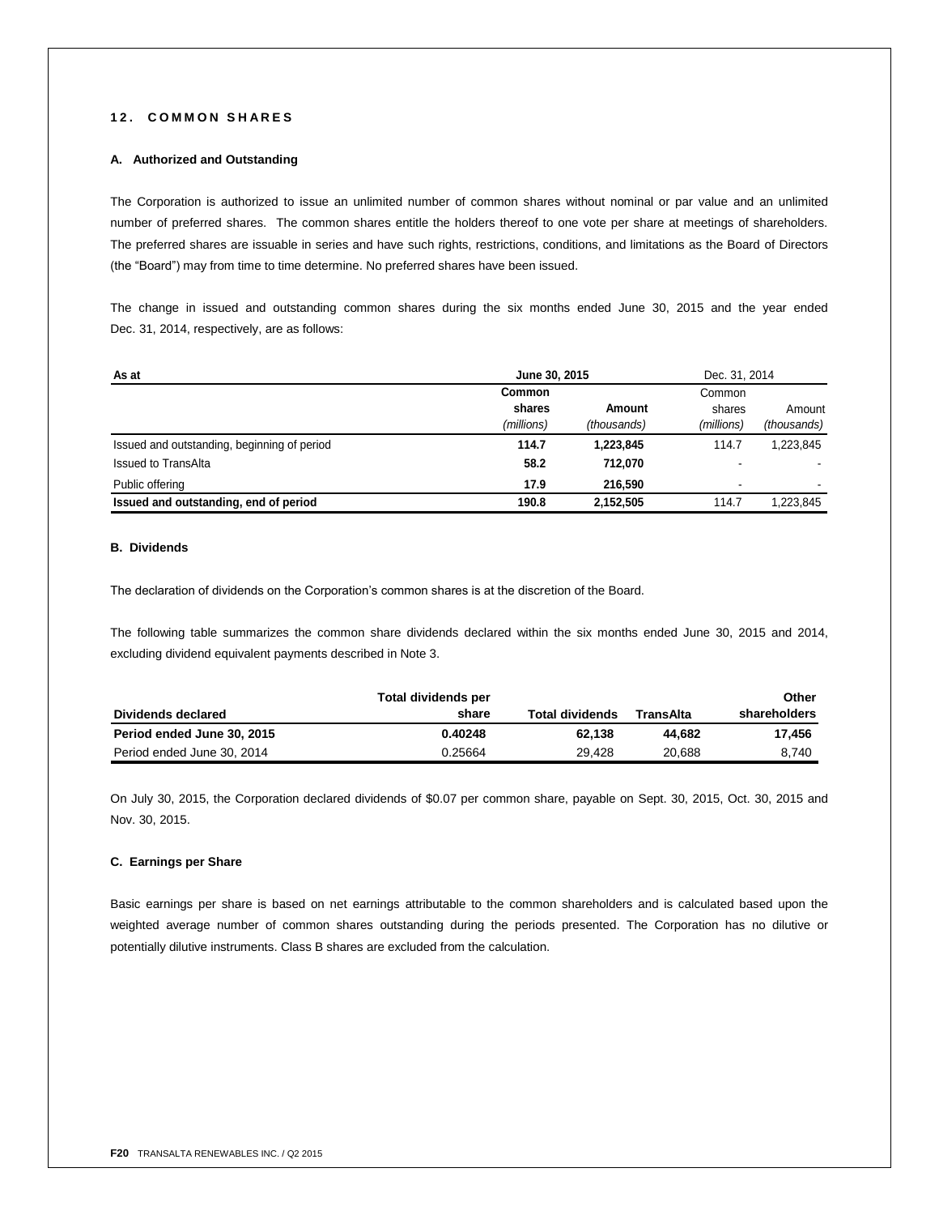## 12. COMMON SHARES

### A. Authorized and Outstanding

The Corporation is authorized to issue an unlimited number of common shares without nominal or par value and an unlimited number of preferred shares. The common shares entitle the holders thereof to one vote per share at meetings of shareholders. The preferred shares are issuable in series and have such rights, restrictions, conditions, and limitations as the Board of Directors (the "Board") may from time to time determine. No preferred shares have been issued.

The change in issued and outstanding common shares during the six months ended June 30, 2015 and the year ended Dec. 31, 2014, respectively, are as follows:

| As at | June 30, 2015 | | Dec. 31, 2014 | |
|---|---|---|---|---|
| | **Common shares** *(millions)* | **Amount** *(thousands)* | Common shares *(millions)* | Amount *(thousands)* |
| Issued and outstanding, beginning of period | **114.7** | **1,223,845** | 114.7 | 1,223,845 |
| Issued to TransAlta | **58.2** | **712,070** | - | - |
| Public offering | **17.9** | **216,590** | - | - |
| **Issued and outstanding, end of period** | **190.8** | **2,152,505** | 114.7 | 1,223,845 |

### B. Dividends

The declaration of dividends on the Corporation's common shares is at the discretion of the Board.

The following table summarizes the common share dividends declared within the six months ended June 30, 2015 and 2014, excluding dividend equivalent payments described in Note 3.

| Dividends declared | Total dividends per share | Total dividends | TransAlta | Other shareholders |
|---|---|---|---|---|
| **Period ended June 30, 2015** | **0.40248** | **62,138** | **44,682** | **17,456** |
| Period ended June 30, 2014 | 0.25664 | 29,428 | 20,688 | 8,740 |

On July 30, 2015, the Corporation declared dividends of \$0.07 per common share, payable on Sept. 30, 2015, Oct. 30, 2015 and Nov. 30, 2015.

### C. Earnings per Share

Basic earnings per share is based on net earnings attributable to the common shareholders and is calculated based upon the weighted average number of common shares outstanding during the periods presented. The Corporation has no dilutive or potentially dilutive instruments. Class B shares are excluded from the calculation.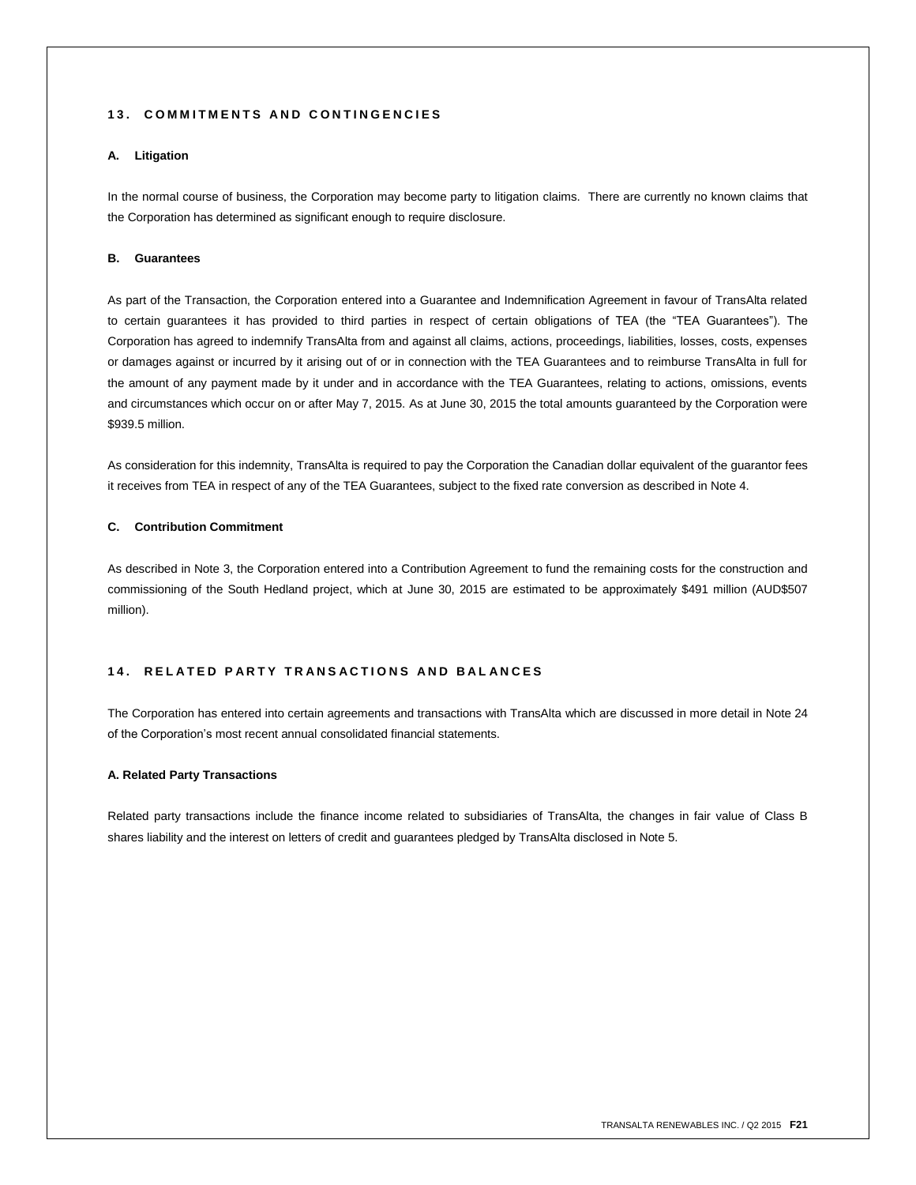## 13. COMMITMENTS AND CONTINGENCIES

### A. Litigation

In the normal course of business, the Corporation may become party to litigation claims. There are currently no known claims that the Corporation has determined as significant enough to require disclosure.

### B. Guarantees

As part of the Transaction, the Corporation entered into a Guarantee and Indemnification Agreement in favour of TransAlta related to certain guarantees it has provided to third parties in respect of certain obligations of TEA (the "TEA Guarantees"). The Corporation has agreed to indemnify TransAlta from and against all claims, actions, proceedings, liabilities, losses, costs, expenses or damages against or incurred by it arising out of or in connection with the TEA Guarantees and to reimburse TransAlta in full for the amount of any payment made by it under and in accordance with the TEA Guarantees, relating to actions, omissions, events and circumstances which occur on or after May 7, 2015. As at June 30, 2015 the total amounts guaranteed by the Corporation were $939.5 million.

As consideration for this indemnity, TransAlta is required to pay the Corporation the Canadian dollar equivalent of the guarantor fees it receives from TEA in respect of any of the TEA Guarantees, subject to the fixed rate conversion as described in Note 4.

### C. Contribution Commitment

As described in Note 3, the Corporation entered into a Contribution Agreement to fund the remaining costs for the construction and commissioning of the South Hedland project, which at June 30, 2015 are estimated to be approximately $491 million (AUD$507 million).

## 14. RELATED PARTY TRANSACTIONS AND BALANCES

The Corporation has entered into certain agreements and transactions with TransAlta which are discussed in more detail in Note 24 of the Corporation's most recent annual consolidated financial statements.

### A. Related Party Transactions

Related party transactions include the finance income related to subsidiaries of TransAlta, the changes in fair value of Class B shares liability and the interest on letters of credit and guarantees pledged by TransAlta disclosed in Note 5.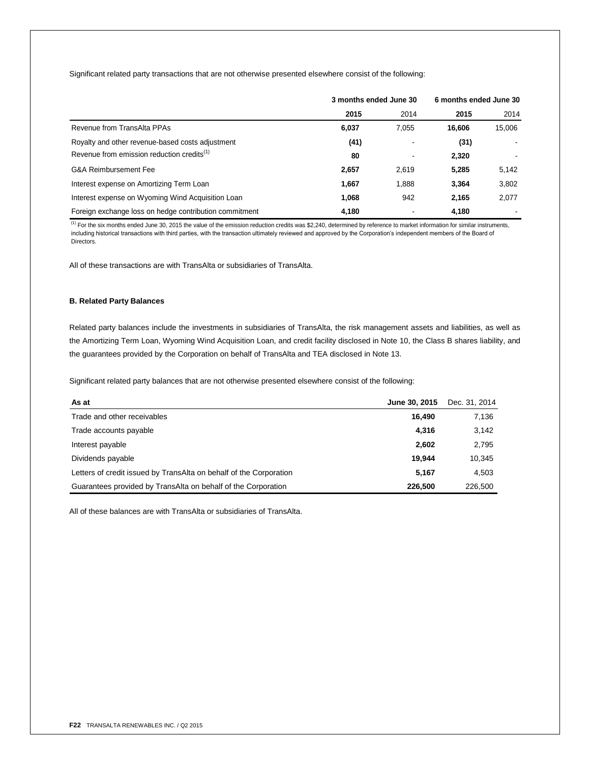Significant related party transactions that are not otherwise presented elsewhere consist of the following:

| | 3 months ended June 30 | | 6 months ended June 30 | |
|---|---|---|---|---|
| | **2015** | 2014 | **2015** | 2014 |
| Revenue from TransAlta PPAs | **6,037** | 7,055 | **16,606** | 15,006 |
| Royalty and other revenue-based costs adjustment | **(41)** | - | **(31)** | - |
| Revenue from emission reduction credits[1] | **80** | - | **2,320** | - |
| G&A Reimbursement Fee | **2,657** | 2,619 | **5,285** | 5,142 |
| Interest expense on Amortizing Term Loan | **1,667** | 1,888 | **3,364** | 3,802 |
| Interest expense on Wyoming Wind Acquisition Loan | **1,068** | 942 | **2,165** | 2,077 |
| Foreign exchange loss on hedge contribution commitment | **4,180** | - | **4,180** | - |

[1] For the six months ended June 30, 2015 the value of the emission reduction credits was $2,240, determined by reference to market information for similar instruments, including historical transactions with third parties, with the transaction ultimately reviewed and approved by the Corporation's independent members of the Board of Directors.

All of these transactions are with TransAlta or subsidiaries of TransAlta.

**B. Related Party Balances**

Related party balances include the investments in subsidiaries of TransAlta, the risk management assets and liabilities, as well as the Amortizing Term Loan, Wyoming Wind Acquisition Loan, and credit facility disclosed in Note 10, the Class B shares liability, and the guarantees provided by the Corporation on behalf of TransAlta and TEA disclosed in Note 13.

Significant related party balances that are not otherwise presented elsewhere consist of the following:

| As at | June 30, 2015 | Dec. 31, 2014 |
|---|---|---|
| Trade and other receivables | **16,490** | 7,136 |
| Trade accounts payable | **4,316** | 3,142 |
| Interest payable | **2,602** | 2,795 |
| Dividends payable | **19,944** | 10,345 |
| Letters of credit issued by TransAlta on behalf of the Corporation | **5,167** | 4,503 |
| Guarantees provided by TransAlta on behalf of the Corporation | **226,500** | 226,500 |

All of these balances are with TransAlta or subsidiaries of TransAlta.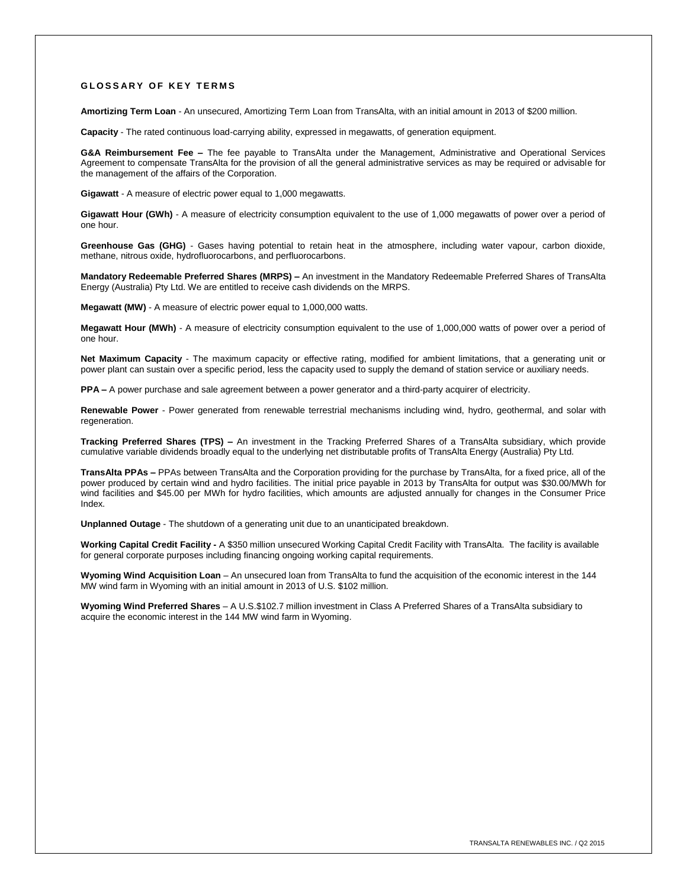## GLOSSARY OF KEY TERMS

**Amortizing Term Loan** - An unsecured, Amortizing Term Loan from TransAlta, with an initial amount in 2013 of $200 million.

**Capacity** - The rated continuous load-carrying ability, expressed in megawatts, of generation equipment.

**G&A Reimbursement Fee –** The fee payable to TransAlta under the Management, Administrative and Operational Services Agreement to compensate TransAlta for the provision of all the general administrative services as may be required or advisable for the management of the affairs of the Corporation.

**Gigawatt** - A measure of electric power equal to 1,000 megawatts.

**Gigawatt Hour (GWh)** - A measure of electricity consumption equivalent to the use of 1,000 megawatts of power over a period of one hour.

**Greenhouse Gas (GHG)** - Gases having potential to retain heat in the atmosphere, including water vapour, carbon dioxide, methane, nitrous oxide, hydrofluorocarbons, and perfluorocarbons.

**Mandatory Redeemable Preferred Shares (MRPS) –** An investment in the Mandatory Redeemable Preferred Shares of TransAlta Energy (Australia) Pty Ltd. We are entitled to receive cash dividends on the MRPS.

**Megawatt (MW)** - A measure of electric power equal to 1,000,000 watts.

**Megawatt Hour (MWh)** - A measure of electricity consumption equivalent to the use of 1,000,000 watts of power over a period of one hour.

**Net Maximum Capacity** - The maximum capacity or effective rating, modified for ambient limitations, that a generating unit or power plant can sustain over a specific period, less the capacity used to supply the demand of station service or auxiliary needs.

**PPA –** A power purchase and sale agreement between a power generator and a third-party acquirer of electricity.

**Renewable Power** - Power generated from renewable terrestrial mechanisms including wind, hydro, geothermal, and solar with regeneration.

**Tracking Preferred Shares (TPS) –** An investment in the Tracking Preferred Shares of a TransAlta subsidiary, which provide cumulative variable dividends broadly equal to the underlying net distributable profits of TransAlta Energy (Australia) Pty Ltd.

**TransAlta PPAs –** PPAs between TransAlta and the Corporation providing for the purchase by TransAlta, for a fixed price, all of the power produced by certain wind and hydro facilities. The initial price payable in 2013 by TransAlta for output was $30.00/MWh for wind facilities and $45.00 per MWh for hydro facilities, which amounts are adjusted annually for changes in the Consumer Price Index.

**Unplanned Outage** - The shutdown of a generating unit due to an unanticipated breakdown.

**Working Capital Credit Facility -** A $350 million unsecured Working Capital Credit Facility with TransAlta. The facility is available for general corporate purposes including financing ongoing working capital requirements.

**Wyoming Wind Acquisition Loan** – An unsecured loan from TransAlta to fund the acquisition of the economic interest in the 144 MW wind farm in Wyoming with an initial amount in 2013 of U.S. $102 million.

**Wyoming Wind Preferred Shares** – A U.S.$102.7 million investment in Class A Preferred Shares of a TransAlta subsidiary to acquire the economic interest in the 144 MW wind farm in Wyoming.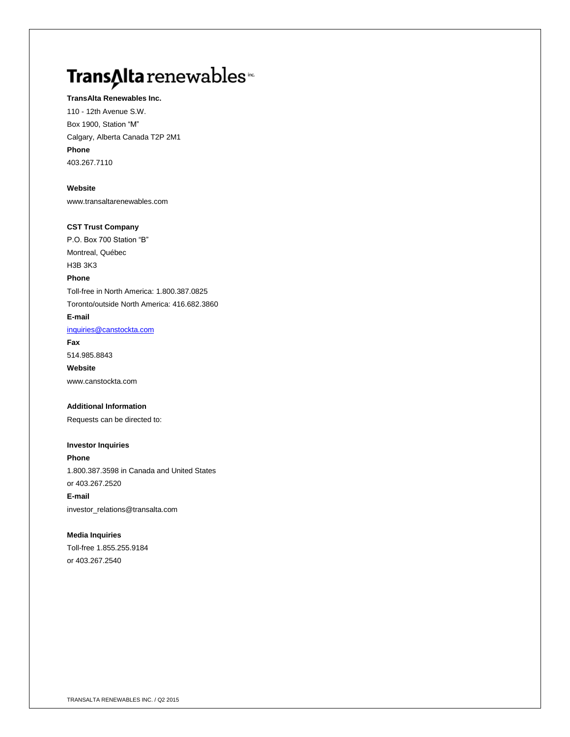TransAlta renewables inc.

**TransAlta Renewables Inc.**

110 - 12th Avenue S.W.

Box 1900, Station "M"

Calgary, Alberta Canada T2P 2M1

**Phone**

403.267.7110

**Website**

www.transaltarenewables.com

**CST Trust Company**

P.O. Box 700 Station "B"

Montreal, Québec

H3B 3K3

**Phone**

Toll-free in North America: 1.800.387.0825

Toronto/outside North America: 416.682.3860

**E-mail**

inquiries@canstockta.com

**Fax**

514.985.8843

**Website**

www.canstockta.com

**Additional Information**

Requests can be directed to:

**Investor Inquiries**

**Phone**

1.800.387.3598 in Canada and United States

or 403.267.2520

**E-mail**

investor_relations@transalta.com

**Media Inquiries**

Toll-free 1.855.255.9184

or 403.267.2540